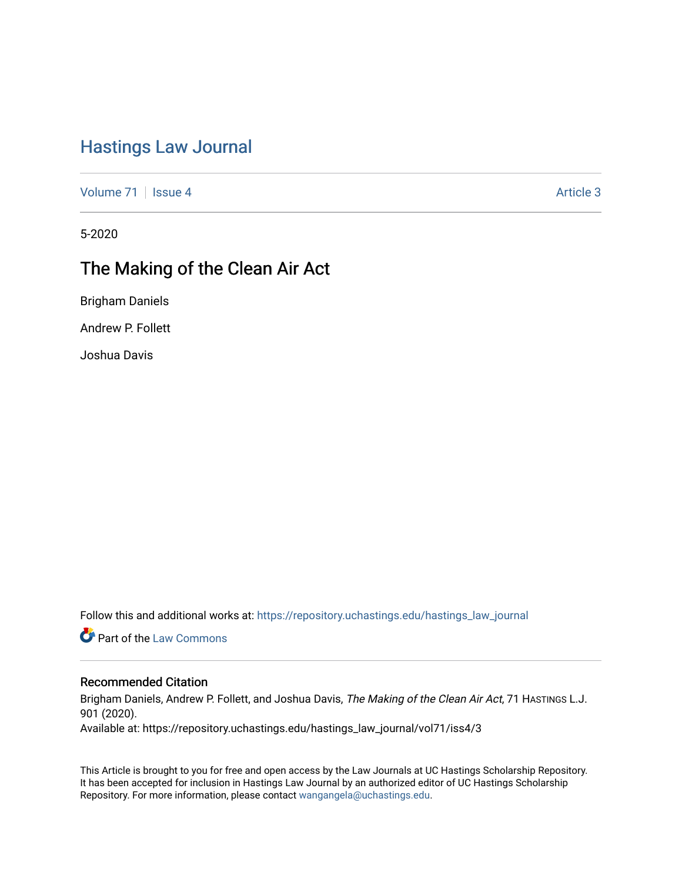# Hastings Law Journal

Volume 71 | Issue 4 | Article 3

5-2020

## The Making of the Clean Air Act

Brigham Daniels

Andrew P. Follett

Joshua Davis

Follow this and additional works at: https://repository.uchastings.edu/hastings_law_journal

Part of the Law Commons

### Recommended Citation

Brigham Daniels, Andrew P. Follett, and Joshua Davis, *The Making of the Clean Air Act*, 71 HASTINGS L.J. 901 (2020).

Available at: https://repository.uchastings.edu/hastings_law_journal/vol71/iss4/3

This Article is brought to you for free and open access by the Law Journals at UC Hastings Scholarship Repository. It has been accepted for inclusion in Hastings Law Journal by an authorized editor of UC Hastings Scholarship Repository. For more information, please contact wangangela@uchastings.edu.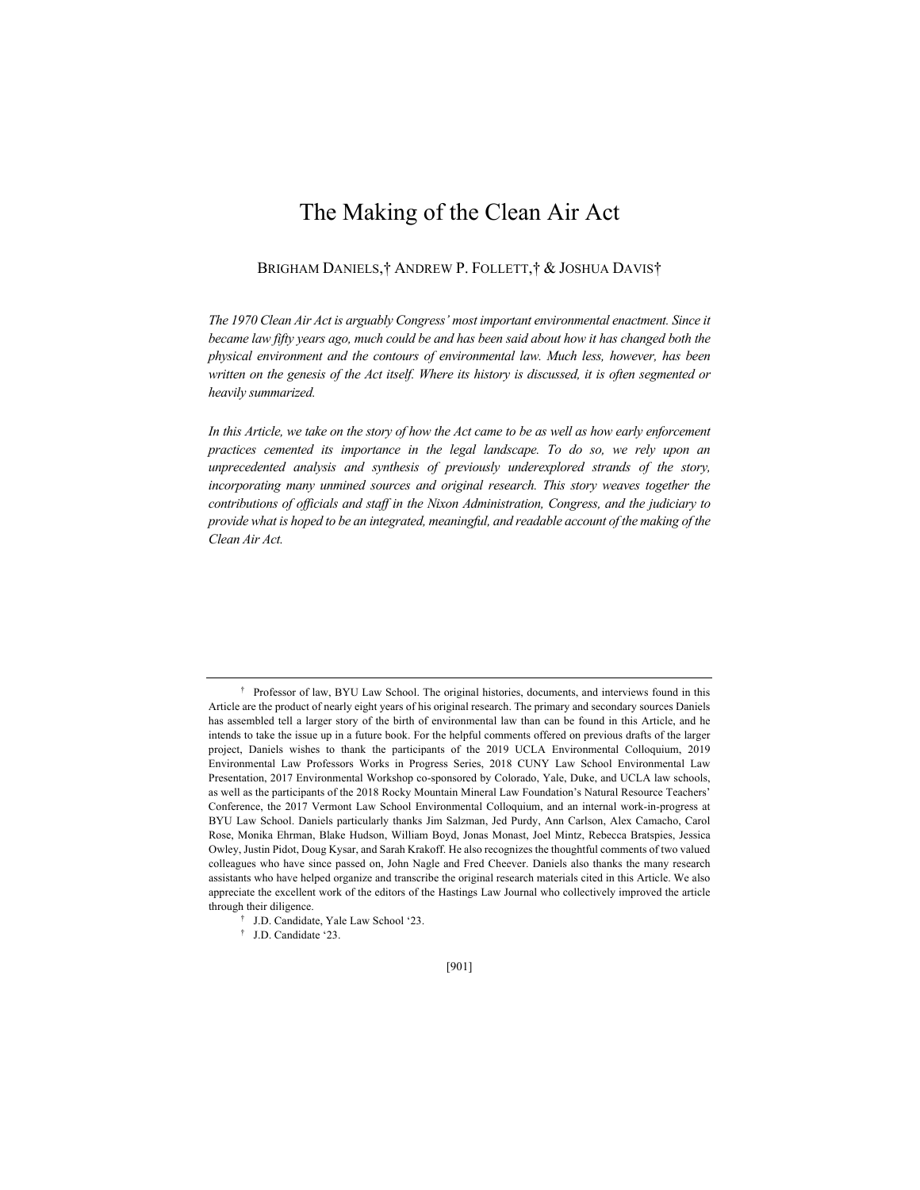# The Making of the Clean Air Act

BRIGHAM DANIELS,† ANDREW P. FOLLETT,† & JOSHUA DAVIS†

*The 1970 Clean Air Act is arguably Congress' most important environmental enactment. Since it became law fifty years ago, much could be and has been said about how it has changed both the physical environment and the contours of environmental law. Much less, however, has been written on the genesis of the Act itself. Where its history is discussed, it is often segmented or heavily summarized.*

*In this Article, we take on the story of how the Act came to be as well as how early enforcement practices cemented its importance in the legal landscape. To do so, we rely upon an unprecedented analysis and synthesis of previously underexplored strands of the story, incorporating many unmined sources and original research. This story weaves together the contributions of officials and staff in the Nixon Administration, Congress, and the judiciary to provide what is hoped to be an integrated, meaningful, and readable account of the making of the Clean Air Act.*

---

† Professor of law, BYU Law School. The original histories, documents, and interviews found in this Article are the product of nearly eight years of his original research. The primary and secondary sources Daniels has assembled tell a larger story of the birth of environmental law than can be found in this Article, and he intends to take the issue up in a future book. For the helpful comments offered on previous drafts of the larger project, Daniels wishes to thank the participants of the 2019 UCLA Environmental Colloquium, 2019 Environmental Law Professors Works in Progress Series, 2018 CUNY Law School Environmental Law Presentation, 2017 Environmental Workshop co-sponsored by Colorado, Yale, Duke, and UCLA law schools, as well as the participants of the 2018 Rocky Mountain Mineral Law Foundation's Natural Resource Teachers' Conference, the 2017 Vermont Law School Environmental Colloquium, and an internal work-in-progress at BYU Law School. Daniels particularly thanks Jim Salzman, Jed Purdy, Ann Carlson, Alex Camacho, Carol Rose, Monika Ehrman, Blake Hudson, William Boyd, Jonas Monast, Joel Mintz, Rebecca Bratspies, Jessica Owley, Justin Pidot, Doug Kysar, and Sarah Krakoff. He also recognizes the thoughtful comments of two valued colleagues who have since passed on, John Nagle and Fred Cheever. Daniels also thanks the many research assistants who have helped organize and transcribe the original research materials cited in this Article. We also appreciate the excellent work of the editors of the Hastings Law Journal who collectively improved the article through their diligence.

† J.D. Candidate, Yale Law School '23.

† J.D. Candidate '23.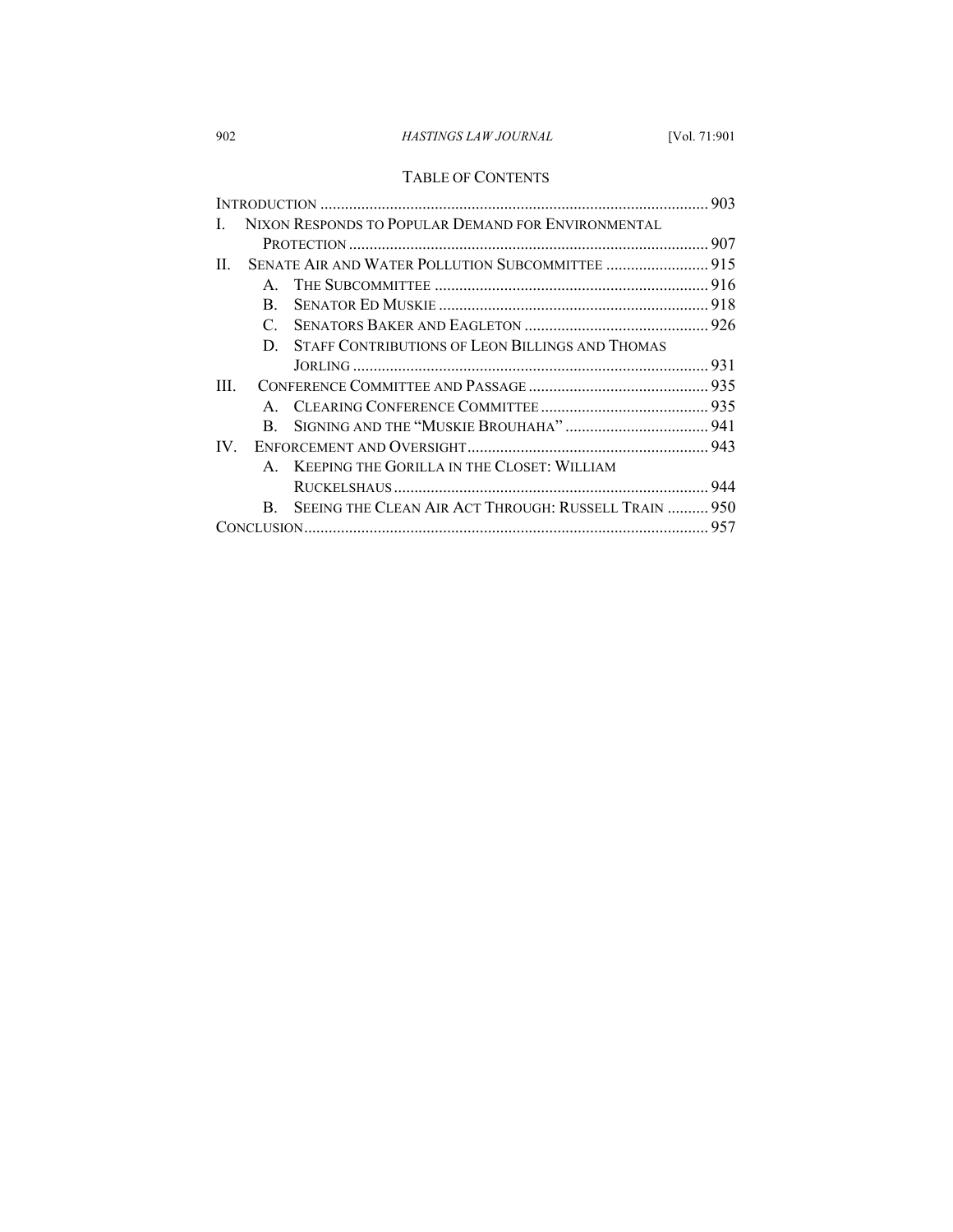## TABLE OF CONTENTS

INTRODUCTION ..... 903

I. NIXON RESPONDS TO POPULAR DEMAND FOR ENVIRONMENTAL PROTECTION ..... 907

II. SENATE AIR AND WATER POLLUTION SUBCOMMITTEE ..... 915

- A. THE SUBCOMMITTEE ..... 916
- B. SENATOR ED MUSKIE ..... 918
- C. SENATORS BAKER AND EAGLETON ..... 926
- D. STAFF CONTRIBUTIONS OF LEON BILLINGS AND THOMAS JORLING ..... 931

III. CONFERENCE COMMITTEE AND PASSAGE ..... 935

- A. CLEARING CONFERENCE COMMITTEE ..... 935
- B. SIGNING AND THE "MUSKIE BROUHAHA" ..... 941

IV. ENFORCEMENT AND OVERSIGHT ..... 943

- A. KEEPING THE GORILLA IN THE CLOSET: WILLIAM RUCKELSHAUS ..... 944
- B. SEEING THE CLEAN AIR ACT THROUGH: RUSSELL TRAIN ..... 950

CONCLUSION ..... 957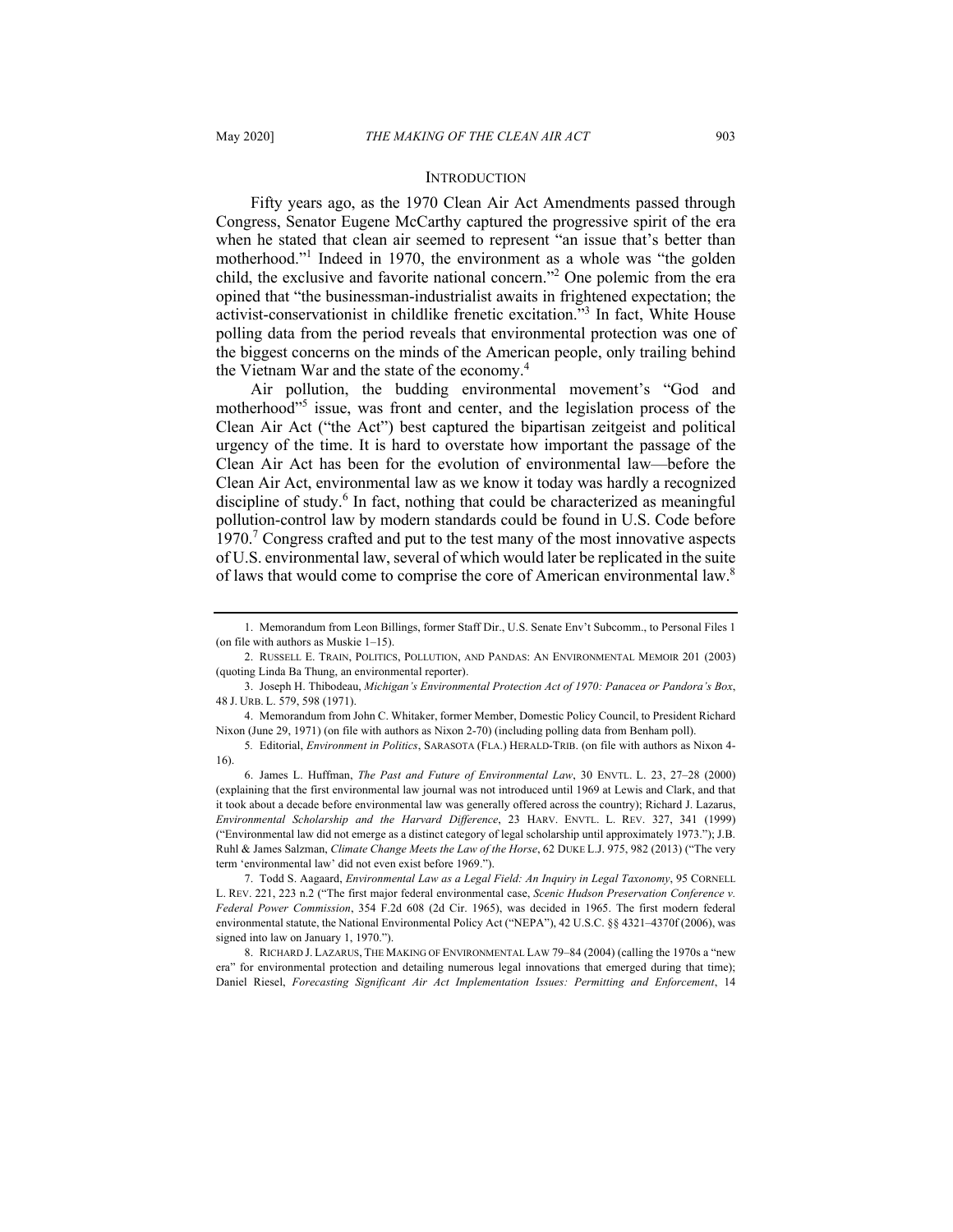## INTRODUCTION

Fifty years ago, as the 1970 Clean Air Act Amendments passed through Congress, Senator Eugene McCarthy captured the progressive spirit of the era when he stated that clean air seemed to represent "an issue that's better than motherhood."[1] Indeed in 1970, the environment as a whole was "the golden child, the exclusive and favorite national concern."[2] One polemic from the era opined that "the businessman-industrialist awaits in frightened expectation; the activist-conservationist in childlike frenetic excitation."[3] In fact, White House polling data from the period reveals that environmental protection was one of the biggest concerns on the minds of the American people, only trailing behind the Vietnam War and the state of the economy.[4]

Air pollution, the budding environmental movement's "God and motherhood"[5] issue, was front and center, and the legislation process of the Clean Air Act ("the Act") best captured the bipartisan zeitgeist and political urgency of the time. It is hard to overstate how important the passage of the Clean Air Act has been for the evolution of environmental law—before the Clean Air Act, environmental law as we know it today was hardly a recognized discipline of study.[6] In fact, nothing that could be characterized as meaningful pollution-control law by modern standards could be found in U.S. Code before 1970.[7] Congress crafted and put to the test many of the most innovative aspects of U.S. environmental law, several of which would later be replicated in the suite of laws that would come to comprise the core of American environmental law.[8]

---

1. Memorandum from Leon Billings, former Staff Dir., U.S. Senate Env't Subcomm., to Personal Files 1 (on file with authors as Muskie 1–15).

2. RUSSELL E. TRAIN, POLITICS, POLLUTION, AND PANDAS: AN ENVIRONMENTAL MEMOIR 201 (2003) (quoting Linda Ba Thung, an environmental reporter).

3. Joseph H. Thibodeau, *Michigan's Environmental Protection Act of 1970: Panacea or Pandora's Box*, 48 J. URB. L. 579, 598 (1971).

4. Memorandum from John C. Whitaker, former Member, Domestic Policy Council, to President Richard Nixon (June 29, 1971) (on file with authors as Nixon 2-70) (including polling data from Benham poll).

5. Editorial, *Environment in Politics*, SARASOTA (FLA.) HERALD-TRIB. (on file with authors as Nixon 4-16).

6. James L. Huffman, *The Past and Future of Environmental Law*, 30 ENVTL. L. 23, 27–28 (2000) (explaining that the first environmental law journal was not introduced until 1969 at Lewis and Clark, and that it took about a decade before environmental law was generally offered across the country); Richard J. Lazarus, *Environmental Scholarship and the Harvard Difference*, 23 HARV. ENVTL. L. REV. 327, 341 (1999) ("Environmental law did not emerge as a distinct category of legal scholarship until approximately 1973."); J.B. Ruhl & James Salzman, *Climate Change Meets the Law of the Horse*, 62 DUKE L.J. 975, 982 (2013) ("The very term 'environmental law' did not even exist before 1969.").

7. Todd S. Aagaard, *Environmental Law as a Legal Field: An Inquiry in Legal Taxonomy*, 95 CORNELL L. REV. 221, 223 n.2 ("The first major federal environmental case, *Scenic Hudson Preservation Conference v. Federal Power Commission*, 354 F.2d 608 (2d Cir. 1965), was decided in 1965. The first modern federal environmental statute, the National Environmental Policy Act ("NEPA"), 42 U.S.C. §§ 4321–4370f (2006), was signed into law on January 1, 1970.").

8. RICHARD J. LAZARUS, THE MAKING OF ENVIRONMENTAL LAW 79–84 (2004) (calling the 1970s a "new era" for environmental protection and detailing numerous legal innovations that emerged during that time); Daniel Riesel, *Forecasting Significant Air Act Implementation Issues: Permitting and Enforcement*, 14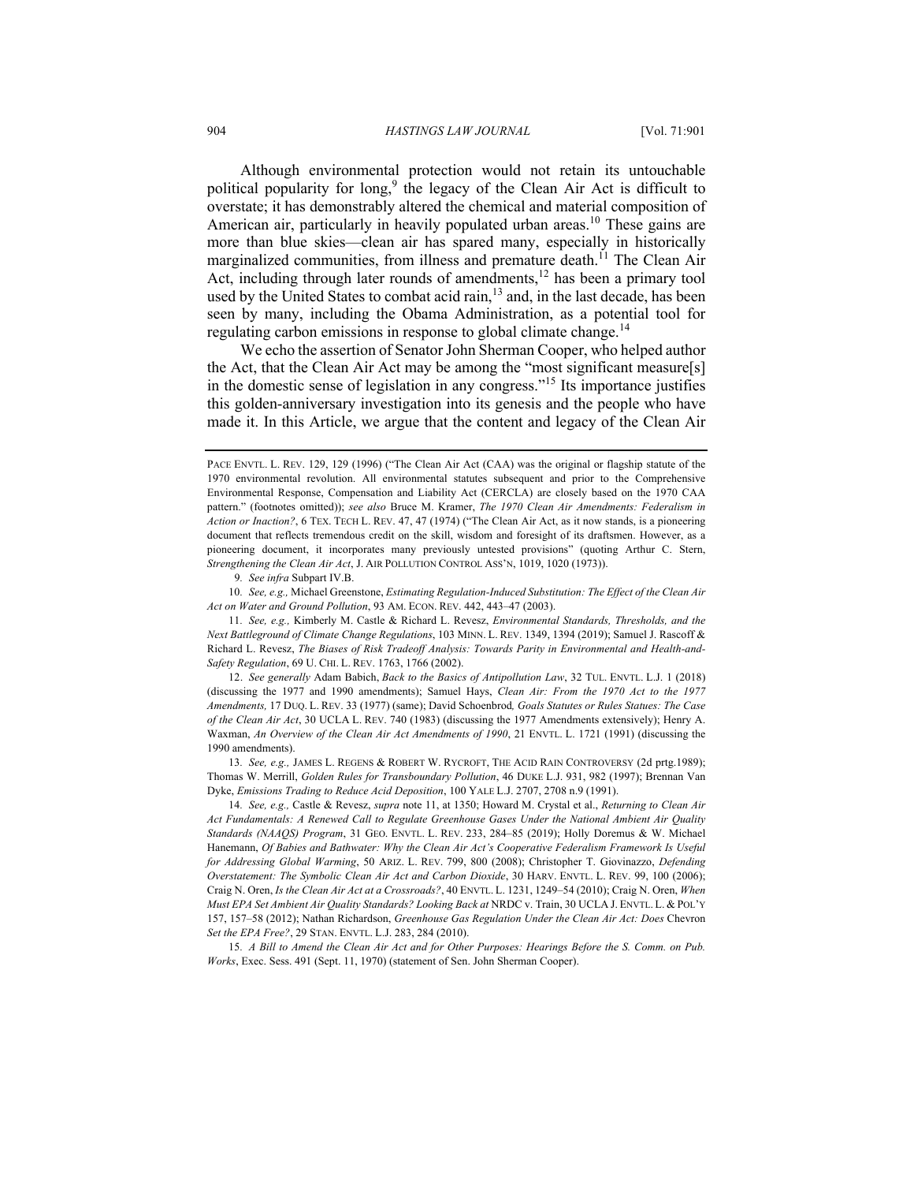Although environmental protection would not retain its untouchable political popularity for long,[9] the legacy of the Clean Air Act is difficult to overstate; it has demonstrably altered the chemical and material composition of American air, particularly in heavily populated urban areas.[10] These gains are more than blue skies—clean air has spared many, especially in historically marginalized communities, from illness and premature death.[11] The Clean Air Act, including through later rounds of amendments,[12] has been a primary tool used by the United States to combat acid rain,[13] and, in the last decade, has been seen by many, including the Obama Administration, as a potential tool for regulating carbon emissions in response to global climate change.[14]

We echo the assertion of Senator John Sherman Cooper, who helped author the Act, that the Clean Air Act may be among the "most significant measure[s] in the domestic sense of legislation in any congress."[15] Its importance justifies this golden-anniversary investigation into its genesis and the people who have made it. In this Article, we argue that the content and legacy of the Clean Air

---

PACE ENVTL. L. REV. 129, 129 (1996) ("The Clean Air Act (CAA) was the original or flagship statute of the 1970 environmental revolution. All environmental statutes subsequent and prior to the Comprehensive Environmental Response, Compensation and Liability Act (CERCLA) are closely based on the 1970 CAA pattern." (footnotes omitted)); *see also* Bruce M. Kramer, *The 1970 Clean Air Amendments: Federalism in Action or Inaction?*, 6 TEX. TECH L. REV. 47, 47 (1974) ("The Clean Air Act, as it now stands, is a pioneering document that reflects tremendous credit on the skill, wisdom and foresight of its draftsmen. However, as a pioneering document, it incorporates many previously untested provisions" (quoting Arthur C. Stern, *Strengthening the Clean Air Act*, J. AIR POLLUTION CONTROL ASS'N, 1019, 1020 (1973)).

9. *See infra* Subpart IV.B.

10. *See, e.g.,* Michael Greenstone, *Estimating Regulation-Induced Substitution: The Effect of the Clean Air Act on Water and Ground Pollution*, 93 AM. ECON. REV. 442, 443–47 (2003).

11. *See, e.g.,* Kimberly M. Castle & Richard L. Revesz, *Environmental Standards, Thresholds, and the Next Battleground of Climate Change Regulations*, 103 MINN. L. REV. 1349, 1394 (2019); Samuel J. Rascoff & Richard L. Revesz, *The Biases of Risk Tradeoff Analysis: Towards Parity in Environmental and Health-and-Safety Regulation*, 69 U. CHI. L. REV. 1763, 1766 (2002).

12. *See generally* Adam Babich, *Back to the Basics of Antipollution Law*, 32 TUL. ENVTL. L.J. 1 (2018) (discussing the 1977 and 1990 amendments); Samuel Hays, *Clean Air: From the 1970 Act to the 1977 Amendments,* 17 DUQ. L. REV. 33 (1977) (same); David Schoenbrod*, Goals Statutes or Rules Statues: The Case of the Clean Air Act*, 30 UCLA L. REV. 740 (1983) (discussing the 1977 Amendments extensively); Henry A. Waxman, *An Overview of the Clean Air Act Amendments of 1990*, 21 ENVTL. L. 1721 (1991) (discussing the 1990 amendments).

13. *See, e.g.,* JAMES L. REGENS & ROBERT W. RYCROFT, THE ACID RAIN CONTROVERSY (2d prtg.1989); Thomas W. Merrill, *Golden Rules for Transboundary Pollution*, 46 DUKE L.J. 931, 982 (1997); Brennan Van Dyke, *Emissions Trading to Reduce Acid Deposition*, 100 YALE L.J. 2707, 2708 n.9 (1991).

14. *See, e.g.,* Castle & Revesz, *supra* note 11, at 1350; Howard M. Crystal et al., *Returning to Clean Air Act Fundamentals: A Renewed Call to Regulate Greenhouse Gases Under the National Ambient Air Quality Standards (NAAQS) Program*, 31 GEO. ENVTL. L. REV. 233, 284–85 (2019); Holly Doremus & W. Michael Hanemann, *Of Babies and Bathwater: Why the Clean Air Act's Cooperative Federalism Framework Is Useful for Addressing Global Warming*, 50 ARIZ. L. REV. 799, 800 (2008); Christopher T. Giovinazzo, *Defending Overstatement: The Symbolic Clean Air Act and Carbon Dioxide*, 30 HARV. ENVTL. L. REV. 99, 100 (2006); Craig N. Oren, *Is the Clean Air Act at a Crossroads?*, 40 ENVTL. L. 1231, 1249–54 (2010); Craig N. Oren, *When Must EPA Set Ambient Air Quality Standards? Looking Back at* NRDC v. Train, 30 UCLA J. ENVTL. L. & POL'Y 157, 157–58 (2012); Nathan Richardson, *Greenhouse Gas Regulation Under the Clean Air Act: Does* Chevron *Set the EPA Free?*, 29 STAN. ENVTL. L.J. 283, 284 (2010).

15. *A Bill to Amend the Clean Air Act and for Other Purposes: Hearings Before the S. Comm. on Pub. Works*, Exec. Sess. 491 (Sept. 11, 1970) (statement of Sen. John Sherman Cooper).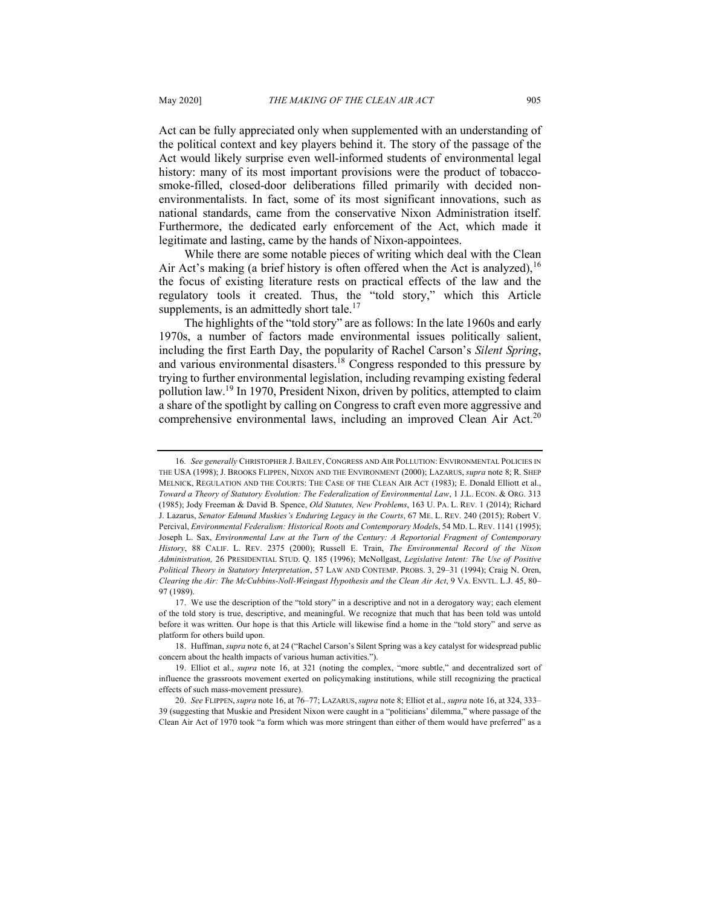Act can be fully appreciated only when supplemented with an understanding of the political context and key players behind it. The story of the passage of the Act would likely surprise even well-informed students of environmental legal history: many of its most important provisions were the product of tobacco-smoke-filled, closed-door deliberations filled primarily with decided non-environmentalists. In fact, some of its most significant innovations, such as national standards, came from the conservative Nixon Administration itself. Furthermore, the dedicated early enforcement of the Act, which made it legitimate and lasting, came by the hands of Nixon-appointees.

While there are some notable pieces of writing which deal with the Clean Air Act's making (a brief history is often offered when the Act is analyzed),[16] the focus of existing literature rests on practical effects of the law and the regulatory tools it created. Thus, the "told story," which this Article supplements, is an admittedly short tale.[17]

The highlights of the "told story" are as follows: In the late 1960s and early 1970s, a number of factors made environmental issues politically salient, including the first Earth Day, the popularity of Rachel Carson's *Silent Spring*, and various environmental disasters.[18] Congress responded to this pressure by trying to further environmental legislation, including revamping existing federal pollution law.[19] In 1970, President Nixon, driven by politics, attempted to claim a share of the spotlight by calling on Congress to craft even more aggressive and comprehensive environmental laws, including an improved Clean Air Act.[20]

---

16. *See generally* CHRISTOPHER J. BAILEY, CONGRESS AND AIR POLLUTION: ENVIRONMENTAL POLICIES IN THE USA (1998); J. BROOKS FLIPPEN, NIXON AND THE ENVIRONMENT (2000); LAZARUS, *supra* note 8; R. SHEP MELNICK, REGULATION AND THE COURTS: THE CASE OF THE CLEAN AIR ACT (1983); E. Donald Elliott et al., *Toward a Theory of Statutory Evolution: The Federalization of Environmental Law*, 1 J.L. ECON. & ORG. 313 (1985); Jody Freeman & David B. Spence, *Old Statutes, New Problems*, 163 U. PA. L. REV. 1 (2014); Richard J. Lazarus, *Senator Edmund Muskies's Enduring Legacy in the Courts*, 67 ME. L. REV. 240 (2015); Robert V. Percival, *Environmental Federalism: Historical Roots and Contemporary Models*, 54 MD. L. REV. 1141 (1995); Joseph L. Sax, *Environmental Law at the Turn of the Century: A Reportorial Fragment of Contemporary History*, 88 CALIF. L. REV. 2375 (2000); Russell E. Train, *The Environmental Record of the Nixon Administration,* 26 PRESIDENTIAL STUD. Q. 185 (1996); McNollgast, *Legislative Intent: The Use of Positive Political Theory in Statutory Interpretation*, 57 LAW AND CONTEMP. PROBS. 3, 29–31 (1994); Craig N. Oren, *Clearing the Air: The McCubbins-Noll-Weingast Hypothesis and the Clean Air Act*, 9 VA. ENVTL. L.J. 45, 80–97 (1989).

17. We use the description of the "told story" in a descriptive and not in a derogatory way; each element of the told story is true, descriptive, and meaningful. We recognize that much that has been told was untold before it was written. Our hope is that this Article will likewise find a home in the "told story" and serve as platform for others build upon.

18. Huffman, *supra* note 6, at 24 ("Rachel Carson's Silent Spring was a key catalyst for widespread public concern about the health impacts of various human activities.").

19. Elliot et al., *supra* note 16, at 321 (noting the complex, "more subtle," and decentralized sort of influence the grassroots movement exerted on policymaking institutions, while still recognizing the practical effects of such mass-movement pressure).

20. *See* FLIPPEN, *supra* note 16, at 76–77; LAZARUS, *supra* note 8; Elliot et al., *supra* note 16, at 324, 333–39 (suggesting that Muskie and President Nixon were caught in a "politicians' dilemma," where passage of the Clean Air Act of 1970 took "a form which was more stringent than either of them would have preferred" as a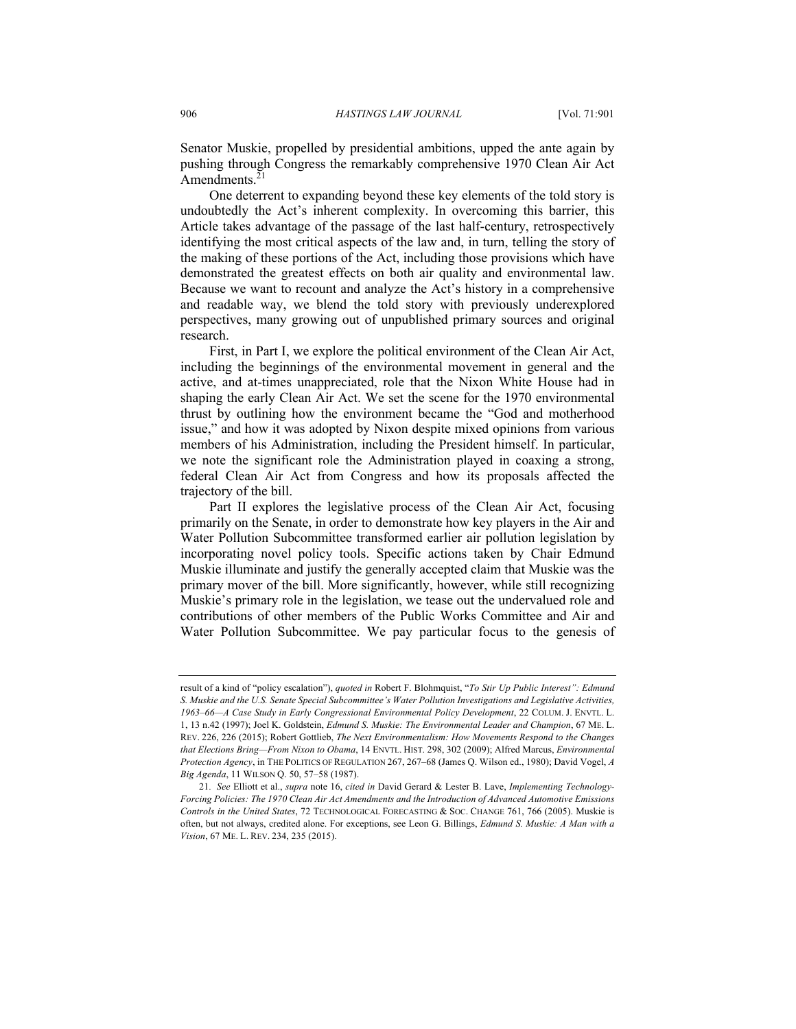Senator Muskie, propelled by presidential ambitions, upped the ante again by pushing through Congress the remarkably comprehensive 1970 Clean Air Act Amendments.[21]

One deterrent to expanding beyond these key elements of the told story is undoubtedly the Act's inherent complexity. In overcoming this barrier, this Article takes advantage of the passage of the last half-century, retrospectively identifying the most critical aspects of the law and, in turn, telling the story of the making of these portions of the Act, including those provisions which have demonstrated the greatest effects on both air quality and environmental law. Because we want to recount and analyze the Act's history in a comprehensive and readable way, we blend the told story with previously underexplored perspectives, many growing out of unpublished primary sources and original research.

First, in Part I, we explore the political environment of the Clean Air Act, including the beginnings of the environmental movement in general and the active, and at-times unappreciated, role that the Nixon White House had in shaping the early Clean Air Act. We set the scene for the 1970 environmental thrust by outlining how the environment became the "God and motherhood issue," and how it was adopted by Nixon despite mixed opinions from various members of his Administration, including the President himself. In particular, we note the significant role the Administration played in coaxing a strong, federal Clean Air Act from Congress and how its proposals affected the trajectory of the bill.

Part II explores the legislative process of the Clean Air Act, focusing primarily on the Senate, in order to demonstrate how key players in the Air and Water Pollution Subcommittee transformed earlier air pollution legislation by incorporating novel policy tools. Specific actions taken by Chair Edmund Muskie illuminate and justify the generally accepted claim that Muskie was the primary mover of the bill. More significantly, however, while still recognizing Muskie's primary role in the legislation, we tease out the undervalued role and contributions of other members of the Public Works Committee and Air and Water Pollution Subcommittee. We pay particular focus to the genesis of

---

result of a kind of "policy escalation"), *quoted in* Robert F. Blohmquist, "*To Stir Up Public Interest": Edmund S. Muskie and the U.S. Senate Special Subcommittee's Water Pollution Investigations and Legislative Activities, 1963–66—A Case Study in Early Congressional Environmental Policy Development*, 22 COLUM. J. ENVTL. L. 1, 13 n.42 (1997); Joel K. Goldstein, *Edmund S. Muskie: The Environmental Leader and Champion*, 67 ME. L. REV. 226, 226 (2015); Robert Gottlieb, *The Next Environmentalism: How Movements Respond to the Changes that Elections Bring—From Nixon to Obama*, 14 ENVTL. HIST. 298, 302 (2009); Alfred Marcus, *Environmental Protection Agency*, in THE POLITICS OF REGULATION 267, 267–68 (James Q. Wilson ed., 1980); David Vogel, *A Big Agenda*, 11 WILSON Q. 50, 57–58 (1987).

21. *See* Elliott et al., *supra* note 16, *cited in* David Gerard & Lester B. Lave, *Implementing Technology-Forcing Policies: The 1970 Clean Air Act Amendments and the Introduction of Advanced Automotive Emissions Controls in the United States*, 72 TECHNOLOGICAL FORECASTING & SOC. CHANGE 761, 766 (2005). Muskie is often, but not always, credited alone. For exceptions, see Leon G. Billings, *Edmund S. Muskie: A Man with a Vision*, 67 ME. L. REV. 234, 235 (2015).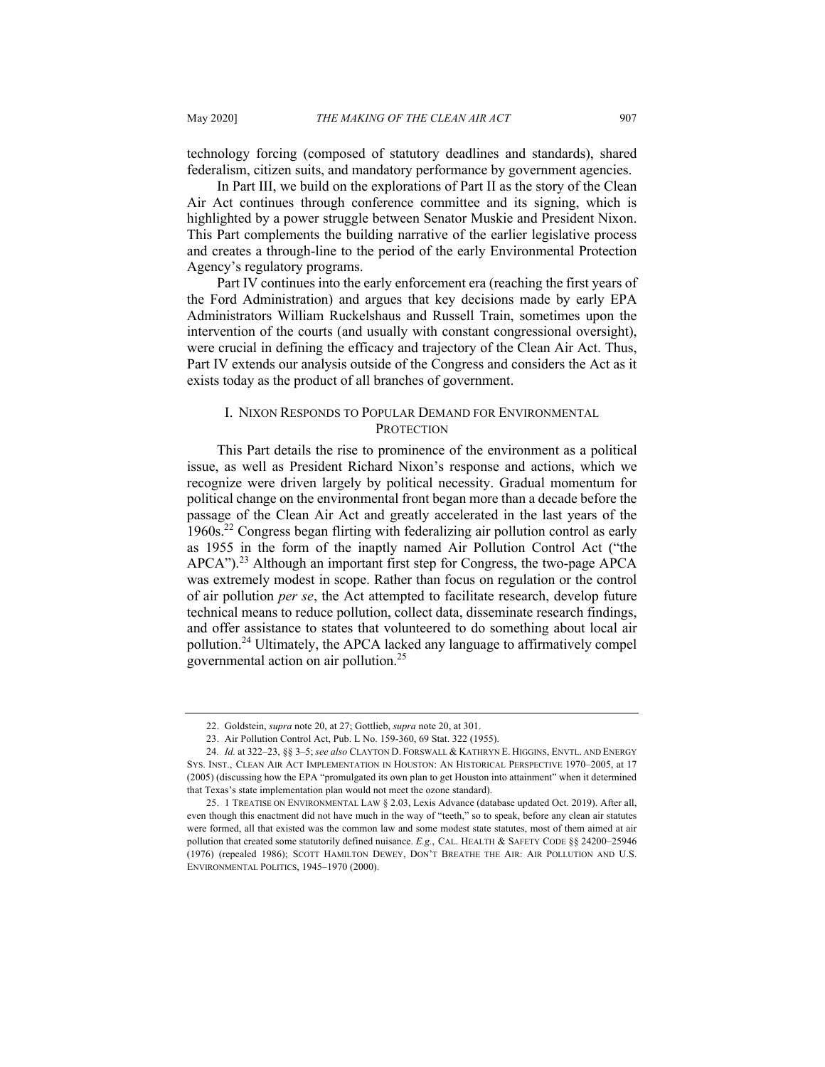technology forcing (composed of statutory deadlines and standards), shared federalism, citizen suits, and mandatory performance by government agencies.

In Part III, we build on the explorations of Part II as the story of the Clean Air Act continues through conference committee and its signing, which is highlighted by a power struggle between Senator Muskie and President Nixon. This Part complements the building narrative of the earlier legislative process and creates a through-line to the period of the early Environmental Protection Agency's regulatory programs.

Part IV continues into the early enforcement era (reaching the first years of the Ford Administration) and argues that key decisions made by early EPA Administrators William Ruckelshaus and Russell Train, sometimes upon the intervention of the courts (and usually with constant congressional oversight), were crucial in defining the efficacy and trajectory of the Clean Air Act. Thus, Part IV extends our analysis outside of the Congress and considers the Act as it exists today as the product of all branches of government.

## I. Nixon Responds to Popular Demand for Environmental Protection

This Part details the rise to prominence of the environment as a political issue, as well as President Richard Nixon's response and actions, which we recognize were driven largely by political necessity. Gradual momentum for political change on the environmental front began more than a decade before the passage of the Clean Air Act and greatly accelerated in the last years of the 1960s.[22] Congress began flirting with federalizing air pollution control as early as 1955 in the form of the inaptly named Air Pollution Control Act ("the APCA").[23] Although an important first step for Congress, the two-page APCA was extremely modest in scope. Rather than focus on regulation or the control of air pollution *per se*, the Act attempted to facilitate research, develop future technical means to reduce pollution, collect data, disseminate research findings, and offer assistance to states that volunteered to do something about local air pollution.[24] Ultimately, the APCA lacked any language to affirmatively compel governmental action on air pollution.[25]

---

22. Goldstein, *supra* note 20, at 27; Gottlieb, *supra* note 20, at 301.

23. Air Pollution Control Act, Pub. L No. 159-360, 69 Stat. 322 (1955).

24. *Id.* at 322–23, §§ 3–5; *see also* Clayton D. Forswall & Kathryn E. Higgins, Envtl. and Energy Sys. Inst., Clean Air Act Implementation in Houston: An Historical Perspective 1970–2005, at 17 (2005) (discussing how the EPA "promulgated its own plan to get Houston into attainment" when it determined that Texas's state implementation plan would not meet the ozone standard).

25. 1 Treatise on Environmental Law § 2.03, Lexis Advance (database updated Oct. 2019). After all, even though this enactment did not have much in the way of "teeth," so to speak, before any clean air statutes were formed, all that existed was the common law and some modest state statutes, most of them aimed at air pollution that created some statutorily defined nuisance. *E.g.*, Cal. Health & Safety Code §§ 24200–25946 (1976) (repealed 1986); Scott Hamilton Dewey, Don't Breathe the Air: Air Pollution and U.S. Environmental Politics, 1945–1970 (2000).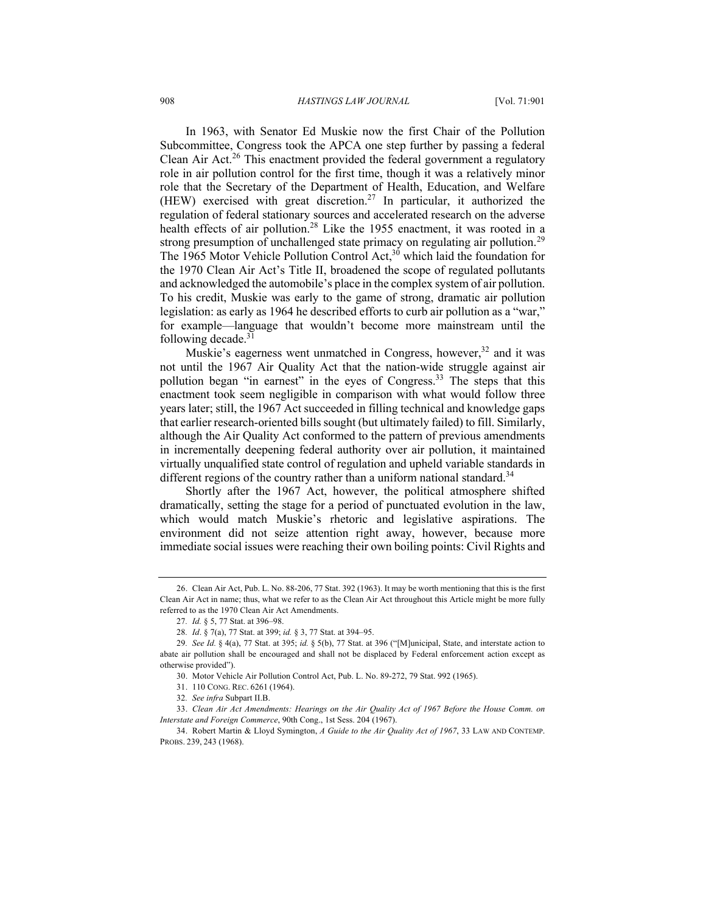In 1963, with Senator Ed Muskie now the first Chair of the Pollution Subcommittee, Congress took the APCA one step further by passing a federal Clean Air Act.[26] This enactment provided the federal government a regulatory role in air pollution control for the first time, though it was a relatively minor role that the Secretary of the Department of Health, Education, and Welfare (HEW) exercised with great discretion.[27] In particular, it authorized the regulation of federal stationary sources and accelerated research on the adverse health effects of air pollution.[28] Like the 1955 enactment, it was rooted in a strong presumption of unchallenged state primacy on regulating air pollution.[29] The 1965 Motor Vehicle Pollution Control Act,[30] which laid the foundation for the 1970 Clean Air Act's Title II, broadened the scope of regulated pollutants and acknowledged the automobile's place in the complex system of air pollution. To his credit, Muskie was early to the game of strong, dramatic air pollution legislation: as early as 1964 he described efforts to curb air pollution as a "war," for example—language that wouldn't become more mainstream until the following decade.[31]

Muskie's eagerness went unmatched in Congress, however,[32] and it was not until the 1967 Air Quality Act that the nation-wide struggle against air pollution began "in earnest" in the eyes of Congress.[33] The steps that this enactment took seem negligible in comparison with what would follow three years later; still, the 1967 Act succeeded in filling technical and knowledge gaps that earlier research-oriented bills sought (but ultimately failed) to fill. Similarly, although the Air Quality Act conformed to the pattern of previous amendments in incrementally deepening federal authority over air pollution, it maintained virtually unqualified state control of regulation and upheld variable standards in different regions of the country rather than a uniform national standard.[34]

Shortly after the 1967 Act, however, the political atmosphere shifted dramatically, setting the stage for a period of punctuated evolution in the law, which would match Muskie's rhetoric and legislative aspirations. The environment did not seize attention right away, however, because more immediate social issues were reaching their own boiling points: Civil Rights and

---

26. Clean Air Act, Pub. L. No. 88-206, 77 Stat. 392 (1963). It may be worth mentioning that this is the first Clean Air Act in name; thus, what we refer to as the Clean Air Act throughout this Article might be more fully referred to as the 1970 Clean Air Act Amendments.

27. *Id.* § 5, 77 Stat. at 396–98.

28. *Id*. § 7(a), 77 Stat. at 399; *id.* § 3, 77 Stat. at 394–95.

29. *See Id.* § 4(a), 77 Stat. at 395; *id.* § 5(b), 77 Stat. at 396 ("[M]unicipal, State, and interstate action to abate air pollution shall be encouraged and shall not be displaced by Federal enforcement action except as otherwise provided").

30. Motor Vehicle Air Pollution Control Act, Pub. L. No. 89-272, 79 Stat. 992 (1965).

31. 110 CONG. REC. 6261 (1964).

32. *See infra* Subpart II.B.

33. *Clean Air Act Amendments: Hearings on the Air Quality Act of 1967 Before the House Comm. on Interstate and Foreign Commerce*, 90th Cong., 1st Sess. 204 (1967).

34. Robert Martin & Lloyd Symington, *A Guide to the Air Quality Act of 1967*, 33 LAW AND CONTEMP. PROBS. 239, 243 (1968).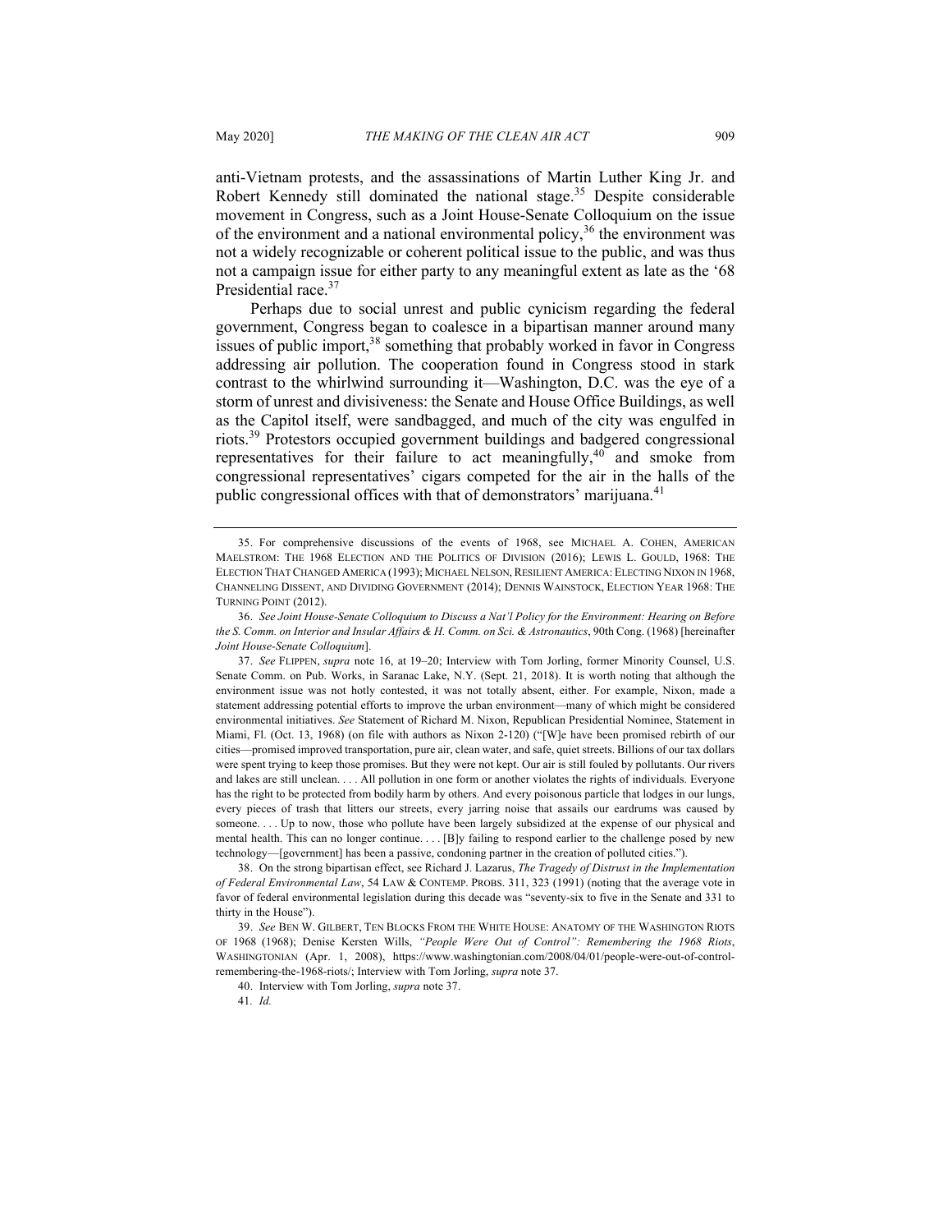anti-Vietnam protests, and the assassinations of Martin Luther King Jr. and Robert Kennedy still dominated the national stage.[35] Despite considerable movement in Congress, such as a Joint House-Senate Colloquium on the issue of the environment and a national environmental policy,[36] the environment was not a widely recognizable or coherent political issue to the public, and was thus not a campaign issue for either party to any meaningful extent as late as the '68 Presidential race.[37]

Perhaps due to social unrest and public cynicism regarding the federal government, Congress began to coalesce in a bipartisan manner around many issues of public import,[38] something that probably worked in favor in Congress addressing air pollution. The cooperation found in Congress stood in stark contrast to the whirlwind surrounding it—Washington, D.C. was the eye of a storm of unrest and divisiveness: the Senate and House Office Buildings, as well as the Capitol itself, were sandbagged, and much of the city was engulfed in riots.[39] Protestors occupied government buildings and badgered congressional representatives for their failure to act meaningfully,[40] and smoke from congressional representatives' cigars competed for the air in the halls of the public congressional offices with that of demonstrators' marijuana.[41]

---

35. For comprehensive discussions of the events of 1968, see MICHAEL A. COHEN, AMERICAN MAELSTROM: THE 1968 ELECTION AND THE POLITICS OF DIVISION (2016); LEWIS L. GOULD, 1968: THE ELECTION THAT CHANGED AMERICA (1993); MICHAEL NELSON, RESILIENT AMERICA: ELECTING NIXON IN 1968, CHANNELING DISSENT, AND DIVIDING GOVERNMENT (2014); DENNIS WAINSTOCK, ELECTION YEAR 1968: THE TURNING POINT (2012).

36. *See Joint House-Senate Colloquium to Discuss a Nat'l Policy for the Environment: Hearing on Before the S. Comm. on Interior and Insular Affairs & H. Comm. on Sci. & Astronautics*, 90th Cong. (1968) [hereinafter *Joint House-Senate Colloquium*].

37. *See* FLIPPEN, *supra* note 16, at 19–20; Interview with Tom Jorling, former Minority Counsel, U.S. Senate Comm. on Pub. Works, in Saranac Lake, N.Y. (Sept. 21, 2018). It is worth noting that although the environment issue was not hotly contested, it was not totally absent, either. For example, Nixon, made a statement addressing potential efforts to improve the urban environment—many of which might be considered environmental initiatives. *See* Statement of Richard M. Nixon, Republican Presidential Nominee, Statement in Miami, Fl. (Oct. 13, 1968) (on file with authors as Nixon 2-120) ("[W]e have been promised rebirth of our cities—promised improved transportation, pure air, clean water, and safe, quiet streets. Billions of our tax dollars were spent trying to keep those promises. But they were not kept. Our air is still fouled by pollutants. Our rivers and lakes are still unclean. . . . All pollution in one form or another violates the rights of individuals. Everyone has the right to be protected from bodily harm by others. And every poisonous particle that lodges in our lungs, every pieces of trash that litters our streets, every jarring noise that assails our eardrums was caused by someone. . . . Up to now, those who pollute have been largely subsidized at the expense of our physical and mental health. This can no longer continue. . . . [B]y failing to respond earlier to the challenge posed by new technology—[government] has been a passive, condoning partner in the creation of polluted cities.").

38. On the strong bipartisan effect, see Richard J. Lazarus, *The Tragedy of Distrust in the Implementation of Federal Environmental Law*, 54 LAW & CONTEMP. PROBS. 311, 323 (1991) (noting that the average vote in favor of federal environmental legislation during this decade was "seventy-six to five in the Senate and 331 to thirty in the House").

39. *See* BEN W. GILBERT, TEN BLOCKS FROM THE WHITE HOUSE: ANATOMY OF THE WASHINGTON RIOTS OF 1968 (1968); Denise Kersten Wills, *"People Were Out of Control": Remembering the 1968 Riots*, WASHINGTONIAN (Apr. 1, 2008), https://www.washingtonian.com/2008/04/01/people-were-out-of-control-remembering-the-1968-riots/; Interview with Tom Jorling, *supra* note 37.

40. Interview with Tom Jorling, *supra* note 37.

41. *Id.*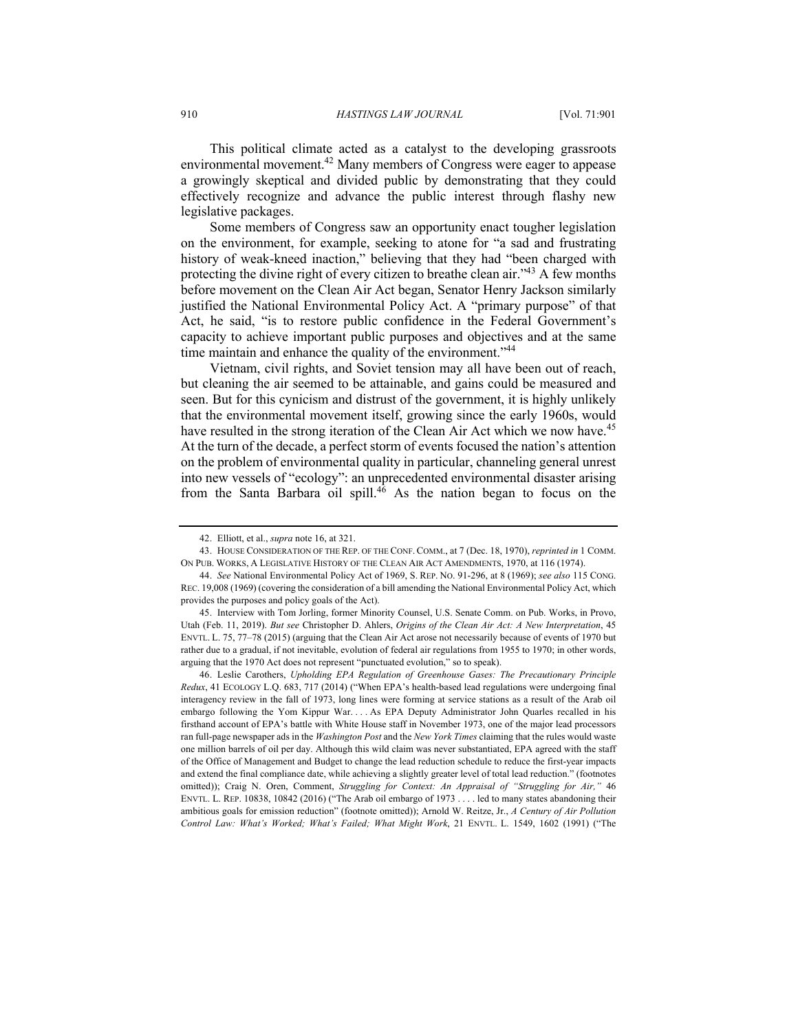This political climate acted as a catalyst to the developing grassroots environmental movement.[42] Many members of Congress were eager to appease a growingly skeptical and divided public by demonstrating that they could effectively recognize and advance the public interest through flashy new legislative packages.

Some members of Congress saw an opportunity enact tougher legislation on the environment, for example, seeking to atone for "a sad and frustrating history of weak-kneed inaction," believing that they had "been charged with protecting the divine right of every citizen to breathe clean air."[43] A few months before movement on the Clean Air Act began, Senator Henry Jackson similarly justified the National Environmental Policy Act. A "primary purpose" of that Act, he said, "is to restore public confidence in the Federal Government's capacity to achieve important public purposes and objectives and at the same time maintain and enhance the quality of the environment."[44]

Vietnam, civil rights, and Soviet tension may all have been out of reach, but cleaning the air seemed to be attainable, and gains could be measured and seen. But for this cynicism and distrust of the government, it is highly unlikely that the environmental movement itself, growing since the early 1960s, would have resulted in the strong iteration of the Clean Air Act which we now have.[45] At the turn of the decade, a perfect storm of events focused the nation's attention on the problem of environmental quality in particular, channeling general unrest into new vessels of "ecology": an unprecedented environmental disaster arising from the Santa Barbara oil spill.[46] As the nation began to focus on the

---

42. Elliott, et al., *supra* note 16, at 321.

43. HOUSE CONSIDERATION OF THE REP. OF THE CONF. COMM., at 7 (Dec. 18, 1970), *reprinted in* 1 COMM. ON PUB. WORKS, A LEGISLATIVE HISTORY OF THE CLEAN AIR ACT AMENDMENTS, 1970, at 116 (1974).

44. *See* National Environmental Policy Act of 1969, S. REP. NO. 91-296, at 8 (1969); *see also* 115 CONG. REC. 19,008 (1969) (covering the consideration of a bill amending the National Environmental Policy Act, which provides the purposes and policy goals of the Act).

45. Interview with Tom Jorling, former Minority Counsel, U.S. Senate Comm. on Pub. Works, in Provo, Utah (Feb. 11, 2019). *But see* Christopher D. Ahlers, *Origins of the Clean Air Act: A New Interpretation*, 45 ENVTL. L. 75, 77–78 (2015) (arguing that the Clean Air Act arose not necessarily because of events of 1970 but rather due to a gradual, if not inevitable, evolution of federal air regulations from 1955 to 1970; in other words, arguing that the 1970 Act does not represent "punctuated evolution," so to speak).

46. Leslie Carothers, *Upholding EPA Regulation of Greenhouse Gases: The Precautionary Principle Redux*, 41 ECOLOGY L.Q. 683, 717 (2014) ("When EPA's health-based lead regulations were undergoing final interagency review in the fall of 1973, long lines were forming at service stations as a result of the Arab oil embargo following the Yom Kippur War. . . . As EPA Deputy Administrator John Quarles recalled in his firsthand account of EPA's battle with White House staff in November 1973, one of the major lead processors ran full-page newspaper ads in the *Washington Post* and the *New York Times* claiming that the rules would waste one million barrels of oil per day. Although this wild claim was never substantiated, EPA agreed with the staff of the Office of Management and Budget to change the lead reduction schedule to reduce the first-year impacts and extend the final compliance date, while achieving a slightly greater level of total lead reduction." (footnotes omitted)); Craig N. Oren, Comment, *Struggling for Context: An Appraisal of "Struggling for Air,"* 46 ENVTL. L. REP. 10838, 10842 (2016) ("The Arab oil embargo of 1973 . . . . led to many states abandoning their ambitious goals for emission reduction" (footnote omitted)); Arnold W. Reitze, Jr., *A Century of Air Pollution Control Law: What's Worked; What's Failed; What Might Work*, 21 ENVTL. L. 1549, 1602 (1991) ("The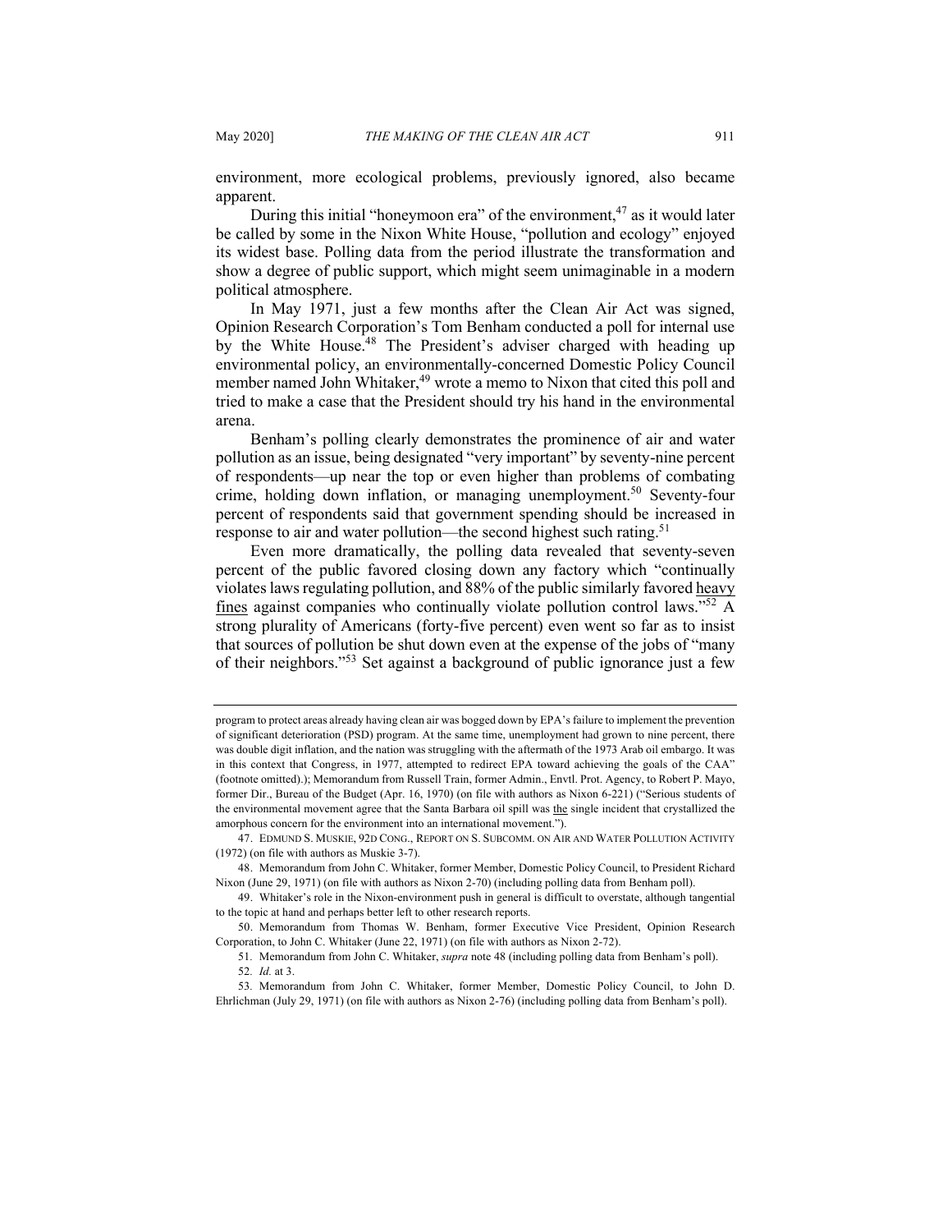environment, more ecological problems, previously ignored, also became apparent.

During this initial "honeymoon era" of the environment,[47] as it would later be called by some in the Nixon White House, "pollution and ecology" enjoyed its widest base. Polling data from the period illustrate the transformation and show a degree of public support, which might seem unimaginable in a modern political atmosphere.

In May 1971, just a few months after the Clean Air Act was signed, Opinion Research Corporation's Tom Benham conducted a poll for internal use by the White House.[48] The President's adviser charged with heading up environmental policy, an environmentally-concerned Domestic Policy Council member named John Whitaker,[49] wrote a memo to Nixon that cited this poll and tried to make a case that the President should try his hand in the environmental arena.

Benham's polling clearly demonstrates the prominence of air and water pollution as an issue, being designated "very important" by seventy-nine percent of respondents—up near the top or even higher than problems of combating crime, holding down inflation, or managing unemployment.[50] Seventy-four percent of respondents said that government spending should be increased in response to air and water pollution—the second highest such rating.[51]

Even more dramatically, the polling data revealed that seventy-seven percent of the public favored closing down any factory which "continually violates laws regulating pollution, and 88% of the public similarly favored <u>heavy fines</u> against companies who continually violate pollution control laws."[52] A strong plurality of Americans (forty-five percent) even went so far as to insist that sources of pollution be shut down even at the expense of the jobs of "many of their neighbors."[53] Set against a background of public ignorance just a few

---

program to protect areas already having clean air was bogged down by EPA's failure to implement the prevention of significant deterioration (PSD) program. At the same time, unemployment had grown to nine percent, there was double digit inflation, and the nation was struggling with the aftermath of the 1973 Arab oil embargo. It was in this context that Congress, in 1977, attempted to redirect EPA toward achieving the goals of the CAA" (footnote omitted).); Memorandum from Russell Train, former Admin., Envtl. Prot. Agency, to Robert P. Mayo, former Dir., Bureau of the Budget (Apr. 16, 1970) (on file with authors as Nixon 6-221) ("Serious students of the environmental movement agree that the Santa Barbara oil spill was <u>the</u> single incident that crystallized the amorphous concern for the environment into an international movement.").

47. EDMUND S. MUSKIE, 92D CONG., REPORT ON S. SUBCOMM. ON AIR AND WATER POLLUTION ACTIVITY (1972) (on file with authors as Muskie 3-7).

48. Memorandum from John C. Whitaker, former Member, Domestic Policy Council, to President Richard Nixon (June 29, 1971) (on file with authors as Nixon 2-70) (including polling data from Benham poll).

49. Whitaker's role in the Nixon-environment push in general is difficult to overstate, although tangential to the topic at hand and perhaps better left to other research reports.

50. Memorandum from Thomas W. Benham, former Executive Vice President, Opinion Research Corporation, to John C. Whitaker (June 22, 1971) (on file with authors as Nixon 2-72).

51. Memorandum from John C. Whitaker, *supra* note 48 (including polling data from Benham's poll).

52. *Id.* at 3.

53. Memorandum from John C. Whitaker, former Member, Domestic Policy Council, to John D. Ehrlichman (July 29, 1971) (on file with authors as Nixon 2-76) (including polling data from Benham's poll).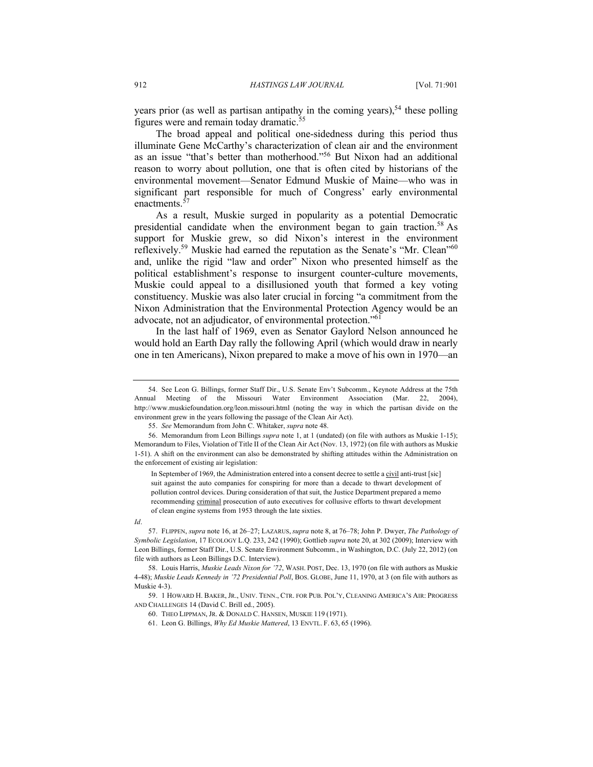years prior (as well as partisan antipathy in the coming years),[54] these polling figures were and remain today dramatic.[55]

The broad appeal and political one-sidedness during this period thus illuminate Gene McCarthy's characterization of clean air and the environment as an issue "that's better than motherhood."[56] But Nixon had an additional reason to worry about pollution, one that is often cited by historians of the environmental movement—Senator Edmund Muskie of Maine—who was in significant part responsible for much of Congress' early environmental enactments.[57]

As a result, Muskie surged in popularity as a potential Democratic presidential candidate when the environment began to gain traction.[58] As support for Muskie grew, so did Nixon's interest in the environment reflexively.[59] Muskie had earned the reputation as the Senate's "Mr. Clean"[60] and, unlike the rigid "law and order" Nixon who presented himself as the political establishment's response to insurgent counter-culture movements, Muskie could appeal to a disillusioned youth that formed a key voting constituency. Muskie was also later crucial in forcing "a commitment from the Nixon Administration that the Environmental Protection Agency would be an advocate, not an adjudicator, of environmental protection."[61]

In the last half of 1969, even as Senator Gaylord Nelson announced he would hold an Earth Day rally the following April (which would draw in nearly one in ten Americans), Nixon prepared to make a move of his own in 1970—an

---

54. See Leon G. Billings, former Staff Dir., U.S. Senate Env't Subcomm., Keynote Address at the 75th Annual Meeting of the Missouri Water Environment Association (Mar. 22, 2004), http://www.muskiefoundation.org/leon.missouri.html (noting the way in which the partisan divide on the environment grew in the years following the passage of the Clean Air Act).

55. *See* Memorandum from John C. Whitaker, *supra* note 48.

56. Memorandum from Leon Billings *supra* note 1, at 1 (undated) (on file with authors as Muskie 1-15); Memorandum to Files, Violation of Title II of the Clean Air Act (Nov. 13, 1972) (on file with authors as Muskie 1-51). A shift on the environment can also be demonstrated by shifting attitudes within the Administration on the enforcement of existing air legislation:

> In September of 1969, the Administration entered into a consent decree to settle a civil anti-trust [sic] suit against the auto companies for conspiring for more than a decade to thwart development of pollution control devices. During consideration of that suit, the Justice Department prepared a memo recommending criminal prosecution of auto executives for collusive efforts to thwart development of clean engine systems from 1953 through the late sixties.

*Id*.

57. FLIPPEN, *supra* note 16, at 26–27; LAZARUS, *supra* note 8, at 76–78; John P. Dwyer, *The Pathology of Symbolic Legislation*, 17 ECOLOGY L.Q. 233, 242 (1990); Gottlieb *supra* note 20, at 302 (2009); Interview with Leon Billings, former Staff Dir., U.S. Senate Environment Subcomm., in Washington, D.C. (July 22, 2012) (on file with authors as Leon Billings D.C. Interview).

58. Louis Harris, *Muskie Leads Nixon for '72*, WASH. POST, Dec. 13, 1970 (on file with authors as Muskie 4-48); *Muskie Leads Kennedy in '72 Presidential Poll*, BOS. GLOBE, June 11, 1970, at 3 (on file with authors as Muskie 4-3).

59. 1 HOWARD H. BAKER, JR., UNIV. TENN., CTR. FOR PUB. POL'Y, CLEANING AMERICA'S AIR: PROGRESS AND CHALLENGES 14 (David C. Brill ed., 2005).

60. THEO LIPPMAN, JR. & DONALD C. HANSEN, MUSKIE 119 (1971).

61. Leon G. Billings, *Why Ed Muskie Mattered*, 13 ENVTL. F. 63, 65 (1996).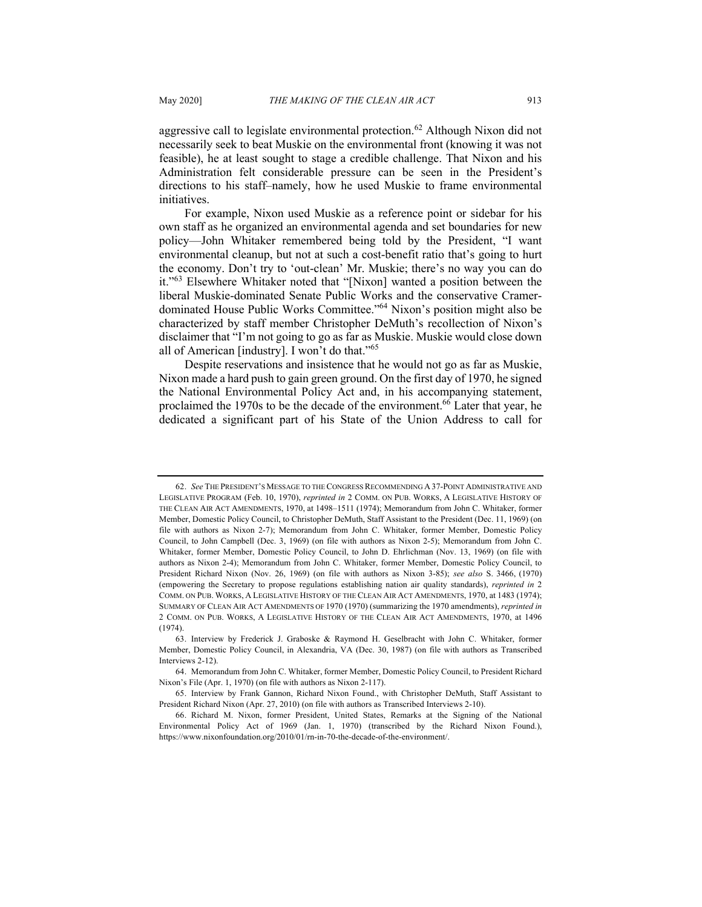aggressive call to legislate environmental protection.[62] Although Nixon did not necessarily seek to beat Muskie on the environmental front (knowing it was not feasible), he at least sought to stage a credible challenge. That Nixon and his Administration felt considerable pressure can be seen in the President's directions to his staff–namely, how he used Muskie to frame environmental initiatives.

For example, Nixon used Muskie as a reference point or sidebar for his own staff as he organized an environmental agenda and set boundaries for new policy—John Whitaker remembered being told by the President, "I want environmental cleanup, but not at such a cost-benefit ratio that's going to hurt the economy. Don't try to 'out-clean' Mr. Muskie; there's no way you can do it."[63] Elsewhere Whitaker noted that "[Nixon] wanted a position between the liberal Muskie-dominated Senate Public Works and the conservative Cramer-dominated House Public Works Committee."[64] Nixon's position might also be characterized by staff member Christopher DeMuth's recollection of Nixon's disclaimer that "I'm not going to go as far as Muskie. Muskie would close down all of American [industry]. I won't do that."[65]

Despite reservations and insistence that he would not go as far as Muskie, Nixon made a hard push to gain green ground. On the first day of 1970, he signed the National Environmental Policy Act and, in his accompanying statement, proclaimed the 1970s to be the decade of the environment.[66] Later that year, he dedicated a significant part of his State of the Union Address to call for

---

62. *See* THE PRESIDENT'S MESSAGE TO THE CONGRESS RECOMMENDING A 37-POINT ADMINISTRATIVE AND LEGISLATIVE PROGRAM (Feb. 10, 1970), *reprinted in* 2 COMM. ON PUB. WORKS, A LEGISLATIVE HISTORY OF THE CLEAN AIR ACT AMENDMENTS, 1970, at 1498–1511 (1974); Memorandum from John C. Whitaker, former Member, Domestic Policy Council, to Christopher DeMuth, Staff Assistant to the President (Dec. 11, 1969) (on file with authors as Nixon 2-7); Memorandum from John C. Whitaker, former Member, Domestic Policy Council, to John Campbell (Dec. 3, 1969) (on file with authors as Nixon 2-5); Memorandum from John C. Whitaker, former Member, Domestic Policy Council, to John D. Ehrlichman (Nov. 13, 1969) (on file with authors as Nixon 2-4); Memorandum from John C. Whitaker, former Member, Domestic Policy Council, to President Richard Nixon (Nov. 26, 1969) (on file with authors as Nixon 3-85); *see also* S. 3466, (1970) (empowering the Secretary to propose regulations establishing nation air quality standards), *reprinted in* 2 COMM. ON PUB. WORKS, A LEGISLATIVE HISTORY OF THE CLEAN AIR ACT AMENDMENTS, 1970, at 1483 (1974); SUMMARY OF CLEAN AIR ACT AMENDMENTS OF 1970 (1970) (summarizing the 1970 amendments), *reprinted in* 2 COMM. ON PUB. WORKS, A LEGISLATIVE HISTORY OF THE CLEAN AIR ACT AMENDMENTS, 1970, at 1496 (1974).

63. Interview by Frederick J. Graboske & Raymond H. Geselbracht with John C. Whitaker, former Member, Domestic Policy Council, in Alexandria, VA (Dec. 30, 1987) (on file with authors as Transcribed Interviews 2-12).

64. Memorandum from John C. Whitaker, former Member, Domestic Policy Council, to President Richard Nixon's File (Apr. 1, 1970) (on file with authors as Nixon 2-117).

65. Interview by Frank Gannon, Richard Nixon Found., with Christopher DeMuth, Staff Assistant to President Richard Nixon (Apr. 27, 2010) (on file with authors as Transcribed Interviews 2-10).

66. Richard M. Nixon, former President, United States, Remarks at the Signing of the National Environmental Policy Act of 1969 (Jan. 1, 1970) (transcribed by the Richard Nixon Found.), https://www.nixonfoundation.org/2010/01/rn-in-70-the-decade-of-the-environment/.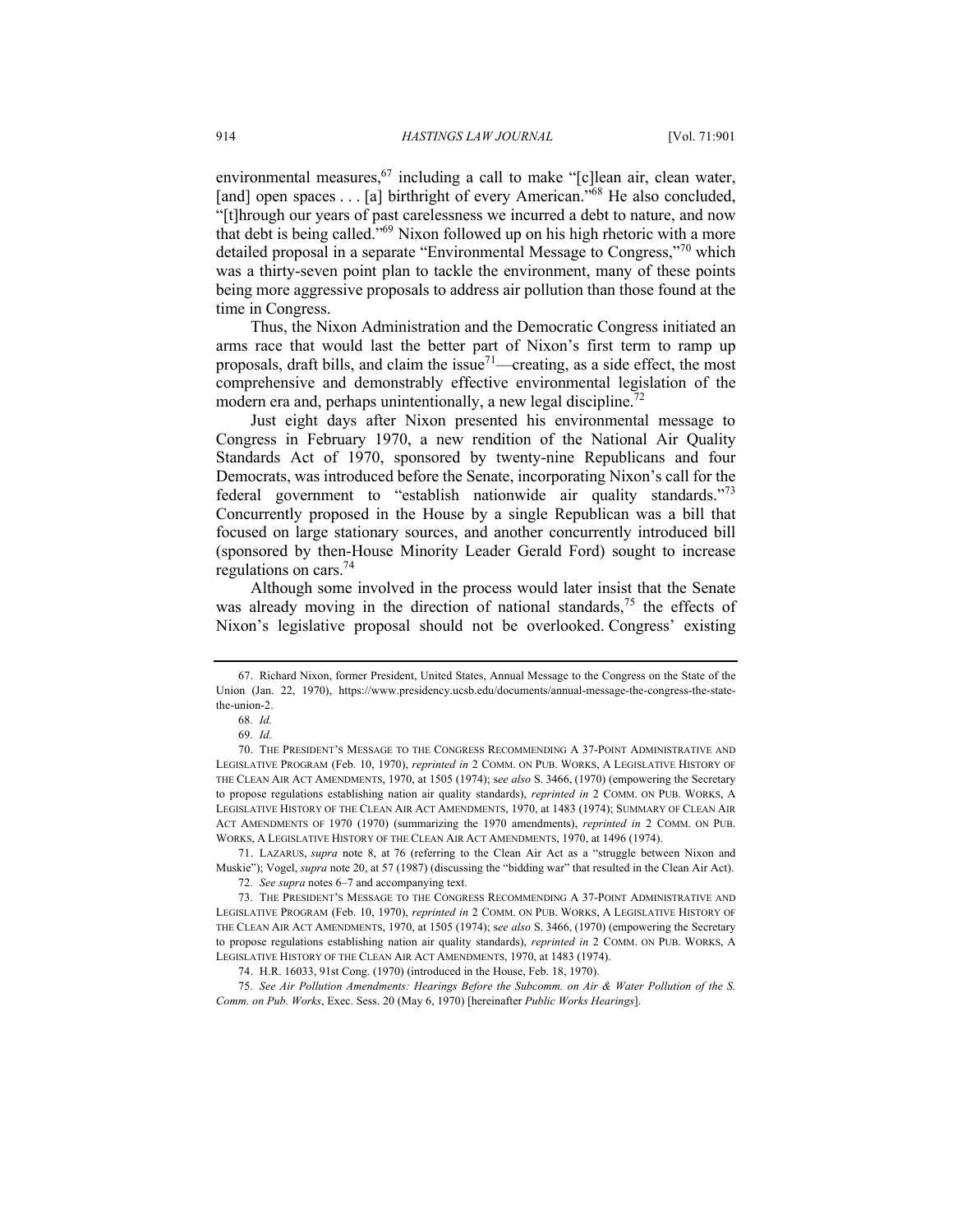environmental measures,[67] including a call to make "[c]lean air, clean water, [and] open spaces . . . [a] birthright of every American."[68] He also concluded, "[t]hrough our years of past carelessness we incurred a debt to nature, and now that debt is being called."[69] Nixon followed up on his high rhetoric with a more detailed proposal in a separate "Environmental Message to Congress,"[70] which was a thirty-seven point plan to tackle the environment, many of these points being more aggressive proposals to address air pollution than those found at the time in Congress.

Thus, the Nixon Administration and the Democratic Congress initiated an arms race that would last the better part of Nixon's first term to ramp up proposals, draft bills, and claim the issue[71]—creating, as a side effect, the most comprehensive and demonstrably effective environmental legislation of the modern era and, perhaps unintentionally, a new legal discipline.[72]

Just eight days after Nixon presented his environmental message to Congress in February 1970, a new rendition of the National Air Quality Standards Act of 1970, sponsored by twenty-nine Republicans and four Democrats, was introduced before the Senate, incorporating Nixon's call for the federal government to "establish nationwide air quality standards."[73] Concurrently proposed in the House by a single Republican was a bill that focused on large stationary sources, and another concurrently introduced bill (sponsored by then-House Minority Leader Gerald Ford) sought to increase regulations on cars.[74]

Although some involved in the process would later insist that the Senate was already moving in the direction of national standards,[75] the effects of Nixon's legislative proposal should not be overlooked. Congress' existing

---

67. Richard Nixon, former President, United States, Annual Message to the Congress on the State of the Union (Jan. 22, 1970), https://www.presidency.ucsb.edu/documents/annual-message-the-congress-the-state-the-union-2.

68. *Id.*

69. *Id.*

70. THE PRESIDENT'S MESSAGE TO THE CONGRESS RECOMMENDING A 37-POINT ADMINISTRATIVE AND LEGISLATIVE PROGRAM (Feb. 10, 1970), *reprinted in* 2 COMM. ON PUB. WORKS, A LEGISLATIVE HISTORY OF THE CLEAN AIR ACT AMENDMENTS, 1970, at 1505 (1974); s*ee also* S. 3466, (1970) (empowering the Secretary to propose regulations establishing nation air quality standards), *reprinted in* 2 COMM. ON PUB. WORKS, A LEGISLATIVE HISTORY OF THE CLEAN AIR ACT AMENDMENTS, 1970, at 1483 (1974); SUMMARY OF CLEAN AIR ACT AMENDMENTS OF 1970 (1970) (summarizing the 1970 amendments), *reprinted in* 2 COMM. ON PUB. WORKS, A LEGISLATIVE HISTORY OF THE CLEAN AIR ACT AMENDMENTS, 1970, at 1496 (1974).

71. LAZARUS, *supra* note 8, at 76 (referring to the Clean Air Act as a "struggle between Nixon and Muskie"); Vogel, *supra* note 20, at 57 (1987) (discussing the "bidding war" that resulted in the Clean Air Act).

72. *See supra* notes 6–7 and accompanying text.

73. THE PRESIDENT'S MESSAGE TO THE CONGRESS RECOMMENDING A 37-POINT ADMINISTRATIVE AND LEGISLATIVE PROGRAM (Feb. 10, 1970), *reprinted in* 2 COMM. ON PUB. WORKS, A LEGISLATIVE HISTORY OF THE CLEAN AIR ACT AMENDMENTS, 1970, at 1505 (1974); s*ee also* S. 3466, (1970) (empowering the Secretary to propose regulations establishing nation air quality standards), *reprinted in* 2 COMM. ON PUB. WORKS, A LEGISLATIVE HISTORY OF THE CLEAN AIR ACT AMENDMENTS, 1970, at 1483 (1974).

74. H.R. 16033, 91st Cong. (1970) (introduced in the House, Feb. 18, 1970).

75. *See Air Pollution Amendments: Hearings Before the Subcomm. on Air & Water Pollution of the S. Comm. on Pub. Works*, Exec. Sess. 20 (May 6, 1970) [hereinafter *Public Works Hearings*].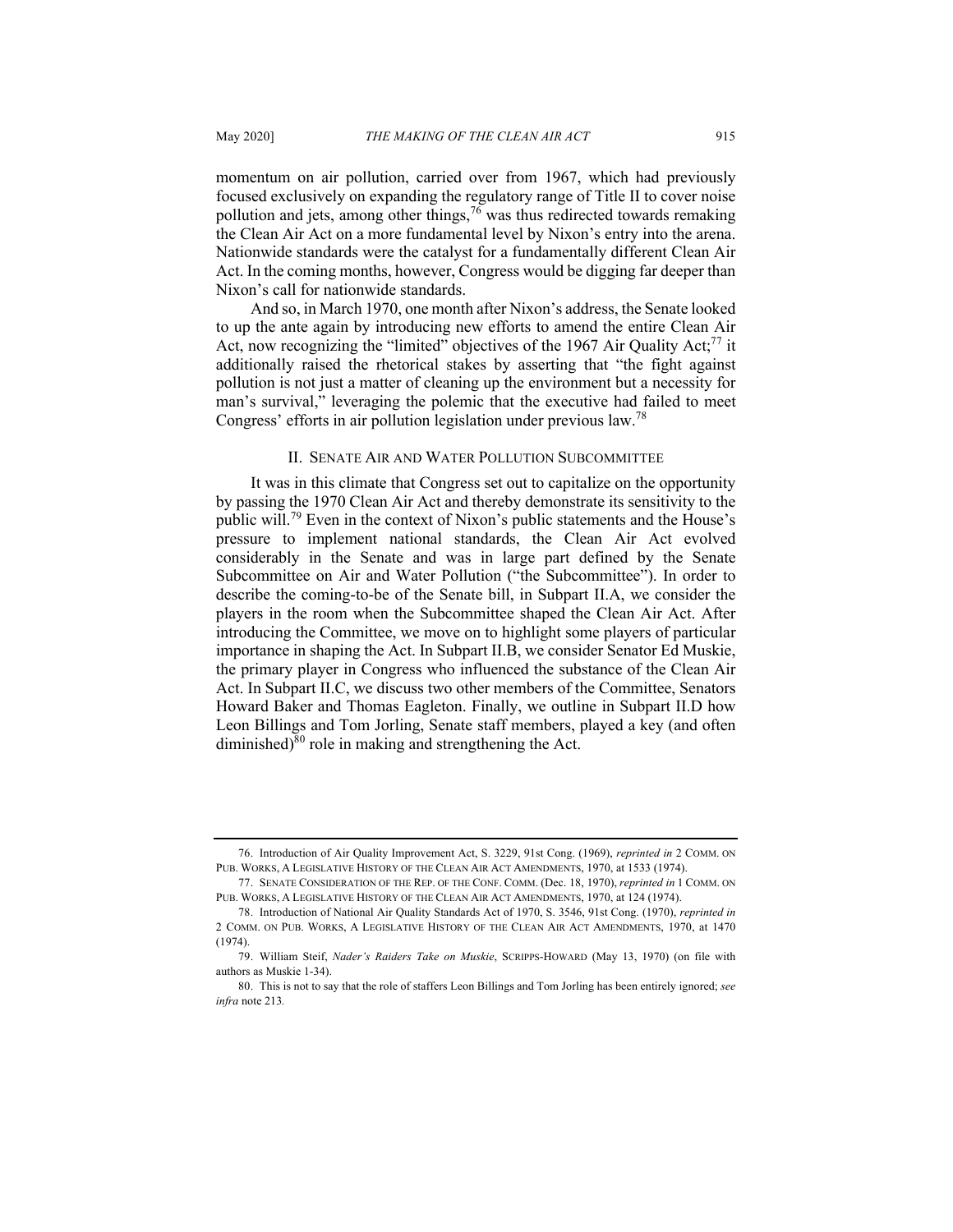momentum on air pollution, carried over from 1967, which had previously focused exclusively on expanding the regulatory range of Title II to cover noise pollution and jets, among other things,[76] was thus redirected towards remaking the Clean Air Act on a more fundamental level by Nixon's entry into the arena. Nationwide standards were the catalyst for a fundamentally different Clean Air Act. In the coming months, however, Congress would be digging far deeper than Nixon's call for nationwide standards.

And so, in March 1970, one month after Nixon's address, the Senate looked to up the ante again by introducing new efforts to amend the entire Clean Air Act, now recognizing the "limited" objectives of the 1967 Air Quality Act;[77] it additionally raised the rhetorical stakes by asserting that "the fight against pollution is not just a matter of cleaning up the environment but a necessity for man's survival," leveraging the polemic that the executive had failed to meet Congress' efforts in air pollution legislation under previous law.[78]

## II. Senate Air and Water Pollution Subcommittee

It was in this climate that Congress set out to capitalize on the opportunity by passing the 1970 Clean Air Act and thereby demonstrate its sensitivity to the public will.[79] Even in the context of Nixon's public statements and the House's pressure to implement national standards, the Clean Air Act evolved considerably in the Senate and was in large part defined by the Senate Subcommittee on Air and Water Pollution ("the Subcommittee"). In order to describe the coming-to-be of the Senate bill, in Subpart II.A, we consider the players in the room when the Subcommittee shaped the Clean Air Act. After introducing the Committee, we move on to highlight some players of particular importance in shaping the Act. In Subpart II.B, we consider Senator Ed Muskie, the primary player in Congress who influenced the substance of the Clean Air Act. In Subpart II.C, we discuss two other members of the Committee, Senators Howard Baker and Thomas Eagleton. Finally, we outline in Subpart II.D how Leon Billings and Tom Jorling, Senate staff members, played a key (and often diminished)[80] role in making and strengthening the Act.

---

76. Introduction of Air Quality Improvement Act, S. 3229, 91st Cong. (1969), *reprinted in* 2 Comm. on Pub. Works, A Legislative History of the Clean Air Act Amendments, 1970, at 1533 (1974).

77. Senate Consideration of the Rep. of the Conf. Comm. (Dec. 18, 1970), *reprinted in* 1 Comm. on Pub. Works, A Legislative History of the Clean Air Act Amendments, 1970, at 124 (1974).

78. Introduction of National Air Quality Standards Act of 1970, S. 3546, 91st Cong. (1970), *reprinted in* 2 Comm. on Pub. Works, A Legislative History of the Clean Air Act Amendments, 1970, at 1470 (1974).

79. William Steif, *Nader's Raiders Take on Muskie*, Scripps-Howard (May 13, 1970) (on file with authors as Muskie 1-34).

80. This is not to say that the role of staffers Leon Billings and Tom Jorling has been entirely ignored; *see infra* note 213.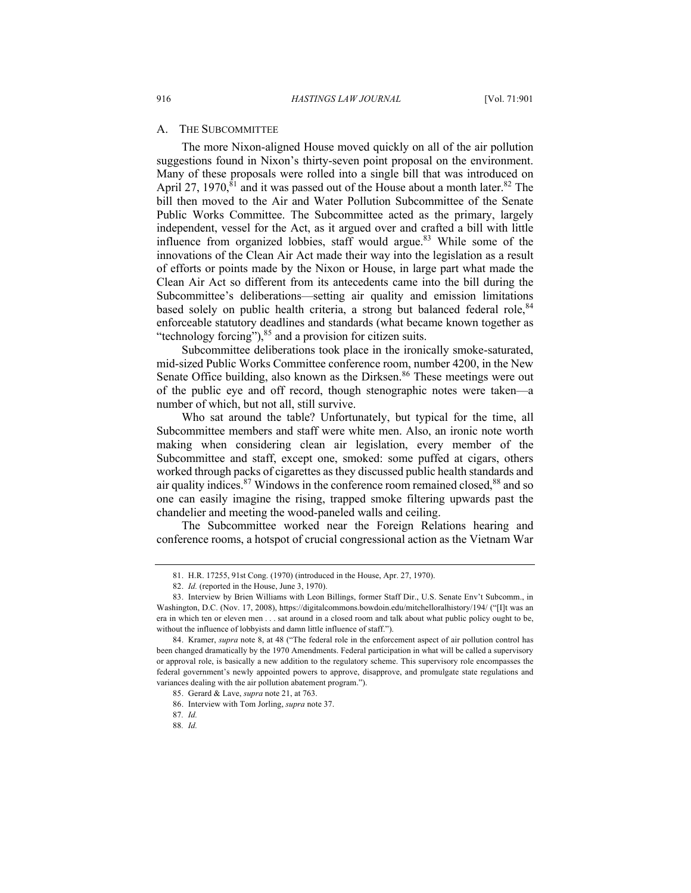## A. The Subcommittee

The more Nixon-aligned House moved quickly on all of the air pollution suggestions found in Nixon's thirty-seven point proposal on the environment. Many of these proposals were rolled into a single bill that was introduced on April 27, 1970,[81] and it was passed out of the House about a month later.[82] The bill then moved to the Air and Water Pollution Subcommittee of the Senate Public Works Committee. The Subcommittee acted as the primary, largely independent, vessel for the Act, as it argued over and crafted a bill with little influence from organized lobbies, staff would argue.[83] While some of the innovations of the Clean Air Act made their way into the legislation as a result of efforts or points made by the Nixon or House, in large part what made the Clean Air Act so different from its antecedents came into the bill during the Subcommittee's deliberations—setting air quality and emission limitations based solely on public health criteria, a strong but balanced federal role,[84] enforceable statutory deadlines and standards (what became known together as "technology forcing"),[85] and a provision for citizen suits.

Subcommittee deliberations took place in the ironically smoke-saturated, mid-sized Public Works Committee conference room, number 4200, in the New Senate Office building, also known as the Dirksen.[86] These meetings were out of the public eye and off record, though stenographic notes were taken—a number of which, but not all, still survive.

Who sat around the table? Unfortunately, but typical for the time, all Subcommittee members and staff were white men. Also, an ironic note worth making when considering clean air legislation, every member of the Subcommittee and staff, except one, smoked: some puffed at cigars, others worked through packs of cigarettes as they discussed public health standards and air quality indices.[87] Windows in the conference room remained closed,[88] and so one can easily imagine the rising, trapped smoke filtering upwards past the chandelier and meeting the wood-paneled walls and ceiling.

The Subcommittee worked near the Foreign Relations hearing and conference rooms, a hotspot of crucial congressional action as the Vietnam War

---

81. H.R. 17255, 91st Cong. (1970) (introduced in the House, Apr. 27, 1970).

82. *Id.* (reported in the House, June 3, 1970).

83. Interview by Brien Williams with Leon Billings, former Staff Dir., U.S. Senate Env't Subcomm., in Washington, D.C. (Nov. 17, 2008), https://digitalcommons.bowdoin.edu/mitchelloralhistory/194/ ("[I]t was an era in which ten or eleven men . . . sat around in a closed room and talk about what public policy ought to be, without the influence of lobbyists and damn little influence of staff.").

84. Kramer, *supra* note 8, at 48 ("The federal role in the enforcement aspect of air pollution control has been changed dramatically by the 1970 Amendments. Federal participation in what will be called a supervisory or approval role, is basically a new addition to the regulatory scheme. This supervisory role encompasses the federal government's newly appointed powers to approve, disapprove, and promulgate state regulations and variances dealing with the air pollution abatement program.").

85. Gerard & Lave, *supra* note 21, at 763.

86. Interview with Tom Jorling, *supra* note 37.

87. *Id.*

88. *Id.*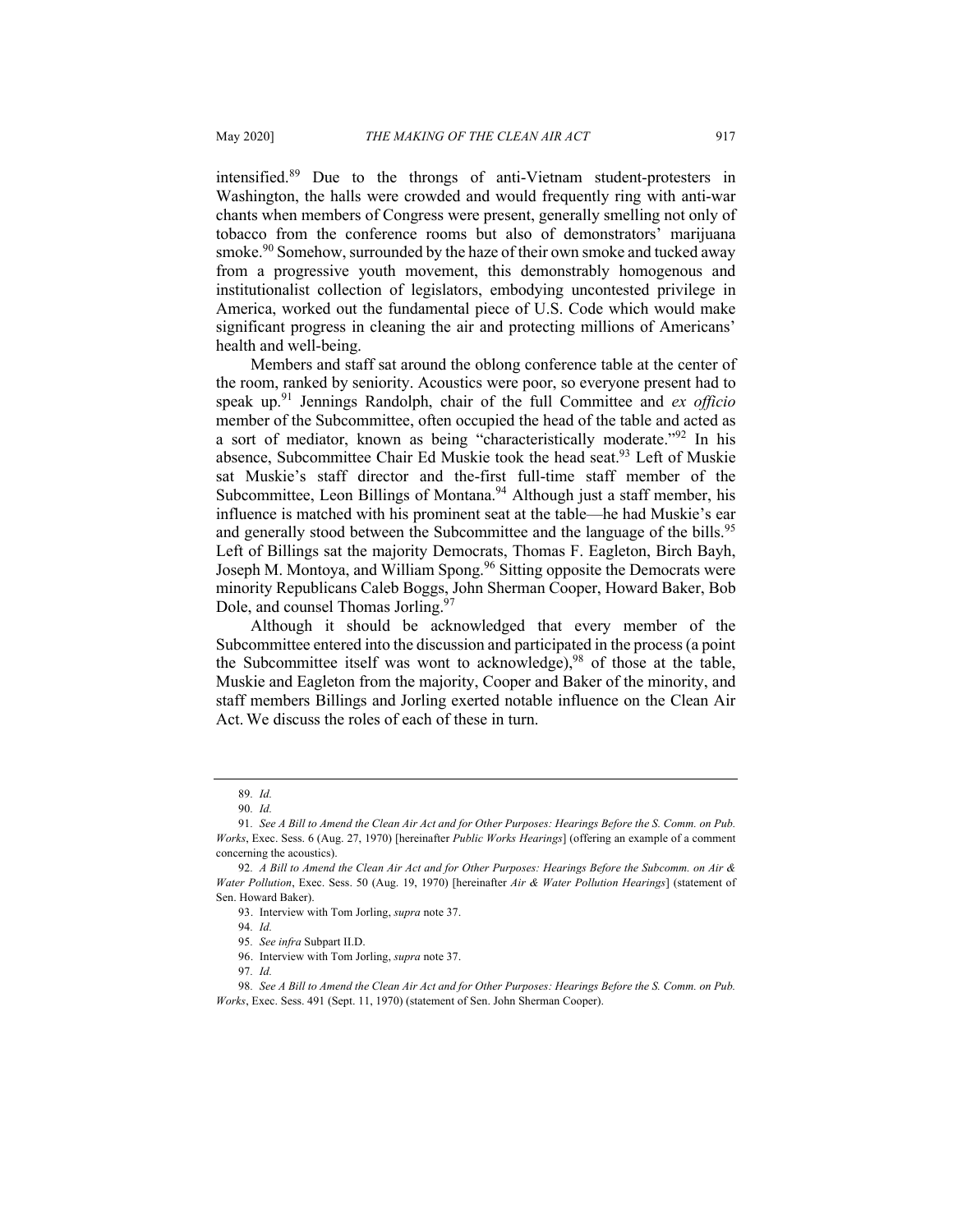intensified.[89] Due to the throngs of anti-Vietnam student-protesters in Washington, the halls were crowded and would frequently ring with anti-war chants when members of Congress were present, generally smelling not only of tobacco from the conference rooms but also of demonstrators' marijuana smoke.[90] Somehow, surrounded by the haze of their own smoke and tucked away from a progressive youth movement, this demonstrably homogenous and institutionalist collection of legislators, embodying uncontested privilege in America, worked out the fundamental piece of U.S. Code which would make significant progress in cleaning the air and protecting millions of Americans' health and well-being.

Members and staff sat around the oblong conference table at the center of the room, ranked by seniority. Acoustics were poor, so everyone present had to speak up.[91] Jennings Randolph, chair of the full Committee and *ex officio* member of the Subcommittee, often occupied the head of the table and acted as a sort of mediator, known as being "characteristically moderate."[92] In his absence, Subcommittee Chair Ed Muskie took the head seat.[93] Left of Muskie sat Muskie's staff director and the-first full-time staff member of the Subcommittee, Leon Billings of Montana.[94] Although just a staff member, his influence is matched with his prominent seat at the table—he had Muskie's ear and generally stood between the Subcommittee and the language of the bills.[95] Left of Billings sat the majority Democrats, Thomas F. Eagleton, Birch Bayh, Joseph M. Montoya, and William Spong.[96] Sitting opposite the Democrats were minority Republicans Caleb Boggs, John Sherman Cooper, Howard Baker, Bob Dole, and counsel Thomas Jorling.[97]

Although it should be acknowledged that every member of the Subcommittee entered into the discussion and participated in the process (a point the Subcommittee itself was wont to acknowledge),[98] of those at the table, Muskie and Eagleton from the majority, Cooper and Baker of the minority, and staff members Billings and Jorling exerted notable influence on the Clean Air Act. We discuss the roles of each of these in turn.

---

89. *Id.*

90. *Id.*

91. *See A Bill to Amend the Clean Air Act and for Other Purposes: Hearings Before the S. Comm. on Pub. Works*, Exec. Sess. 6 (Aug. 27, 1970) [hereinafter *Public Works Hearings*] (offering an example of a comment concerning the acoustics).

92. *A Bill to Amend the Clean Air Act and for Other Purposes: Hearings Before the Subcomm. on Air & Water Pollution*, Exec. Sess. 50 (Aug. 19, 1970) [hereinafter *Air & Water Pollution Hearings*] (statement of Sen. Howard Baker).

93. Interview with Tom Jorling, *supra* note 37.

94. *Id.*

95. *See infra* Subpart II.D.

96. Interview with Tom Jorling, *supra* note 37.

97. *Id.*

98. *See A Bill to Amend the Clean Air Act and for Other Purposes: Hearings Before the S. Comm. on Pub. Works*, Exec. Sess. 491 (Sept. 11, 1970) (statement of Sen. John Sherman Cooper).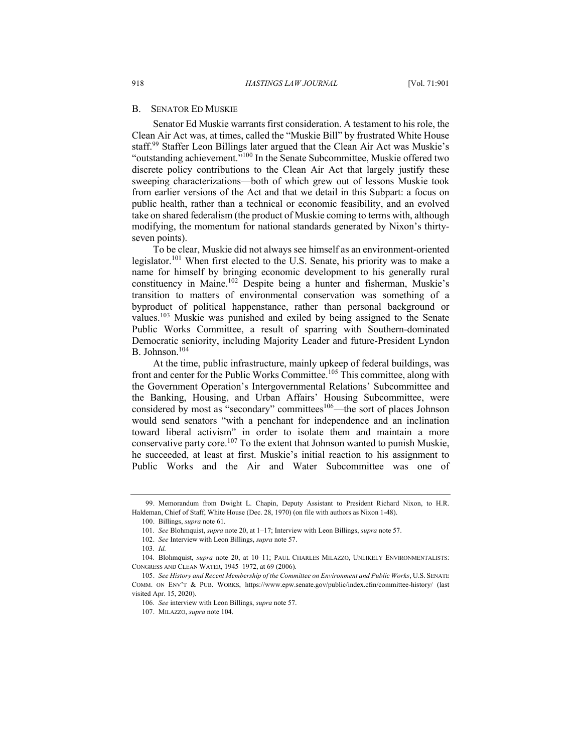### B. Senator Ed Muskie

Senator Ed Muskie warrants first consideration. A testament to his role, the Clean Air Act was, at times, called the "Muskie Bill" by frustrated White House staff.[99] Staffer Leon Billings later argued that the Clean Air Act was Muskie's "outstanding achievement."[100] In the Senate Subcommittee, Muskie offered two discrete policy contributions to the Clean Air Act that largely justify these sweeping characterizations—both of which grew out of lessons Muskie took from earlier versions of the Act and that we detail in this Subpart: a focus on public health, rather than a technical or economic feasibility, and an evolved take on shared federalism (the product of Muskie coming to terms with, although modifying, the momentum for national standards generated by Nixon's thirty-seven points).

To be clear, Muskie did not always see himself as an environment-oriented legislator.[101] When first elected to the U.S. Senate, his priority was to make a name for himself by bringing economic development to his generally rural constituency in Maine.[102] Despite being a hunter and fisherman, Muskie's transition to matters of environmental conservation was something of a byproduct of political happenstance, rather than personal background or values.[103] Muskie was punished and exiled by being assigned to the Senate Public Works Committee, a result of sparring with Southern-dominated Democratic seniority, including Majority Leader and future-President Lyndon B. Johnson.[104]

At the time, public infrastructure, mainly upkeep of federal buildings, was front and center for the Public Works Committee.[105] This committee, along with the Government Operation's Intergovernmental Relations' Subcommittee and the Banking, Housing, and Urban Affairs' Housing Subcommittee, were considered by most as "secondary" committees[106]—the sort of places Johnson would send senators "with a penchant for independence and an inclination toward liberal activism" in order to isolate them and maintain a more conservative party core.[107] To the extent that Johnson wanted to punish Muskie, he succeeded, at least at first. Muskie's initial reaction to his assignment to Public Works and the Air and Water Subcommittee was one of

---

99. Memorandum from Dwight L. Chapin, Deputy Assistant to President Richard Nixon, to H.R. Haldeman, Chief of Staff, White House (Dec. 28, 1970) (on file with authors as Nixon 1-48).

100. Billings, *supra* note 61.

101. *See* Blohmquist, *supra* note 20, at 1–17; Interview with Leon Billings, *supra* note 57.

102. *See* Interview with Leon Billings, *supra* note 57.

103. *Id.*

104. Blohmquist, *supra* note 20, at 10–11; PAUL CHARLES MILAZZO, UNLIKELY ENVIRONMENTALISTS: CONGRESS AND CLEAN WATER, 1945–1972, at 69 (2006).

105. *See History and Recent Membership of the Committee on Environment and Public Works*, U.S. SENATE COMM. ON ENV'T & PUB. WORKS, https://www.epw.senate.gov/public/index.cfm/committee-history/ (last visited Apr. 15, 2020).

106. *See* interview with Leon Billings, *supra* note 57.

107. MILAZZO, *supra* note 104.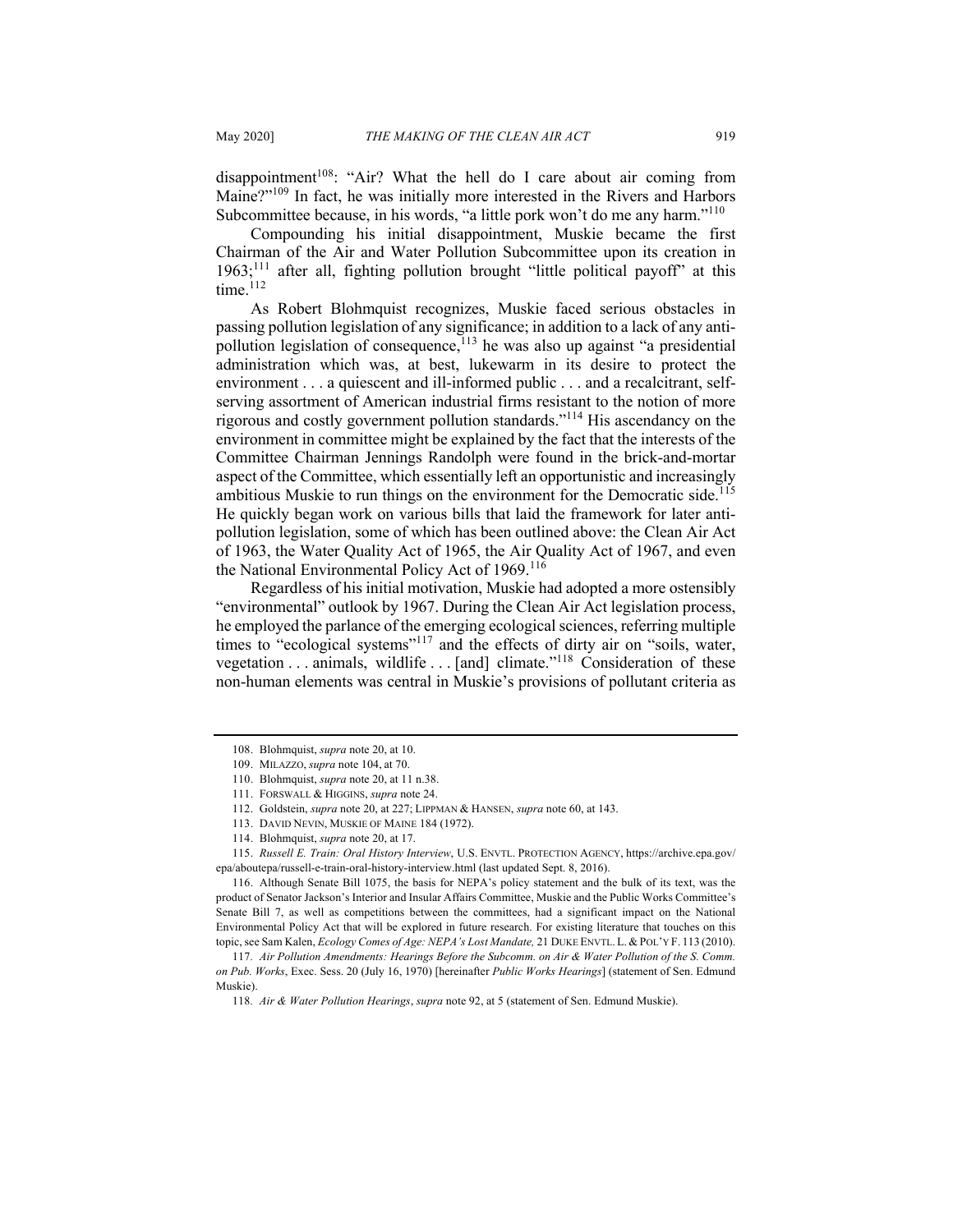disappointment[108]: "Air? What the hell do I care about air coming from Maine?"[109] In fact, he was initially more interested in the Rivers and Harbors Subcommittee because, in his words, "a little pork won't do me any harm."[110]

Compounding his initial disappointment, Muskie became the first Chairman of the Air and Water Pollution Subcommittee upon its creation in 1963;[111] after all, fighting pollution brought "little political payoff" at this time.[112]

As Robert Blohmquist recognizes, Muskie faced serious obstacles in passing pollution legislation of any significance; in addition to a lack of any anti-pollution legislation of consequence,[113] he was also up against "a presidential administration which was, at best, lukewarm in its desire to protect the environment . . . a quiescent and ill-informed public . . . and a recalcitrant, self-serving assortment of American industrial firms resistant to the notion of more rigorous and costly government pollution standards."[114] His ascendancy on the environment in committee might be explained by the fact that the interests of the Committee Chairman Jennings Randolph were found in the brick-and-mortar aspect of the Committee, which essentially left an opportunistic and increasingly ambitious Muskie to run things on the environment for the Democratic side.[115] He quickly began work on various bills that laid the framework for later anti-pollution legislation, some of which has been outlined above: the Clean Air Act of 1963, the Water Quality Act of 1965, the Air Quality Act of 1967, and even the National Environmental Policy Act of 1969.[116]

Regardless of his initial motivation, Muskie had adopted a more ostensibly "environmental" outlook by 1967. During the Clean Air Act legislation process, he employed the parlance of the emerging ecological sciences, referring multiple times to "ecological systems"[117] and the effects of dirty air on "soils, water, vegetation . . . animals, wildlife . . . [and] climate."[118] Consideration of these non-human elements was central in Muskie's provisions of pollutant criteria as

---

108. Blohmquist, *supra* note 20, at 10.

109. MILAZZO, *supra* note 104, at 70.

110. Blohmquist, *supra* note 20, at 11 n.38.

111. FORSWALL & HIGGINS, *supra* note 24.

112. Goldstein, *supra* note 20, at 227; LIPPMAN & HANSEN, *supra* note 60, at 143.

113. DAVID NEVIN, MUSKIE OF MAINE 184 (1972).

114. Blohmquist, *supra* note 20, at 17.

115. *Russell E. Train: Oral History Interview*, U.S. ENVTL. PROTECTION AGENCY, https://archive.epa.gov/epa/aboutepa/russell-e-train-oral-history-interview.html (last updated Sept. 8, 2016).

116. Although Senate Bill 1075, the basis for NEPA's policy statement and the bulk of its text, was the product of Senator Jackson's Interior and Insular Affairs Committee, Muskie and the Public Works Committee's Senate Bill 7, as well as competitions between the committees, had a significant impact on the National Environmental Policy Act that will be explored in future research. For existing literature that touches on this topic, see Sam Kalen, *Ecology Comes of Age: NEPA's Lost Mandate,* 21 DUKE ENVTL. L. & POL'Y F. 113 (2010).

117. *Air Pollution Amendments: Hearings Before the Subcomm. on Air & Water Pollution of the S. Comm. on Pub. Works*, Exec. Sess. 20 (July 16, 1970) [hereinafter *Public Works Hearings*] (statement of Sen. Edmund Muskie).

118. *Air & Water Pollution Hearings*, *supra* note 92, at 5 (statement of Sen. Edmund Muskie).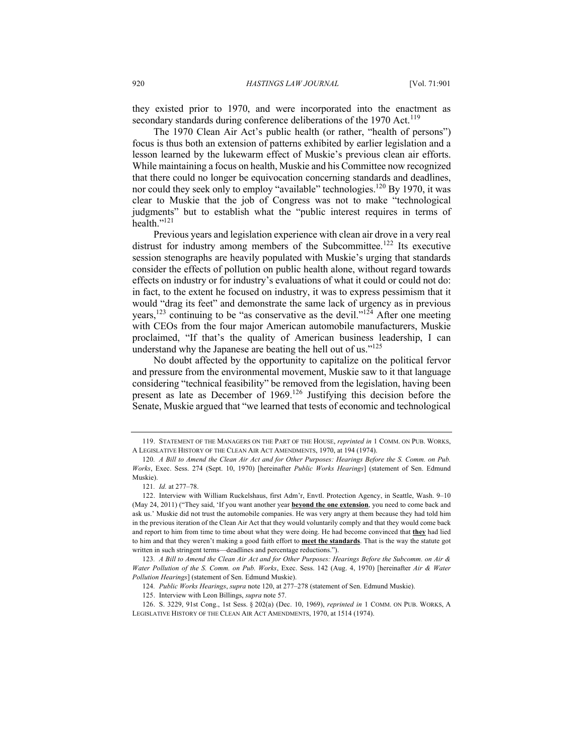they existed prior to 1970, and were incorporated into the enactment as secondary standards during conference deliberations of the 1970 Act.[119]

The 1970 Clean Air Act's public health (or rather, "health of persons") focus is thus both an extension of patterns exhibited by earlier legislation and a lesson learned by the lukewarm effect of Muskie's previous clean air efforts. While maintaining a focus on health, Muskie and his Committee now recognized that there could no longer be equivocation concerning standards and deadlines, nor could they seek only to employ "available" technologies.[120] By 1970, it was clear to Muskie that the job of Congress was not to make "technological judgments" but to establish what the "public interest requires in terms of health."[121]

Previous years and legislation experience with clean air drove in a very real distrust for industry among members of the Subcommittee.[122] Its executive session stenographs are heavily populated with Muskie's urging that standards consider the effects of pollution on public health alone, without regard towards effects on industry or for industry's evaluations of what it could or could not do: in fact, to the extent he focused on industry, it was to express pessimism that it would "drag its feet" and demonstrate the same lack of urgency as in previous years,[123] continuing to be "as conservative as the devil."[124] After one meeting with CEOs from the four major American automobile manufacturers, Muskie proclaimed, "If that's the quality of American business leadership, I can understand why the Japanese are beating the hell out of us."[125]

No doubt affected by the opportunity to capitalize on the political fervor and pressure from the environmental movement, Muskie saw to it that language considering "technical feasibility" be removed from the legislation, having been present as late as December of 1969.[126] Justifying this decision before the Senate, Muskie argued that "we learned that tests of economic and technological

---

119. STATEMENT OF THE MANAGERS ON THE PART OF THE HOUSE, *reprinted in* 1 COMM. ON PUB. WORKS, A LEGISLATIVE HISTORY OF THE CLEAN AIR ACT AMENDMENTS, 1970, at 194 (1974).

120. *A Bill to Amend the Clean Air Act and for Other Purposes: Hearings Before the S. Comm. on Pub. Works*, Exec. Sess. 274 (Sept. 10, 1970) [hereinafter *Public Works Hearings*] (statement of Sen. Edmund Muskie).

121. *Id.* at 277–78.

122. Interview with William Ruckelshaus, first Adm'r, Envtl. Protection Agency, in Seattle, Wash. 9–10 (May 24, 2011) ("They said, 'If you want another year **beyond the one extension**, you need to come back and ask us.' Muskie did not trust the automobile companies. He was very angry at them because they had told him in the previous iteration of the Clean Air Act that they would voluntarily comply and that they would come back and report to him from time to time about what they were doing. He had become convinced that **they** had lied to him and that they weren't making a good faith effort to **meet the standards**. That is the way the statute got written in such stringent terms—deadlines and percentage reductions.").

123. *A Bill to Amend the Clean Air Act and for Other Purposes: Hearings Before the Subcomm. on Air & Water Pollution of the S. Comm. on Pub. Works*, Exec. Sess. 142 (Aug. 4, 1970) [hereinafter *Air & Water Pollution Hearings*] (statement of Sen. Edmund Muskie).

124. *Public Works Hearings*, *supra* note 120, at 277–278 (statement of Sen. Edmund Muskie).

125. Interview with Leon Billings, *supra* note 57.

126. S. 3229, 91st Cong., 1st Sess. § 202(a) (Dec. 10, 1969), *reprinted in* 1 COMM. ON PUB. WORKS, A LEGISLATIVE HISTORY OF THE CLEAN AIR ACT AMENDMENTS, 1970, at 1514 (1974).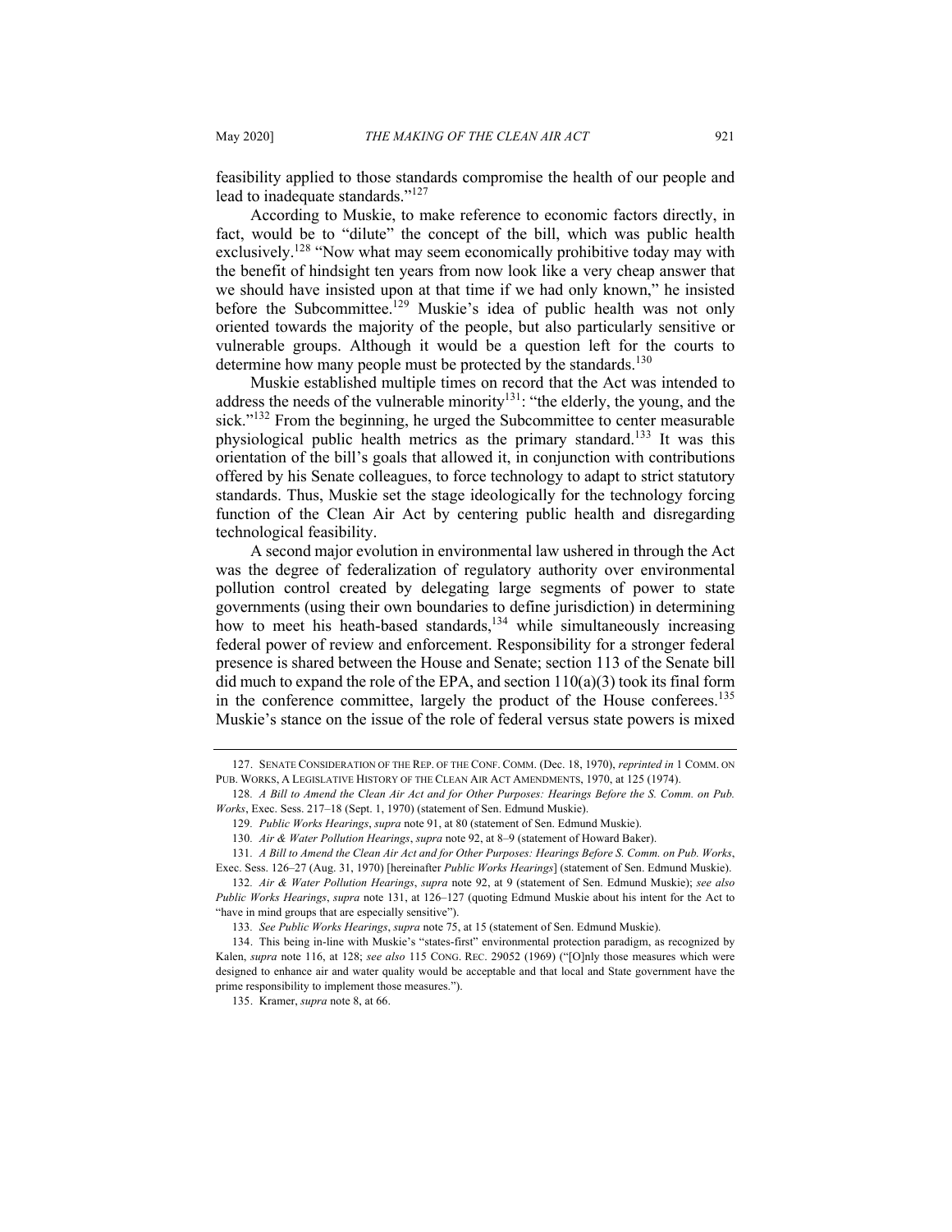feasibility applied to those standards compromise the health of our people and lead to inadequate standards."[127]

According to Muskie, to make reference to economic factors directly, in fact, would be to "dilute" the concept of the bill, which was public health exclusively.[128] "Now what may seem economically prohibitive today may with the benefit of hindsight ten years from now look like a very cheap answer that we should have insisted upon at that time if we had only known," he insisted before the Subcommittee.[129] Muskie's idea of public health was not only oriented towards the majority of the people, but also particularly sensitive or vulnerable groups. Although it would be a question left for the courts to determine how many people must be protected by the standards.[130]

Muskie established multiple times on record that the Act was intended to address the needs of the vulnerable minority[131]: "the elderly, the young, and the sick."[132] From the beginning, he urged the Subcommittee to center measurable physiological public health metrics as the primary standard.[133] It was this orientation of the bill's goals that allowed it, in conjunction with contributions offered by his Senate colleagues, to force technology to adapt to strict statutory standards. Thus, Muskie set the stage ideologically for the technology forcing function of the Clean Air Act by centering public health and disregarding technological feasibility.

A second major evolution in environmental law ushered in through the Act was the degree of federalization of regulatory authority over environmental pollution control created by delegating large segments of power to state governments (using their own boundaries to define jurisdiction) in determining how to meet his heath-based standards,[134] while simultaneously increasing federal power of review and enforcement. Responsibility for a stronger federal presence is shared between the House and Senate; section 113 of the Senate bill did much to expand the role of the EPA, and section 110(a)(3) took its final form in the conference committee, largely the product of the House conferees.[135] Muskie's stance on the issue of the role of federal versus state powers is mixed

---

127. SENATE CONSIDERATION OF THE REP. OF THE CONF. COMM. (Dec. 18, 1970), *reprinted in* 1 COMM. ON PUB. WORKS, A LEGISLATIVE HISTORY OF THE CLEAN AIR ACT AMENDMENTS, 1970, at 125 (1974).

128. *A Bill to Amend the Clean Air Act and for Other Purposes: Hearings Before the S. Comm. on Pub. Works*, Exec. Sess. 217–18 (Sept. 1, 1970) (statement of Sen. Edmund Muskie).

129. *Public Works Hearings*, *supra* note 91, at 80 (statement of Sen. Edmund Muskie).

130. *Air & Water Pollution Hearings*, *supra* note 92, at 8–9 (statement of Howard Baker).

131. *A Bill to Amend the Clean Air Act and for Other Purposes: Hearings Before S. Comm. on Pub. Works*, Exec. Sess. 126–27 (Aug. 31, 1970) [hereinafter *Public Works Hearings*] (statement of Sen. Edmund Muskie).

132. *Air & Water Pollution Hearings*, *supra* note 92, at 9 (statement of Sen. Edmund Muskie); *see also Public Works Hearings*, *supra* note 131, at 126–127 (quoting Edmund Muskie about his intent for the Act to "have in mind groups that are especially sensitive").

133. *See Public Works Hearings*, *supra* note 75, at 15 (statement of Sen. Edmund Muskie).

134. This being in-line with Muskie's "states-first" environmental protection paradigm, as recognized by Kalen, *supra* note 116, at 128; *see also* 115 CONG. REC. 29052 (1969) ("[O]nly those measures which were designed to enhance air and water quality would be acceptable and that local and State government have the prime responsibility to implement those measures.").

135. Kramer, *supra* note 8, at 66.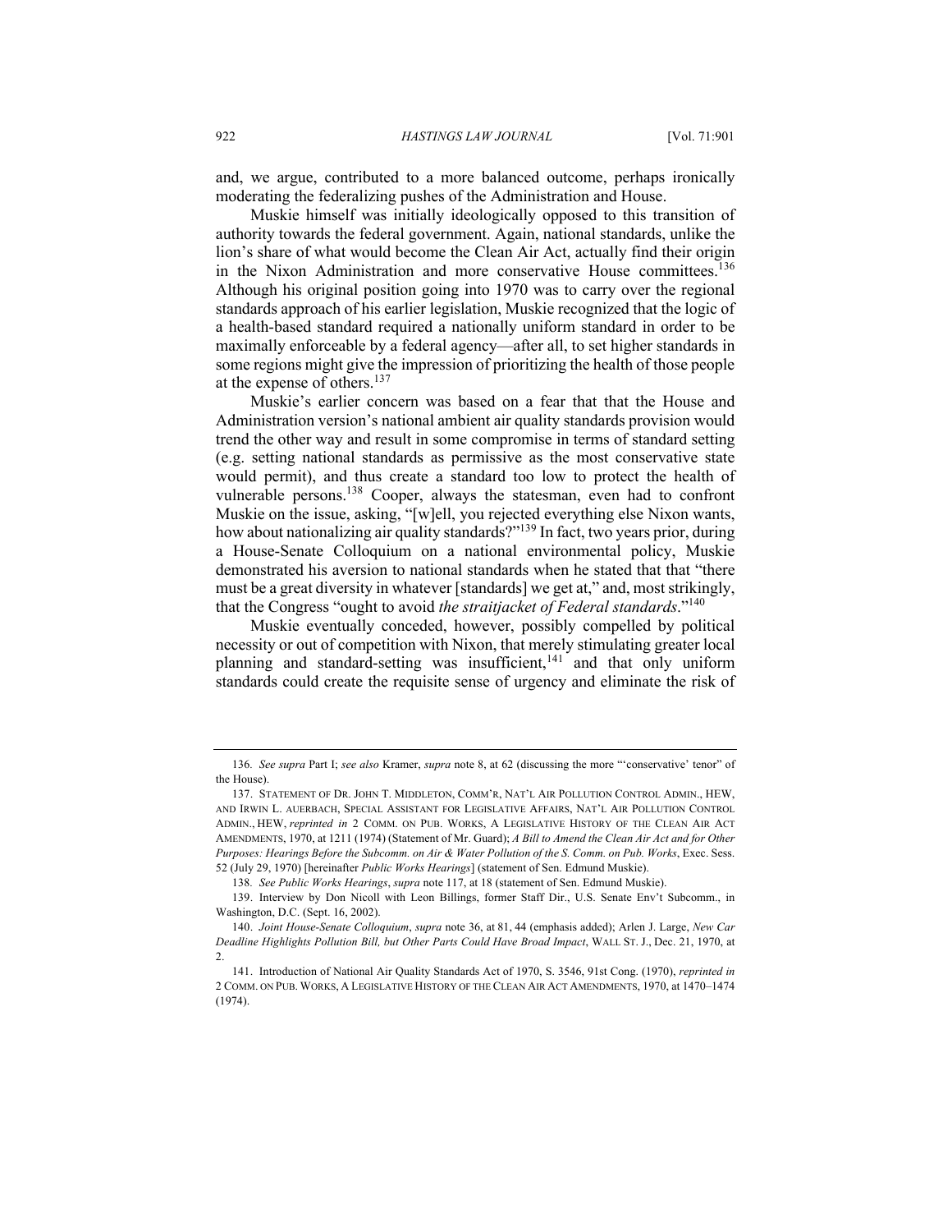and, we argue, contributed to a more balanced outcome, perhaps ironically moderating the federalizing pushes of the Administration and House.

Muskie himself was initially ideologically opposed to this transition of authority towards the federal government. Again, national standards, unlike the lion's share of what would become the Clean Air Act, actually find their origin in the Nixon Administration and more conservative House committees.[136] Although his original position going into 1970 was to carry over the regional standards approach of his earlier legislation, Muskie recognized that the logic of a health-based standard required a nationally uniform standard in order to be maximally enforceable by a federal agency—after all, to set higher standards in some regions might give the impression of prioritizing the health of those people at the expense of others.[137]

Muskie's earlier concern was based on a fear that that the House and Administration version's national ambient air quality standards provision would trend the other way and result in some compromise in terms of standard setting (e.g. setting national standards as permissive as the most conservative state would permit), and thus create a standard too low to protect the health of vulnerable persons.[138] Cooper, always the statesman, even had to confront Muskie on the issue, asking, "[w]ell, you rejected everything else Nixon wants, how about nationalizing air quality standards?"[139] In fact, two years prior, during a House-Senate Colloquium on a national environmental policy, Muskie demonstrated his aversion to national standards when he stated that that "there must be a great diversity in whatever [standards] we get at," and, most strikingly, that the Congress "ought to avoid *the straitjacket of Federal standards*."[140]

Muskie eventually conceded, however, possibly compelled by political necessity or out of competition with Nixon, that merely stimulating greater local planning and standard-setting was insufficient,[141] and that only uniform standards could create the requisite sense of urgency and eliminate the risk of

---

136. *See supra* Part I; *see also* Kramer, *supra* note 8, at 62 (discussing the more "'conservative' tenor" of the House).

137. STATEMENT OF DR. JOHN T. MIDDLETON, COMM'R, NAT'L AIR POLLUTION CONTROL ADMIN., HEW, AND IRWIN L. AUERBACH, SPECIAL ASSISTANT FOR LEGISLATIVE AFFAIRS, NAT'L AIR POLLUTION CONTROL ADMIN., HEW, *reprinted in* 2 COMM. ON PUB. WORKS, A LEGISLATIVE HISTORY OF THE CLEAN AIR ACT AMENDMENTS, 1970, at 1211 (1974) (Statement of Mr. Guard); *A Bill to Amend the Clean Air Act and for Other Purposes: Hearings Before the Subcomm. on Air & Water Pollution of the S. Comm. on Pub. Works*, Exec. Sess. 52 (July 29, 1970) [hereinafter *Public Works Hearings*] (statement of Sen. Edmund Muskie).

138. *See Public Works Hearings*, *supra* note 117, at 18 (statement of Sen. Edmund Muskie).

139. Interview by Don Nicoll with Leon Billings, former Staff Dir., U.S. Senate Env't Subcomm., in Washington, D.C. (Sept. 16, 2002).

140. *Joint House-Senate Colloquium*, *supra* note 36, at 81, 44 (emphasis added); Arlen J. Large, *New Car Deadline Highlights Pollution Bill, but Other Parts Could Have Broad Impact*, WALL ST. J., Dec. 21, 1970, at 2.

141. Introduction of National Air Quality Standards Act of 1970, S. 3546, 91st Cong. (1970), *reprinted in* 2 COMM. ON PUB. WORKS, A LEGISLATIVE HISTORY OF THE CLEAN AIR ACT AMENDMENTS, 1970, at 1470–1474 (1974).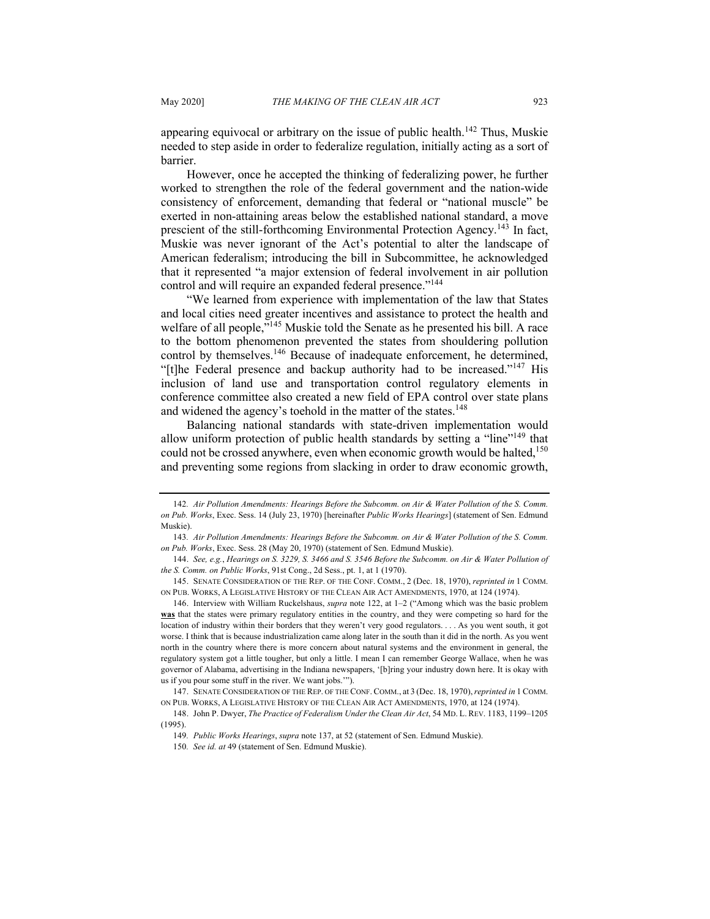appearing equivocal or arbitrary on the issue of public health.[142] Thus, Muskie needed to step aside in order to federalize regulation, initially acting as a sort of barrier.

However, once he accepted the thinking of federalizing power, he further worked to strengthen the role of the federal government and the nation-wide consistency of enforcement, demanding that federal or "national muscle" be exerted in non-attaining areas below the established national standard, a move prescient of the still-forthcoming Environmental Protection Agency.[143] In fact, Muskie was never ignorant of the Act's potential to alter the landscape of American federalism; introducing the bill in Subcommittee, he acknowledged that it represented "a major extension of federal involvement in air pollution control and will require an expanded federal presence."[144]

"We learned from experience with implementation of the law that States and local cities need greater incentives and assistance to protect the health and welfare of all people,"[145] Muskie told the Senate as he presented his bill. A race to the bottom phenomenon prevented the states from shouldering pollution control by themselves.[146] Because of inadequate enforcement, he determined, "[t]he Federal presence and backup authority had to be increased."[147] His inclusion of land use and transportation control regulatory elements in conference committee also created a new field of EPA control over state plans and widened the agency's toehold in the matter of the states.[148]

Balancing national standards with state-driven implementation would allow uniform protection of public health standards by setting a "line"[149] that could not be crossed anywhere, even when economic growth would be halted,[150] and preventing some regions from slacking in order to draw economic growth,

---

142. *Air Pollution Amendments: Hearings Before the Subcomm. on Air & Water Pollution of the S. Comm. on Pub. Works*, Exec. Sess. 14 (July 23, 1970) [hereinafter *Public Works Hearings*] (statement of Sen. Edmund Muskie).

143. *Air Pollution Amendments: Hearings Before the Subcomm. on Air & Water Pollution of the S. Comm. on Pub. Works*, Exec. Sess. 28 (May 20, 1970) (statement of Sen. Edmund Muskie).

144. *See, e.g.*, *Hearings on S. 3229, S. 3466 and S. 3546 Before the Subcomm. on Air & Water Pollution of the S. Comm. on Public Works*, 91st Cong., 2d Sess., pt. 1, at 1 (1970).

145. SENATE CONSIDERATION OF THE REP. OF THE CONF. COMM., 2 (Dec. 18, 1970), *reprinted in* 1 COMM. ON PUB. WORKS, A LEGISLATIVE HISTORY OF THE CLEAN AIR ACT AMENDMENTS, 1970, at 124 (1974).

146. Interview with William Ruckelshaus, *supra* note 122, at 1–2 ("Among which was the basic problem **was** that the states were primary regulatory entities in the country, and they were competing so hard for the location of industry within their borders that they weren't very good regulators. . . . As you went south, it got worse. I think that is because industrialization came along later in the south than it did in the north. As you went north in the country where there is more concern about natural systems and the environment in general, the regulatory system got a little tougher, but only a little. I mean I can remember George Wallace, when he was governor of Alabama, advertising in the Indiana newspapers, '[b]ring your industry down here. It is okay with us if you pour some stuff in the river. We want jobs.'").

147. SENATE CONSIDERATION OF THE REP. OF THE CONF. COMM., at 3 (Dec. 18, 1970), *reprinted in* 1 COMM. ON PUB. WORKS, A LEGISLATIVE HISTORY OF THE CLEAN AIR ACT AMENDMENTS, 1970, at 124 (1974).

148. John P. Dwyer, *The Practice of Federalism Under the Clean Air Act*, 54 MD. L. REV. 1183, 1199–1205 (1995).

149. *Public Works Hearings*, *supra* note 137, at 52 (statement of Sen. Edmund Muskie).

150. *See id. at* 49 (statement of Sen. Edmund Muskie).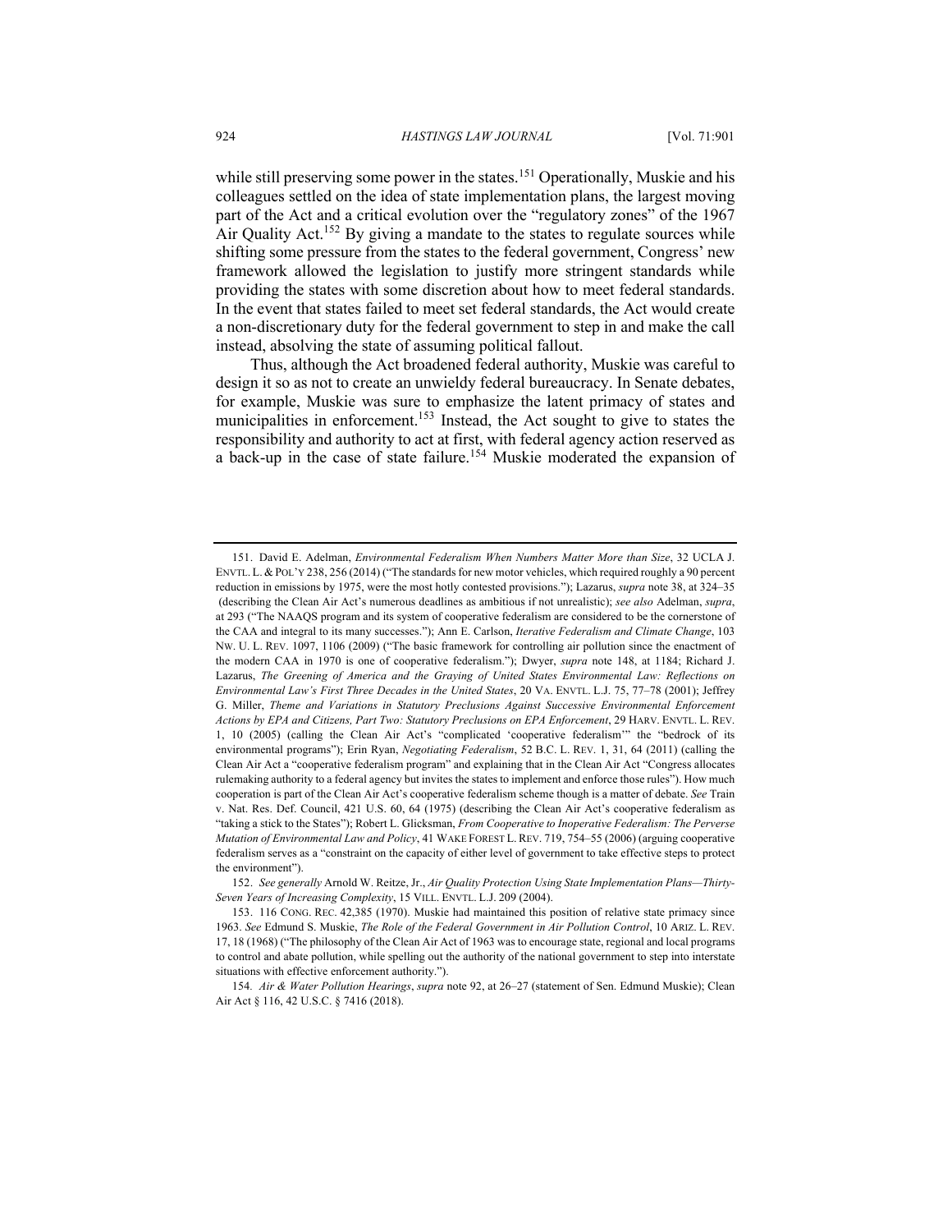while still preserving some power in the states.[151] Operationally, Muskie and his colleagues settled on the idea of state implementation plans, the largest moving part of the Act and a critical evolution over the "regulatory zones" of the 1967 Air Quality Act.[152] By giving a mandate to the states to regulate sources while shifting some pressure from the states to the federal government, Congress' new framework allowed the legislation to justify more stringent standards while providing the states with some discretion about how to meet federal standards. In the event that states failed to meet set federal standards, the Act would create a non-discretionary duty for the federal government to step in and make the call instead, absolving the state of assuming political fallout.

Thus, although the Act broadened federal authority, Muskie was careful to design it so as not to create an unwieldy federal bureaucracy. In Senate debates, for example, Muskie was sure to emphasize the latent primacy of states and municipalities in enforcement.[153] Instead, the Act sought to give to states the responsibility and authority to act at first, with federal agency action reserved as a back-up in the case of state failure.[154] Muskie moderated the expansion of

---

151. David E. Adelman, *Environmental Federalism When Numbers Matter More than Size*, 32 UCLA J. ENVTL. L. & POL'Y 238, 256 (2014) ("The standards for new motor vehicles, which required roughly a 90 percent reduction in emissions by 1975, were the most hotly contested provisions."); Lazarus, *supra* note 38, at 324–35 (describing the Clean Air Act's numerous deadlines as ambitious if not unrealistic); *see also* Adelman, *supra*, at 293 ("The NAAQS program and its system of cooperative federalism are considered to be the cornerstone of the CAA and integral to its many successes."); Ann E. Carlson, *Iterative Federalism and Climate Change*, 103 NW. U. L. REV. 1097, 1106 (2009) ("The basic framework for controlling air pollution since the enactment of the modern CAA in 1970 is one of cooperative federalism."); Dwyer, *supra* note 148, at 1184; Richard J. Lazarus, *The Greening of America and the Graying of United States Environmental Law: Reflections on Environmental Law's First Three Decades in the United States*, 20 VA. ENVTL. L.J. 75, 77–78 (2001); Jeffrey G. Miller, *Theme and Variations in Statutory Preclusions Against Successive Environmental Enforcement Actions by EPA and Citizens, Part Two: Statutory Preclusions on EPA Enforcement*, 29 HARV. ENVTL. L. REV. 1, 10 (2005) (calling the Clean Air Act's "complicated 'cooperative federalism'" the "bedrock of its environmental programs"); Erin Ryan, *Negotiating Federalism*, 52 B.C. L. REV. 1, 31, 64 (2011) (calling the Clean Air Act a "cooperative federalism program" and explaining that in the Clean Air Act "Congress allocates rulemaking authority to a federal agency but invites the states to implement and enforce those rules"). How much cooperation is part of the Clean Air Act's cooperative federalism scheme though is a matter of debate. *See* Train v. Nat. Res. Def. Council, 421 U.S. 60, 64 (1975) (describing the Clean Air Act's cooperative federalism as "taking a stick to the States"); Robert L. Glicksman, *From Cooperative to Inoperative Federalism: The Perverse Mutation of Environmental Law and Policy*, 41 WAKE FOREST L. REV. 719, 754–55 (2006) (arguing cooperative federalism serves as a "constraint on the capacity of either level of government to take effective steps to protect the environment").

152. *See generally* Arnold W. Reitze, Jr., *Air Quality Protection Using State Implementation Plans—Thirty-Seven Years of Increasing Complexity*, 15 VILL. ENVTL. L.J. 209 (2004).

153. 116 CONG. REC. 42,385 (1970). Muskie had maintained this position of relative state primacy since 1963. *See* Edmund S. Muskie, *The Role of the Federal Government in Air Pollution Control*, 10 ARIZ. L. REV. 17, 18 (1968) ("The philosophy of the Clean Air Act of 1963 was to encourage state, regional and local programs to control and abate pollution, while spelling out the authority of the national government to step into interstate situations with effective enforcement authority.").

154. *Air & Water Pollution Hearings*, *supra* note 92, at 26–27 (statement of Sen. Edmund Muskie); Clean Air Act § 116, 42 U.S.C. § 7416 (2018).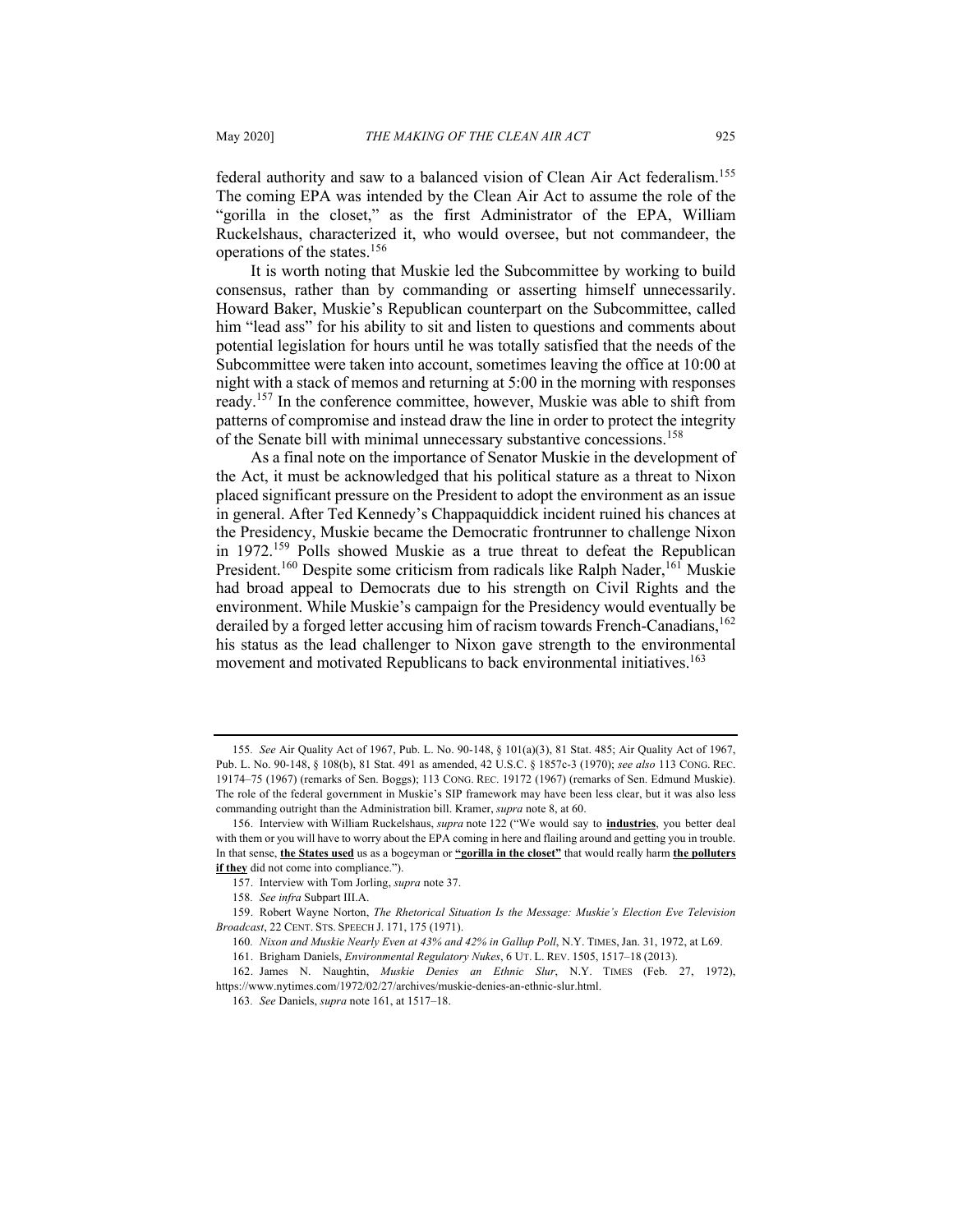federal authority and saw to a balanced vision of Clean Air Act federalism.[155] The coming EPA was intended by the Clean Air Act to assume the role of the "gorilla in the closet," as the first Administrator of the EPA, William Ruckelshaus, characterized it, who would oversee, but not commandeer, the operations of the states.[156]

It is worth noting that Muskie led the Subcommittee by working to build consensus, rather than by commanding or asserting himself unnecessarily. Howard Baker, Muskie's Republican counterpart on the Subcommittee, called him "lead ass" for his ability to sit and listen to questions and comments about potential legislation for hours until he was totally satisfied that the needs of the Subcommittee were taken into account, sometimes leaving the office at 10:00 at night with a stack of memos and returning at 5:00 in the morning with responses ready.[157] In the conference committee, however, Muskie was able to shift from patterns of compromise and instead draw the line in order to protect the integrity of the Senate bill with minimal unnecessary substantive concessions.[158]

As a final note on the importance of Senator Muskie in the development of the Act, it must be acknowledged that his political stature as a threat to Nixon placed significant pressure on the President to adopt the environment as an issue in general. After Ted Kennedy's Chappaquiddick incident ruined his chances at the Presidency, Muskie became the Democratic frontrunner to challenge Nixon in 1972.[159] Polls showed Muskie as a true threat to defeat the Republican President.[160] Despite some criticism from radicals like Ralph Nader,[161] Muskie had broad appeal to Democrats due to his strength on Civil Rights and the environment. While Muskie's campaign for the Presidency would eventually be derailed by a forged letter accusing him of racism towards French-Canadians,[162] his status as the lead challenger to Nixon gave strength to the environmental movement and motivated Republicans to back environmental initiatives.[163]

---

155. *See* Air Quality Act of 1967, Pub. L. No. 90-148, § 101(a)(3), 81 Stat. 485; Air Quality Act of 1967, Pub. L. No. 90-148, § 108(b), 81 Stat. 491 as amended, 42 U.S.C. § 1857c-3 (1970); *see also* 113 CONG. REC. 19174–75 (1967) (remarks of Sen. Boggs); 113 CONG. REC. 19172 (1967) (remarks of Sen. Edmund Muskie). The role of the federal government in Muskie's SIP framework may have been less clear, but it was also less commanding outright than the Administration bill. Kramer, *supra* note 8, at 60.

156. Interview with William Ruckelshaus, *supra* note 122 ("We would say to **industries**, you better deal with them or you will have to worry about the EPA coming in here and flailing around and getting you in trouble. In that sense, **the States used** us as a bogeyman or **"gorilla in the closet"** that would really harm **the polluters if they** did not come into compliance.").

157. Interview with Tom Jorling, *supra* note 37.

158. *See infra* Subpart III.A.

159. Robert Wayne Norton, *The Rhetorical Situation Is the Message: Muskie's Election Eve Television Broadcast*, 22 CENT. STS. SPEECH J. 171, 175 (1971).

160. *Nixon and Muskie Nearly Even at 43% and 42% in Gallup Poll*, N.Y. TIMES, Jan. 31, 1972, at L69.

161. Brigham Daniels, *Environmental Regulatory Nukes*, 6 UT. L. REV. 1505, 1517–18 (2013).

162. James N. Naughtin, *Muskie Denies an Ethnic Slur*, N.Y. TIMES (Feb. 27, 1972), https://www.nytimes.com/1972/02/27/archives/muskie-denies-an-ethnic-slur.html.

163. *See* Daniels, *supra* note 161, at 1517–18.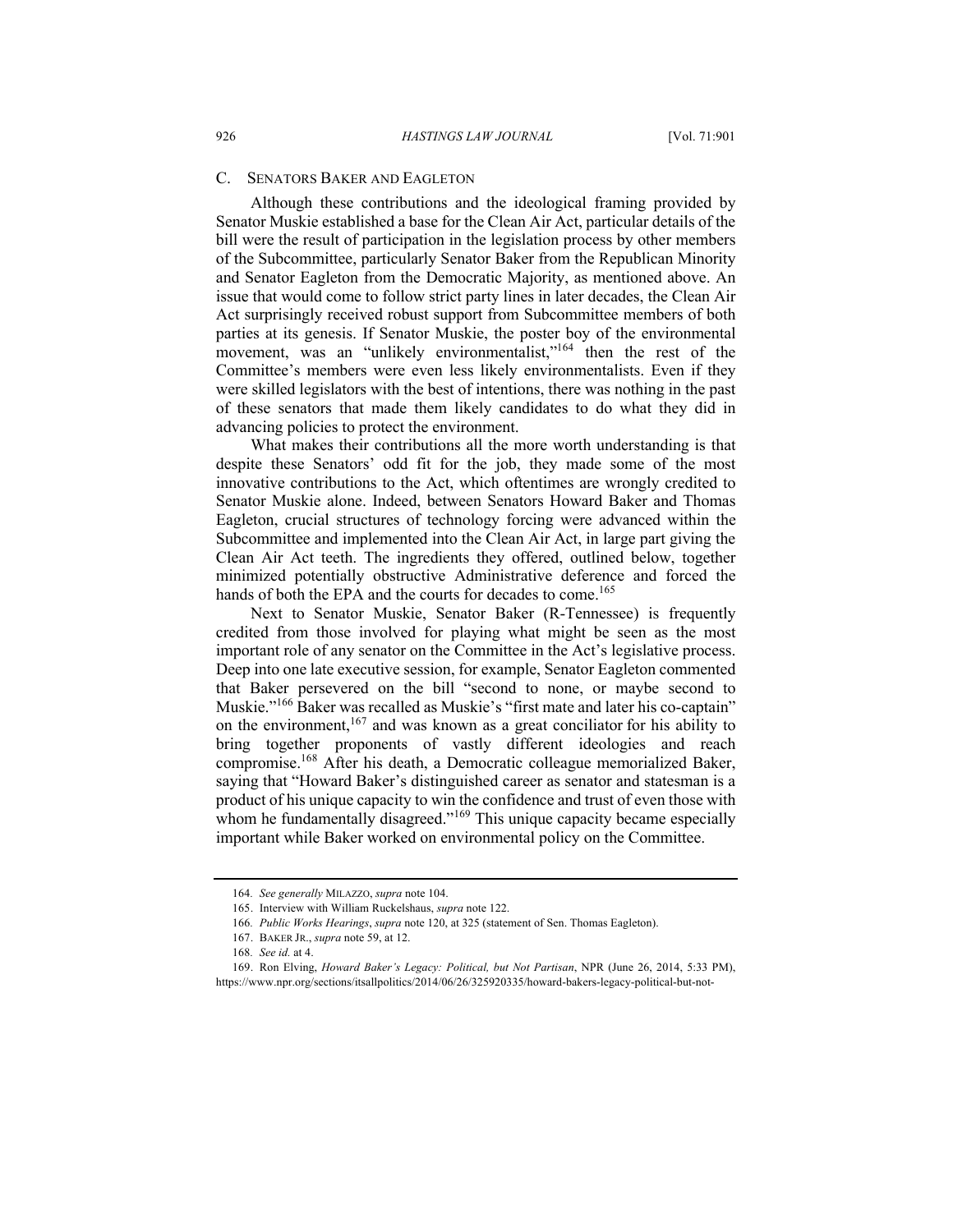### C. SENATORS BAKER AND EAGLETON

Although these contributions and the ideological framing provided by Senator Muskie established a base for the Clean Air Act, particular details of the bill were the result of participation in the legislation process by other members of the Subcommittee, particularly Senator Baker from the Republican Minority and Senator Eagleton from the Democratic Majority, as mentioned above. An issue that would come to follow strict party lines in later decades, the Clean Air Act surprisingly received robust support from Subcommittee members of both parties at its genesis. If Senator Muskie, the poster boy of the environmental movement, was an "unlikely environmentalist,"[164] then the rest of the Committee's members were even less likely environmentalists. Even if they were skilled legislators with the best of intentions, there was nothing in the past of these senators that made them likely candidates to do what they did in advancing policies to protect the environment.

What makes their contributions all the more worth understanding is that despite these Senators' odd fit for the job, they made some of the most innovative contributions to the Act, which oftentimes are wrongly credited to Senator Muskie alone. Indeed, between Senators Howard Baker and Thomas Eagleton, crucial structures of technology forcing were advanced within the Subcommittee and implemented into the Clean Air Act, in large part giving the Clean Air Act teeth. The ingredients they offered, outlined below, together minimized potentially obstructive Administrative deference and forced the hands of both the EPA and the courts for decades to come.[165]

Next to Senator Muskie, Senator Baker (R-Tennessee) is frequently credited from those involved for playing what might be seen as the most important role of any senator on the Committee in the Act's legislative process. Deep into one late executive session, for example, Senator Eagleton commented that Baker persevered on the bill "second to none, or maybe second to Muskie."[166] Baker was recalled as Muskie's "first mate and later his co-captain" on the environment,[167] and was known as a great conciliator for his ability to bring together proponents of vastly different ideologies and reach compromise.[168] After his death, a Democratic colleague memorialized Baker, saying that "Howard Baker's distinguished career as senator and statesman is a product of his unique capacity to win the confidence and trust of even those with whom he fundamentally disagreed."[169] This unique capacity became especially important while Baker worked on environmental policy on the Committee.

---

164. *See generally* MILAZZO, *supra* note 104.

165. Interview with William Ruckelshaus, *supra* note 122.

166. *Public Works Hearings*, *supra* note 120, at 325 (statement of Sen. Thomas Eagleton).

167. BAKER JR., *supra* note 59, at 12.

168. *See id.* at 4.

169. Ron Elving, *Howard Baker's Legacy: Political, but Not Partisan*, NPR (June 26, 2014, 5:33 PM), https://www.npr.org/sections/itsallpolitics/2014/06/26/325920335/howard-bakers-legacy-political-but-not-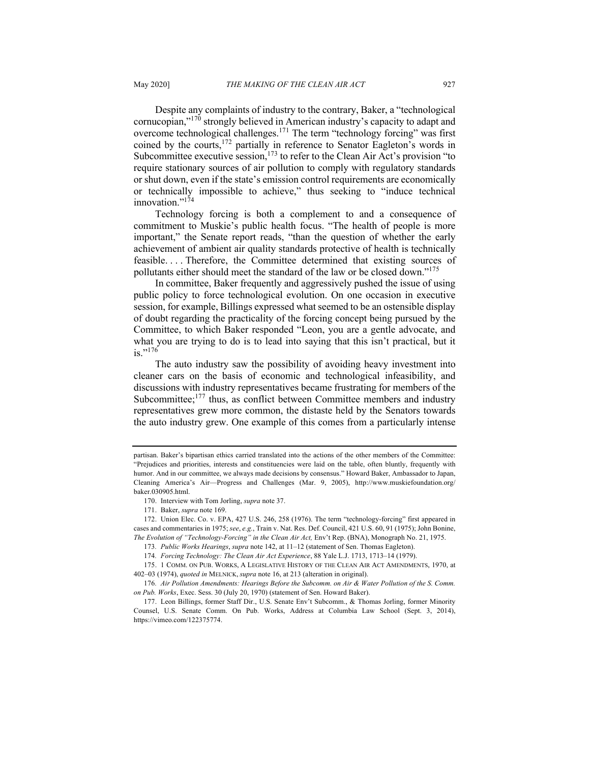Despite any complaints of industry to the contrary, Baker, a "technological cornucopian,"[170] strongly believed in American industry's capacity to adapt and overcome technological challenges.[171] The term "technology forcing" was first coined by the courts,[172] partially in reference to Senator Eagleton's words in Subcommittee executive session,[173] to refer to the Clean Air Act's provision "to require stationary sources of air pollution to comply with regulatory standards or shut down, even if the state's emission control requirements are economically or technically impossible to achieve," thus seeking to "induce technical innovation."[174]

Technology forcing is both a complement to and a consequence of commitment to Muskie's public health focus. "The health of people is more important," the Senate report reads, "than the question of whether the early achievement of ambient air quality standards protective of health is technically feasible. . . . Therefore, the Committee determined that existing sources of pollutants either should meet the standard of the law or be closed down."[175]

In committee, Baker frequently and aggressively pushed the issue of using public policy to force technological evolution. On one occasion in executive session, for example, Billings expressed what seemed to be an ostensible display of doubt regarding the practicality of the forcing concept being pursued by the Committee, to which Baker responded "Leon, you are a gentle advocate, and what you are trying to do is to lead into saying that this isn't practical, but it is."[176]

The auto industry saw the possibility of avoiding heavy investment into cleaner cars on the basis of economic and technological infeasibility, and discussions with industry representatives became frustrating for members of the Subcommittee;[177] thus, as conflict between Committee members and industry representatives grew more common, the distaste held by the Senators towards the auto industry grew. One example of this comes from a particularly intense

---

partisan. Baker's bipartisan ethics carried translated into the actions of the other members of the Committee: "Prejudices and priorities, interests and constituencies were laid on the table, often bluntly, frequently with humor. And in our committee, we always made decisions by consensus." Howard Baker, Ambassador to Japan, Cleaning America's Air—Progress and Challenges (Mar. 9, 2005), http://www.muskiefoundation.org/baker.030905.html.

170. Interview with Tom Jorling, *supra* note 37.

171. Baker, *supra* note 169.

172. Union Elec. Co. v. EPA, 427 U.S. 246, 258 (1976). The term "technology-forcing" first appeared in cases and commentaries in 1975; *see*, *e.g.*, Train v. Nat. Res. Def. Council, 421 U.S. 60, 91 (1975); John Bonine, *The Evolution of "Technology-Forcing" in the Clean Air Act,* Env't Rep. (BNA), Monograph No. 21, 1975.

173. *Public Works Hearings*, *supra* note 142, at 11–12 (statement of Sen. Thomas Eagleton).

174. *Forcing Technology: The Clean Air Act Experience*, 88 Yale L.J. 1713, 1713–14 (1979).

175. 1 COMM. ON PUB. WORKS, A LEGISLATIVE HISTORY OF THE CLEAN AIR ACT AMENDMENTS, 1970, at 402–03 (1974), *quoted in* MELNICK, *supra* note 16, at 213 (alteration in original).

176. *Air Pollution Amendments: Hearings Before the Subcomm. on Air & Water Pollution of the S. Comm. on Pub. Works*, Exec. Sess. 30 (July 20, 1970) (statement of Sen. Howard Baker).

177. Leon Billings, former Staff Dir., U.S. Senate Env't Subcomm., & Thomas Jorling, former Minority Counsel, U.S. Senate Comm. On Pub. Works, Address at Columbia Law School (Sept. 3, 2014), https://vimeo.com/122375774.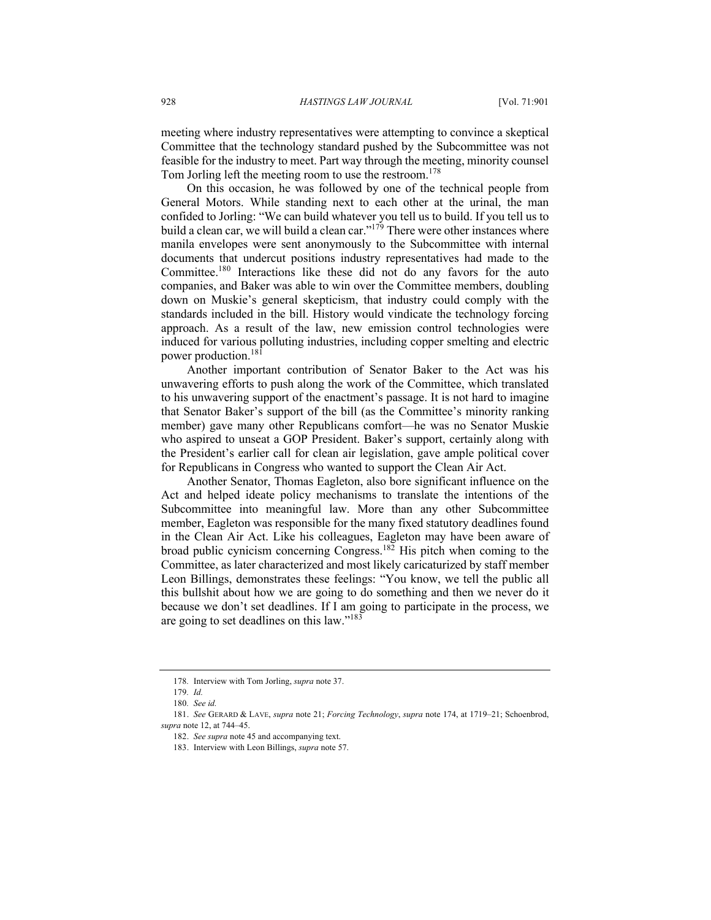meeting where industry representatives were attempting to convince a skeptical Committee that the technology standard pushed by the Subcommittee was not feasible for the industry to meet. Part way through the meeting, minority counsel Tom Jorling left the meeting room to use the restroom.[178]

On this occasion, he was followed by one of the technical people from General Motors. While standing next to each other at the urinal, the man confided to Jorling: "We can build whatever you tell us to build. If you tell us to build a clean car, we will build a clean car."[179] There were other instances where manila envelopes were sent anonymously to the Subcommittee with internal documents that undercut positions industry representatives had made to the Committee.[180] Interactions like these did not do any favors for the auto companies, and Baker was able to win over the Committee members, doubling down on Muskie's general skepticism, that industry could comply with the standards included in the bill. History would vindicate the technology forcing approach. As a result of the law, new emission control technologies were induced for various polluting industries, including copper smelting and electric power production.[181]

Another important contribution of Senator Baker to the Act was his unwavering efforts to push along the work of the Committee, which translated to his unwavering support of the enactment's passage. It is not hard to imagine that Senator Baker's support of the bill (as the Committee's minority ranking member) gave many other Republicans comfort—he was no Senator Muskie who aspired to unseat a GOP President. Baker's support, certainly along with the President's earlier call for clean air legislation, gave ample political cover for Republicans in Congress who wanted to support the Clean Air Act.

Another Senator, Thomas Eagleton, also bore significant influence on the Act and helped ideate policy mechanisms to translate the intentions of the Subcommittee into meaningful law. More than any other Subcommittee member, Eagleton was responsible for the many fixed statutory deadlines found in the Clean Air Act. Like his colleagues, Eagleton may have been aware of broad public cynicism concerning Congress.[182] His pitch when coming to the Committee, as later characterized and most likely caricaturized by staff member Leon Billings, demonstrates these feelings: "You know, we tell the public all this bullshit about how we are going to do something and then we never do it because we don't set deadlines. If I am going to participate in the process, we are going to set deadlines on this law."[183]

---

178. Interview with Tom Jorling, *supra* note 37.

179. *Id.*

180. *See id.*

181. *See* GERARD & LAVE, *supra* note 21; *Forcing Technology*, *supra* note 174, at 1719–21; Schoenbrod, *supra* note 12, at 744–45.

182. *See supra* note 45 and accompanying text.

183. Interview with Leon Billings, *supra* note 57.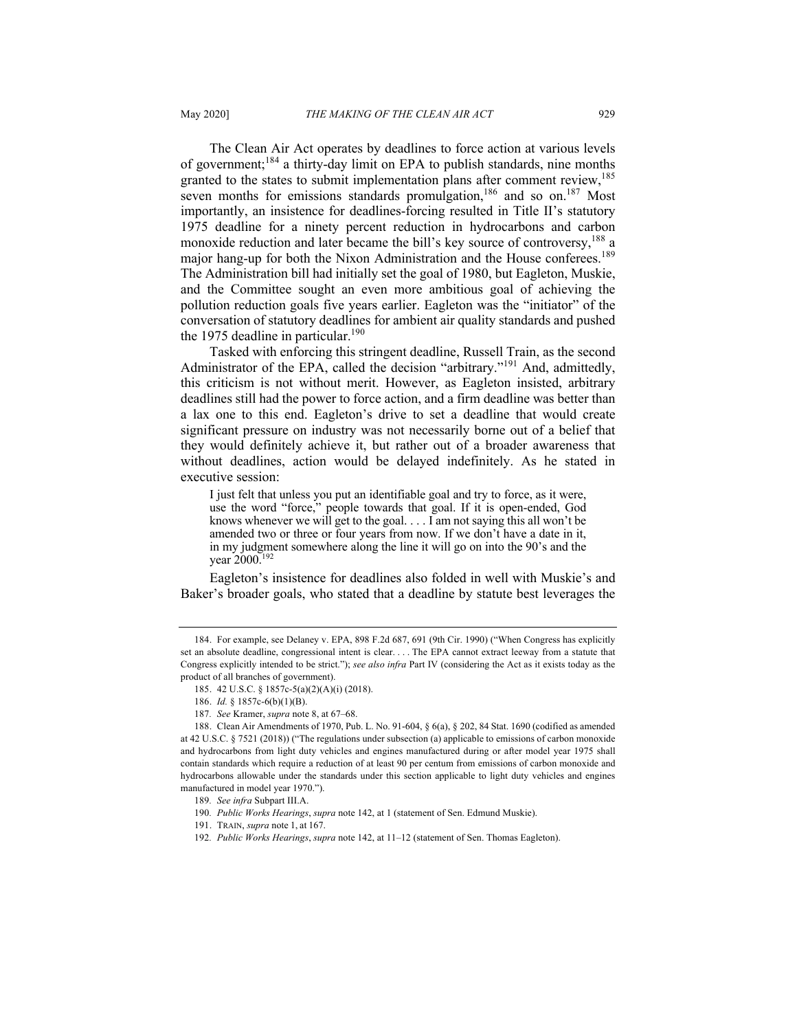The Clean Air Act operates by deadlines to force action at various levels of government;[184] a thirty-day limit on EPA to publish standards, nine months granted to the states to submit implementation plans after comment review,[185] seven months for emissions standards promulgation,[186] and so on.[187] Most importantly, an insistence for deadlines-forcing resulted in Title II's statutory 1975 deadline for a ninety percent reduction in hydrocarbons and carbon monoxide reduction and later became the bill's key source of controversy,[188] a major hang-up for both the Nixon Administration and the House conferees.[189] The Administration bill had initially set the goal of 1980, but Eagleton, Muskie, and the Committee sought an even more ambitious goal of achieving the pollution reduction goals five years earlier. Eagleton was the "initiator" of the conversation of statutory deadlines for ambient air quality standards and pushed the 1975 deadline in particular.[190]

Tasked with enforcing this stringent deadline, Russell Train, as the second Administrator of the EPA, called the decision "arbitrary."[191] And, admittedly, this criticism is not without merit. However, as Eagleton insisted, arbitrary deadlines still had the power to force action, and a firm deadline was better than a lax one to this end. Eagleton's drive to set a deadline that would create significant pressure on industry was not necessarily borne out of a belief that they would definitely achieve it, but rather out of a broader awareness that without deadlines, action would be delayed indefinitely. As he stated in executive session:

> I just felt that unless you put an identifiable goal and try to force, as it were, use the word "force," people towards that goal. If it is open-ended, God knows whenever we will get to the goal. . . . I am not saying this all won't be amended two or three or four years from now. If we don't have a date in it, in my judgment somewhere along the line it will go on into the 90's and the year 2000.[192]

Eagleton's insistence for deadlines also folded in well with Muskie's and Baker's broader goals, who stated that a deadline by statute best leverages the

---

184. For example, see Delaney v. EPA, 898 F.2d 687, 691 (9th Cir. 1990) ("When Congress has explicitly set an absolute deadline, congressional intent is clear. . . . The EPA cannot extract leeway from a statute that Congress explicitly intended to be strict."); *see also infra* Part IV (considering the Act as it exists today as the product of all branches of government).

185. 42 U.S.C. § 1857c-5(a)(2)(A)(i) (2018).

186. *Id.* § 1857c-6(b)(1)(B).

187. *See* Kramer, *supra* note 8, at 67–68.

188. Clean Air Amendments of 1970, Pub. L. No. 91-604, § 6(a), § 202, 84 Stat. 1690 (codified as amended at 42 U.S.C. § 7521 (2018)) ("The regulations under subsection (a) applicable to emissions of carbon monoxide and hydrocarbons from light duty vehicles and engines manufactured during or after model year 1975 shall contain standards which require a reduction of at least 90 per centum from emissions of carbon monoxide and hydrocarbons allowable under the standards under this section applicable to light duty vehicles and engines manufactured in model year 1970.").

189. *See infra* Subpart III.A.

190. *Public Works Hearings*, *supra* note 142, at 1 (statement of Sen. Edmund Muskie).

191. TRAIN, *supra* note 1, at 167.

192. *Public Works Hearings*, *supra* note 142, at 11–12 (statement of Sen. Thomas Eagleton).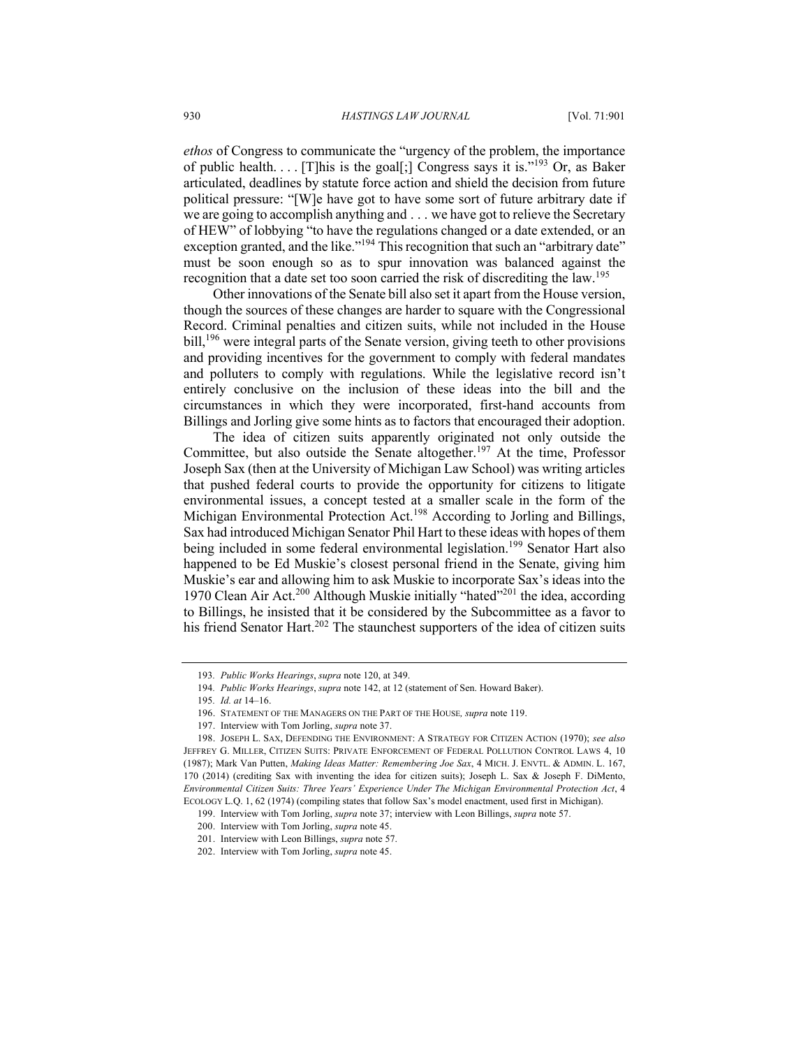*ethos* of Congress to communicate the "urgency of the problem, the importance of public health. . . . [T]his is the goal[;] Congress says it is."[193] Or, as Baker articulated, deadlines by statute force action and shield the decision from future political pressure: "[W]e have got to have some sort of future arbitrary date if we are going to accomplish anything and . . . we have got to relieve the Secretary of HEW" of lobbying "to have the regulations changed or a date extended, or an exception granted, and the like."[194] This recognition that such an "arbitrary date" must be soon enough so as to spur innovation was balanced against the recognition that a date set too soon carried the risk of discrediting the law.[195]

Other innovations of the Senate bill also set it apart from the House version, though the sources of these changes are harder to square with the Congressional Record. Criminal penalties and citizen suits, while not included in the House bill,[196] were integral parts of the Senate version, giving teeth to other provisions and providing incentives for the government to comply with federal mandates and polluters to comply with regulations. While the legislative record isn't entirely conclusive on the inclusion of these ideas into the bill and the circumstances in which they were incorporated, first-hand accounts from Billings and Jorling give some hints as to factors that encouraged their adoption.

The idea of citizen suits apparently originated not only outside the Committee, but also outside the Senate altogether.[197] At the time, Professor Joseph Sax (then at the University of Michigan Law School) was writing articles that pushed federal courts to provide the opportunity for citizens to litigate environmental issues, a concept tested at a smaller scale in the form of the Michigan Environmental Protection Act.[198] According to Jorling and Billings, Sax had introduced Michigan Senator Phil Hart to these ideas with hopes of them being included in some federal environmental legislation.[199] Senator Hart also happened to be Ed Muskie's closest personal friend in the Senate, giving him Muskie's ear and allowing him to ask Muskie to incorporate Sax's ideas into the 1970 Clean Air Act.[200] Although Muskie initially "hated"[201] the idea, according to Billings, he insisted that it be considered by the Subcommittee as a favor to his friend Senator Hart.[202] The staunchest supporters of the idea of citizen suits

---

193. *Public Works Hearings*, *supra* note 120, at 349.

194. *Public Works Hearings*, *supra* note 142, at 12 (statement of Sen. Howard Baker).

195. *Id. at* 14–16.

196. STATEMENT OF THE MANAGERS ON THE PART OF THE HOUSE, *supra* note 119.

197. Interview with Tom Jorling, *supra* note 37.

198. JOSEPH L. SAX, DEFENDING THE ENVIRONMENT: A STRATEGY FOR CITIZEN ACTION (1970); *see also* JEFFREY G. MILLER, CITIZEN SUITS: PRIVATE ENFORCEMENT OF FEDERAL POLLUTION CONTROL LAWS 4, 10 (1987); Mark Van Putten, *Making Ideas Matter: Remembering Joe Sax*, 4 MICH. J. ENVTL. & ADMIN. L. 167, 170 (2014) (crediting Sax with inventing the idea for citizen suits); Joseph L. Sax & Joseph F. DiMento, *Environmental Citizen Suits: Three Years' Experience Under The Michigan Environmental Protection Act*, 4 ECOLOGY L.Q. 1, 62 (1974) (compiling states that follow Sax's model enactment, used first in Michigan).

199. Interview with Tom Jorling, *supra* note 37; interview with Leon Billings, *supra* note 57.

200. Interview with Tom Jorling, *supra* note 45.

201. Interview with Leon Billings, *supra* note 57.

202. Interview with Tom Jorling, *supra* note 45.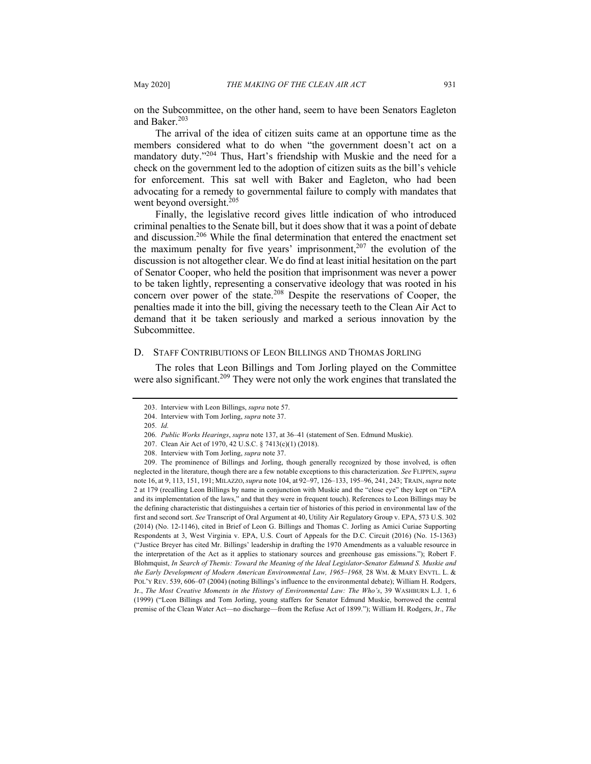on the Subcommittee, on the other hand, seem to have been Senators Eagleton and Baker.[203]

The arrival of the idea of citizen suits came at an opportune time as the members considered what to do when "the government doesn't act on a mandatory duty."[204] Thus, Hart's friendship with Muskie and the need for a check on the government led to the adoption of citizen suits as the bill's vehicle for enforcement. This sat well with Baker and Eagleton, who had been advocating for a remedy to governmental failure to comply with mandates that went beyond oversight.[205]

Finally, the legislative record gives little indication of who introduced criminal penalties to the Senate bill, but it does show that it was a point of debate and discussion.[206] While the final determination that entered the enactment set the maximum penalty for five years' imprisonment,[207] the evolution of the discussion is not altogether clear. We do find at least initial hesitation on the part of Senator Cooper, who held the position that imprisonment was never a power to be taken lightly, representing a conservative ideology that was rooted in his concern over power of the state.[208] Despite the reservations of Cooper, the penalties made it into the bill, giving the necessary teeth to the Clean Air Act to demand that it be taken seriously and marked a serious innovation by the Subcommittee.

### D. Staff Contributions of Leon Billings and Thomas Jorling

The roles that Leon Billings and Tom Jorling played on the Committee were also significant.[209] They were not only the work engines that translated the

---

203. Interview with Leon Billings, *supra* note 57.

204. Interview with Tom Jorling, *supra* note 37.

205. *Id.*

206. *Public Works Hearings*, *supra* note 137, at 36–41 (statement of Sen. Edmund Muskie).

207. Clean Air Act of 1970, 42 U.S.C. § 7413(c)(1) (2018).

208. Interview with Tom Jorling, *supra* note 37.

209. The prominence of Billings and Jorling, though generally recognized by those involved, is often neglected in the literature, though there are a few notable exceptions to this characterization. *See* Flippen, *supra* note 16, at 9, 113, 151, 191; Milazzo, *supra* note 104, at 92–97, 126–133, 195–96, 241, 243; Train, *supra* note 2 at 179 (recalling Leon Billings by name in conjunction with Muskie and the "close eye" they kept on "EPA and its implementation of the laws," and that they were in frequent touch). References to Leon Billings may be the defining characteristic that distinguishes a certain tier of histories of this period in environmental law of the first and second sort. *See* Transcript of Oral Argument at 40, Utility Air Regulatory Group v. EPA, 573 U.S. 302 (2014) (No. 12-1146), cited in Brief of Leon G. Billings and Thomas C. Jorling as Amici Curiae Supporting Respondents at 3, West Virginia v. EPA, U.S. Court of Appeals for the D.C. Circuit (2016) (No. 15-1363) ("Justice Breyer has cited Mr. Billings' leadership in drafting the 1970 Amendments as a valuable resource in the interpretation of the Act as it applies to stationary sources and greenhouse gas emissions."); Robert F. Blohmquist, *In Search of Themis: Toward the Meaning of the Ideal Legislator-Senator Edmund S. Muskie and the Early Development of Modern American Environmental Law, 1965–1968,* 28 Wm. & Mary Envtl. L. & Pol'y Rev. 539, 606–07 (2004) (noting Billings's influence to the environmental debate); William H. Rodgers, Jr., *The Most Creative Moments in the History of Environmental Law: The Who's*, 39 Washburn L.J. 1, 6 (1999) ("Leon Billings and Tom Jorling, young staffers for Senator Edmund Muskie, borrowed the central premise of the Clean Water Act—no discharge—from the Refuse Act of 1899."); William H. Rodgers, Jr., *The*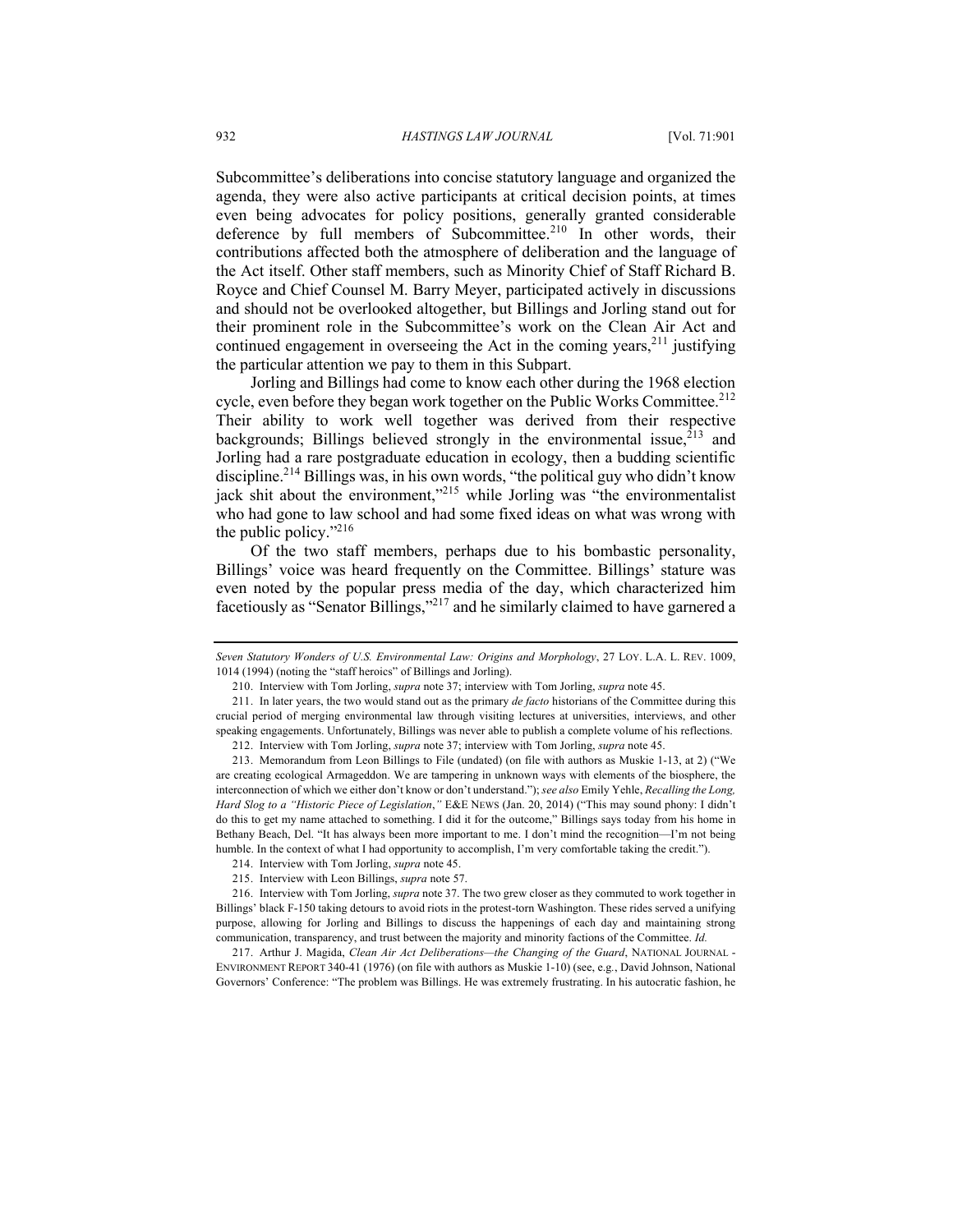Subcommittee's deliberations into concise statutory language and organized the agenda, they were also active participants at critical decision points, at times even being advocates for policy positions, generally granted considerable deference by full members of Subcommittee.[210] In other words, their contributions affected both the atmosphere of deliberation and the language of the Act itself. Other staff members, such as Minority Chief of Staff Richard B. Royce and Chief Counsel M. Barry Meyer, participated actively in discussions and should not be overlooked altogether, but Billings and Jorling stand out for their prominent role in the Subcommittee's work on the Clean Air Act and continued engagement in overseeing the Act in the coming years,[211] justifying the particular attention we pay to them in this Subpart.

Jorling and Billings had come to know each other during the 1968 election cycle, even before they began work together on the Public Works Committee.[212] Their ability to work well together was derived from their respective backgrounds; Billings believed strongly in the environmental issue,[213] and Jorling had a rare postgraduate education in ecology, then a budding scientific discipline.[214] Billings was, in his own words, "the political guy who didn't know jack shit about the environment,"[215] while Jorling was "the environmentalist who had gone to law school and had some fixed ideas on what was wrong with the public policy."[216]

Of the two staff members, perhaps due to his bombastic personality, Billings' voice was heard frequently on the Committee. Billings' stature was even noted by the popular press media of the day, which characterized him facetiously as "Senator Billings,"[217] and he similarly claimed to have garnered a

---

*Seven Statutory Wonders of U.S. Environmental Law: Origins and Morphology*, 27 LOY. L.A. L. REV. 1009, 1014 (1994) (noting the "staff heroics" of Billings and Jorling).

210. Interview with Tom Jorling, *supra* note 37; interview with Tom Jorling, *supra* note 45.

211. In later years, the two would stand out as the primary *de facto* historians of the Committee during this crucial period of merging environmental law through visiting lectures at universities, interviews, and other speaking engagements. Unfortunately, Billings was never able to publish a complete volume of his reflections.

212. Interview with Tom Jorling, *supra* note 37; interview with Tom Jorling, *supra* note 45.

213. Memorandum from Leon Billings to File (undated) (on file with authors as Muskie 1-13, at 2) ("We are creating ecological Armageddon. We are tampering in unknown ways with elements of the biosphere, the interconnection of which we either don't know or don't understand."); *see also* Emily Yehle, *Recalling the Long, Hard Slog to a "Historic Piece of Legislation*,*"* E&E NEWS (Jan. 20, 2014) ("This may sound phony: I didn't do this to get my name attached to something. I did it for the outcome," Billings says today from his home in Bethany Beach, Del. "It has always been more important to me. I don't mind the recognition—I'm not being humble. In the context of what I had opportunity to accomplish, I'm very comfortable taking the credit.").

214. Interview with Tom Jorling, *supra* note 45.

215. Interview with Leon Billings, *supra* note 57.

216. Interview with Tom Jorling, *supra* note 37. The two grew closer as they commuted to work together in Billings' black F-150 taking detours to avoid riots in the protest-torn Washington. These rides served a unifying purpose, allowing for Jorling and Billings to discuss the happenings of each day and maintaining strong communication, transparency, and trust between the majority and minority factions of the Committee. *Id.*

217. Arthur J. Magida, *Clean Air Act Deliberations—the Changing of the Guard*, NATIONAL JOURNAL - ENVIRONMENT REPORT 340-41 (1976) (on file with authors as Muskie 1-10) (see, e.g., David Johnson, National Governors' Conference: "The problem was Billings. He was extremely frustrating. In his autocratic fashion, he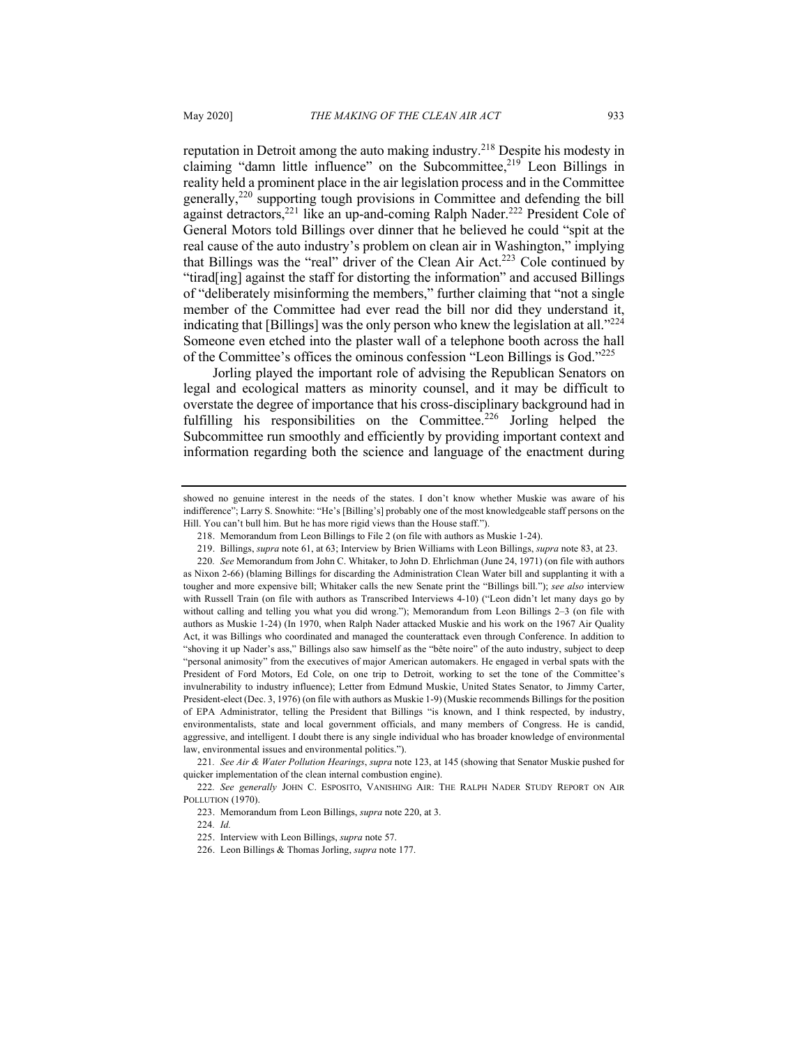reputation in Detroit among the auto making industry.[218] Despite his modesty in claiming "damn little influence" on the Subcommittee,[219] Leon Billings in reality held a prominent place in the air legislation process and in the Committee generally,[220] supporting tough provisions in Committee and defending the bill against detractors,[221] like an up-and-coming Ralph Nader.[222] President Cole of General Motors told Billings over dinner that he believed he could "spit at the real cause of the auto industry's problem on clean air in Washington," implying that Billings was the "real" driver of the Clean Air Act.[223] Cole continued by "tirad[ing] against the staff for distorting the information" and accused Billings of "deliberately misinforming the members," further claiming that "not a single member of the Committee had ever read the bill nor did they understand it, indicating that [Billings] was the only person who knew the legislation at all."[224] Someone even etched into the plaster wall of a telephone booth across the hall of the Committee's offices the ominous confession "Leon Billings is God."[225]

Jorling played the important role of advising the Republican Senators on legal and ecological matters as minority counsel, and it may be difficult to overstate the degree of importance that his cross-disciplinary background had in fulfilling his responsibilities on the Committee.[226] Jorling helped the Subcommittee run smoothly and efficiently by providing important context and information regarding both the science and language of the enactment during

---

showed no genuine interest in the needs of the states. I don't know whether Muskie was aware of his indifference"; Larry S. Snowhite: "He's [Billing's] probably one of the most knowledgeable staff persons on the Hill. You can't bull him. But he has more rigid views than the House staff.").

218. Memorandum from Leon Billings to File 2 (on file with authors as Muskie 1-24).

219. Billings, *supra* note 61, at 63; Interview by Brien Williams with Leon Billings, *supra* note 83, at 23.

220. *See* Memorandum from John C. Whitaker, to John D. Ehrlichman (June 24, 1971) (on file with authors as Nixon 2-66) (blaming Billings for discarding the Administration Clean Water bill and supplanting it with a tougher and more expensive bill; Whitaker calls the new Senate print the "Billings bill."); *see also* interview with Russell Train (on file with authors as Transcribed Interviews 4-10) ("Leon didn't let many days go by without calling and telling you what you did wrong."); Memorandum from Leon Billings 2–3 (on file with authors as Muskie 1-24) (In 1970, when Ralph Nader attacked Muskie and his work on the 1967 Air Quality Act, it was Billings who coordinated and managed the counterattack even through Conference. In addition to "shoving it up Nader's ass," Billings also saw himself as the "bête noire" of the auto industry, subject to deep "personal animosity" from the executives of major American automakers. He engaged in verbal spats with the President of Ford Motors, Ed Cole, on one trip to Detroit, working to set the tone of the Committee's invulnerability to industry influence); Letter from Edmund Muskie, United States Senator, to Jimmy Carter, President-elect (Dec. 3, 1976) (on file with authors as Muskie 1-9) (Muskie recommends Billings for the position of EPA Administrator, telling the President that Billings "is known, and I think respected, by industry, environmentalists, state and local government officials, and many members of Congress. He is candid, aggressive, and intelligent. I doubt there is any single individual who has broader knowledge of environmental law, environmental issues and environmental politics.").

221. *See Air & Water Pollution Hearings*, *supra* note 123, at 145 (showing that Senator Muskie pushed for quicker implementation of the clean internal combustion engine).

222. *See generally* JOHN C. ESPOSITO, VANISHING AIR: THE RALPH NADER STUDY REPORT ON AIR POLLUTION (1970).

223. Memorandum from Leon Billings, *supra* note 220, at 3.

224. *Id.*

225. Interview with Leon Billings, *supra* note 57.

226. Leon Billings & Thomas Jorling, *supra* note 177.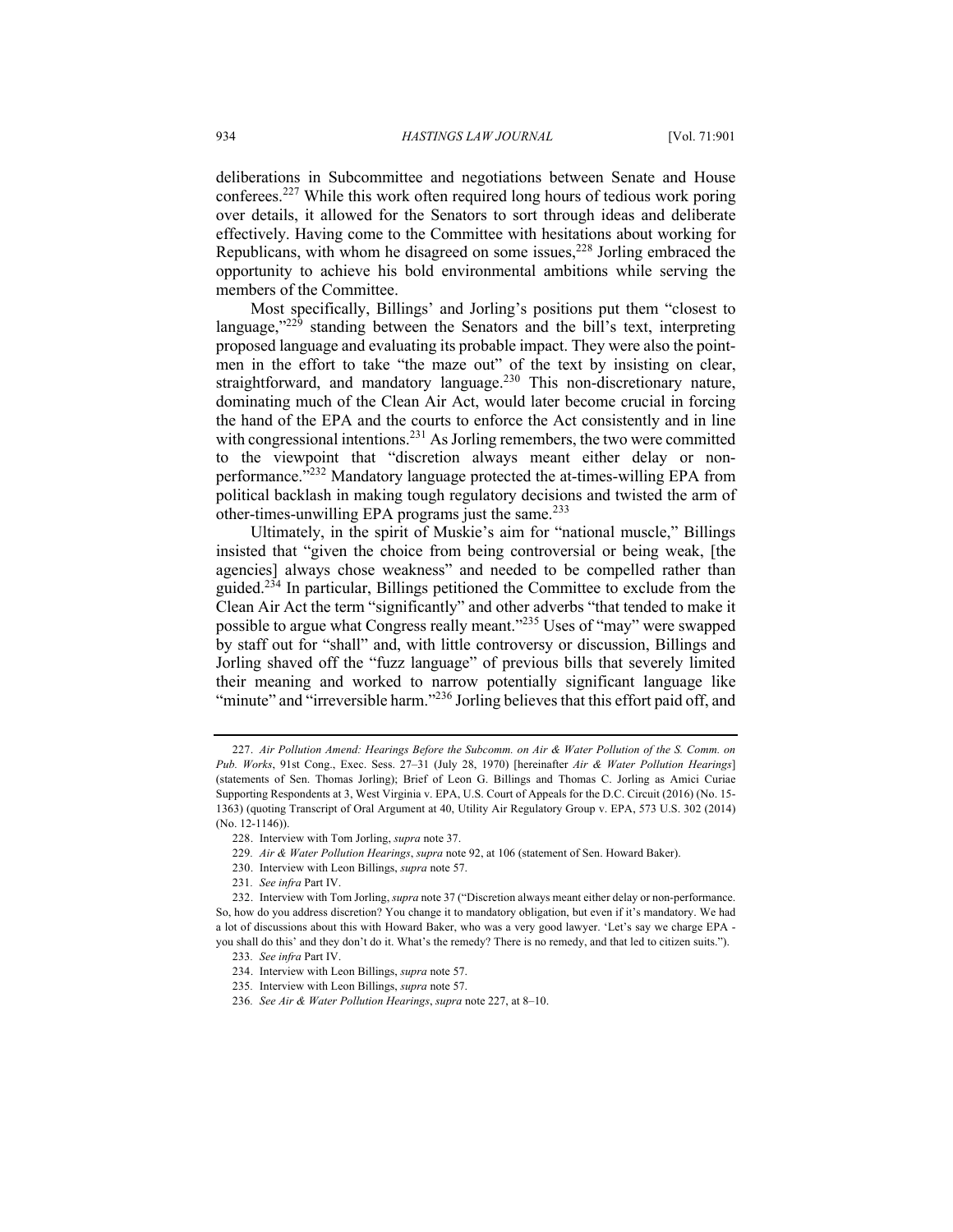deliberations in Subcommittee and negotiations between Senate and House conferees.[227] While this work often required long hours of tedious work poring over details, it allowed for the Senators to sort through ideas and deliberate effectively. Having come to the Committee with hesitations about working for Republicans, with whom he disagreed on some issues,[228] Jorling embraced the opportunity to achieve his bold environmental ambitions while serving the members of the Committee.

Most specifically, Billings' and Jorling's positions put them "closest to language,"[229] standing between the Senators and the bill's text, interpreting proposed language and evaluating its probable impact. They were also the point-men in the effort to take "the maze out" of the text by insisting on clear, straightforward, and mandatory language.[230] This non-discretionary nature, dominating much of the Clean Air Act, would later become crucial in forcing the hand of the EPA and the courts to enforce the Act consistently and in line with congressional intentions.[231] As Jorling remembers, the two were committed to the viewpoint that "discretion always meant either delay or non-performance."[232] Mandatory language protected the at-times-willing EPA from political backlash in making tough regulatory decisions and twisted the arm of other-times-unwilling EPA programs just the same.[233]

Ultimately, in the spirit of Muskie's aim for "national muscle," Billings insisted that "given the choice from being controversial or being weak, [the agencies] always chose weakness" and needed to be compelled rather than guided.[234] In particular, Billings petitioned the Committee to exclude from the Clean Air Act the term "significantly" and other adverbs "that tended to make it possible to argue what Congress really meant."[235] Uses of "may" were swapped by staff out for "shall" and, with little controversy or discussion, Billings and Jorling shaved off the "fuzz language" of previous bills that severely limited their meaning and worked to narrow potentially significant language like "minute" and "irreversible harm."[236] Jorling believes that this effort paid off, and

---

227. *Air Pollution Amend: Hearings Before the Subcomm. on Air & Water Pollution of the S. Comm. on Pub. Works*, 91st Cong., Exec. Sess. 27–31 (July 28, 1970) [hereinafter *Air & Water Pollution Hearings*] (statements of Sen. Thomas Jorling); Brief of Leon G. Billings and Thomas C. Jorling as Amici Curiae Supporting Respondents at 3, West Virginia v. EPA, U.S. Court of Appeals for the D.C. Circuit (2016) (No. 15-1363) (quoting Transcript of Oral Argument at 40, Utility Air Regulatory Group v. EPA, 573 U.S. 302 (2014) (No. 12-1146)).

228. Interview with Tom Jorling, *supra* note 37.

229. *Air & Water Pollution Hearings*, *supra* note 92, at 106 (statement of Sen. Howard Baker).

230. Interview with Leon Billings, *supra* note 57.

231. *See infra* Part IV.

232. Interview with Tom Jorling, *supra* note 37 ("Discretion always meant either delay or non-performance. So, how do you address discretion? You change it to mandatory obligation, but even if it's mandatory. We had a lot of discussions about this with Howard Baker, who was a very good lawyer. 'Let's say we charge EPA - you shall do this' and they don't do it. What's the remedy? There is no remedy, and that led to citizen suits.").

233. *See infra* Part IV.

234. Interview with Leon Billings, *supra* note 57.

235. Interview with Leon Billings, *supra* note 57.

236. *See Air & Water Pollution Hearings*, *supra* note 227, at 8–10.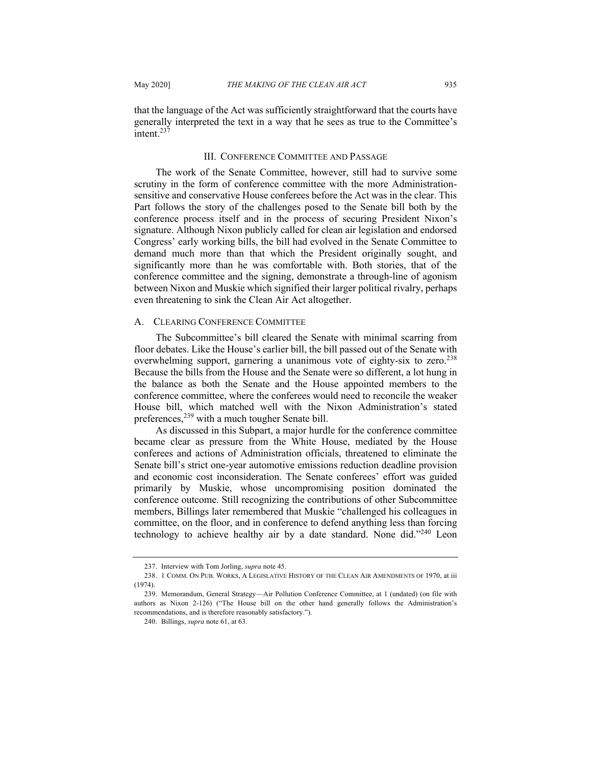that the language of the Act was sufficiently straightforward that the courts have generally interpreted the text in a way that he sees as true to the Committee's intent.[237]

## III. CONFERENCE COMMITTEE AND PASSAGE

The work of the Senate Committee, however, still had to survive some scrutiny in the form of conference committee with the more Administration-sensitive and conservative House conferees before the Act was in the clear. This Part follows the story of the challenges posed to the Senate bill both by the conference process itself and in the process of securing President Nixon's signature. Although Nixon publicly called for clean air legislation and endorsed Congress' early working bills, the bill had evolved in the Senate Committee to demand much more than that which the President originally sought, and significantly more than he was comfortable with. Both stories, that of the conference committee and the signing, demonstrate a through-line of agonism between Nixon and Muskie which signified their larger political rivalry, perhaps even threatening to sink the Clean Air Act altogether.

### A. CLEARING CONFERENCE COMMITTEE

The Subcommittee's bill cleared the Senate with minimal scarring from floor debates. Like the House's earlier bill, the bill passed out of the Senate with overwhelming support, garnering a unanimous vote of eighty-six to zero.[238] Because the bills from the House and the Senate were so different, a lot hung in the balance as both the Senate and the House appointed members to the conference committee, where the conferees would need to reconcile the weaker House bill, which matched well with the Nixon Administration's stated preferences,[239] with a much tougher Senate bill.

As discussed in this Subpart, a major hurdle for the conference committee became clear as pressure from the White House, mediated by the House conferees and actions of Administration officials, threatened to eliminate the Senate bill's strict one-year automotive emissions reduction deadline provision and economic cost inconsideration. The Senate conferees' effort was guided primarily by Muskie, whose uncompromising position dominated the conference outcome. Still recognizing the contributions of other Subcommittee members, Billings later remembered that Muskie "challenged his colleagues in committee, on the floor, and in conference to defend anything less than forcing technology to achieve healthy air by a date standard. None did."[240] Leon

---

237. Interview with Tom Jorling, *supra* note 45.

238. 1 COMM. ON PUB. WORKS, A LEGISLATIVE HISTORY OF THE CLEAN AIR AMENDMENTS OF 1970, at iii (1974).

239. Memorandum, General Strategy—Air Pollution Conference Committee, at 1 (undated) (on file with authors as Nixon 2-126) ("The House bill on the other hand generally follows the Administration's recommendations, and is therefore reasonably satisfactory.").

240. Billings, *supra* note 61, at 63.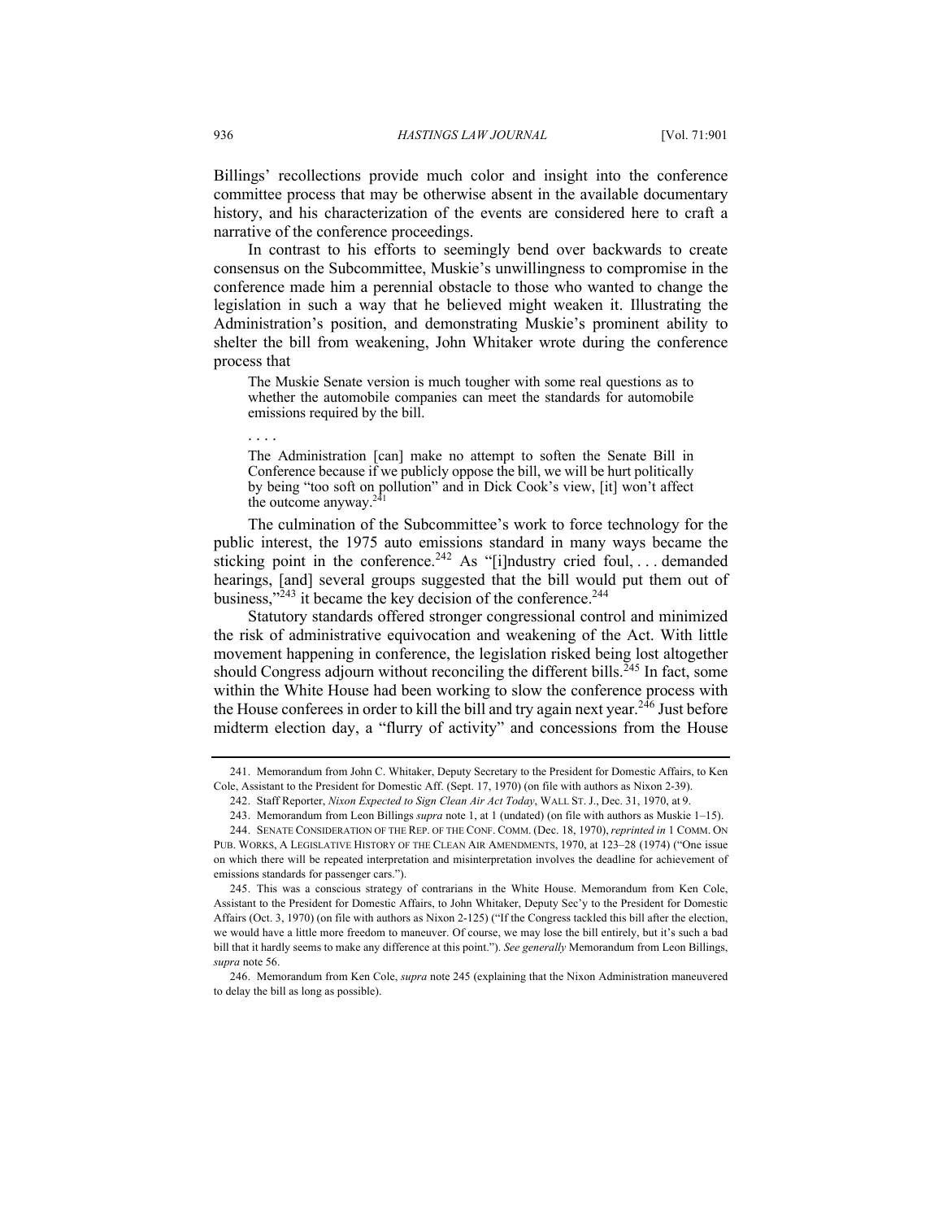Billings' recollections provide much color and insight into the conference committee process that may be otherwise absent in the available documentary history, and his characterization of the events are considered here to craft a narrative of the conference proceedings.

In contrast to his efforts to seemingly bend over backwards to create consensus on the Subcommittee, Muskie's unwillingness to compromise in the conference made him a perennial obstacle to those who wanted to change the legislation in such a way that he believed might weaken it. Illustrating the Administration's position, and demonstrating Muskie's prominent ability to shelter the bill from weakening, John Whitaker wrote during the conference process that

> The Muskie Senate version is much tougher with some real questions as to whether the automobile companies can meet the standards for automobile emissions required by the bill.
>
> . . . .
>
> The Administration [can] make no attempt to soften the Senate Bill in Conference because if we publicly oppose the bill, we will be hurt politically by being "too soft on pollution" and in Dick Cook's view, [it] won't affect the outcome anyway.[241]

The culmination of the Subcommittee's work to force technology for the public interest, the 1975 auto emissions standard in many ways became the sticking point in the conference.[242] As "[i]ndustry cried foul, . . . demanded hearings, [and] several groups suggested that the bill would put them out of business,"[243] it became the key decision of the conference.[244]

Statutory standards offered stronger congressional control and minimized the risk of administrative equivocation and weakening of the Act. With little movement happening in conference, the legislation risked being lost altogether should Congress adjourn without reconciling the different bills.[245] In fact, some within the White House had been working to slow the conference process with the House conferees in order to kill the bill and try again next year.[246] Just before midterm election day, a "flurry of activity" and concessions from the House

---

241. Memorandum from John C. Whitaker, Deputy Secretary to the President for Domestic Affairs, to Ken Cole, Assistant to the President for Domestic Aff. (Sept. 17, 1970) (on file with authors as Nixon 2-39).

242. Staff Reporter, *Nixon Expected to Sign Clean Air Act Today*, WALL ST. J., Dec. 31, 1970, at 9.

243. Memorandum from Leon Billings *supra* note 1, at 1 (undated) (on file with authors as Muskie 1–15).

244. SENATE CONSIDERATION OF THE REP. OF THE CONF. COMM. (Dec. 18, 1970), *reprinted in* 1 COMM. ON PUB. WORKS, A LEGISLATIVE HISTORY OF THE CLEAN AIR AMENDMENTS, 1970, at 123–28 (1974) ("One issue on which there will be repeated interpretation and misinterpretation involves the deadline for achievement of emissions standards for passenger cars.").

245. This was a conscious strategy of contrarians in the White House. Memorandum from Ken Cole, Assistant to the President for Domestic Affairs, to John Whitaker, Deputy Sec'y to the President for Domestic Affairs (Oct. 3, 1970) (on file with authors as Nixon 2-125) ("If the Congress tackled this bill after the election, we would have a little more freedom to maneuver. Of course, we may lose the bill entirely, but it's such a bad bill that it hardly seems to make any difference at this point."). *See generally* Memorandum from Leon Billings, *supra* note 56.

246. Memorandum from Ken Cole, *supra* note 245 (explaining that the Nixon Administration maneuvered to delay the bill as long as possible).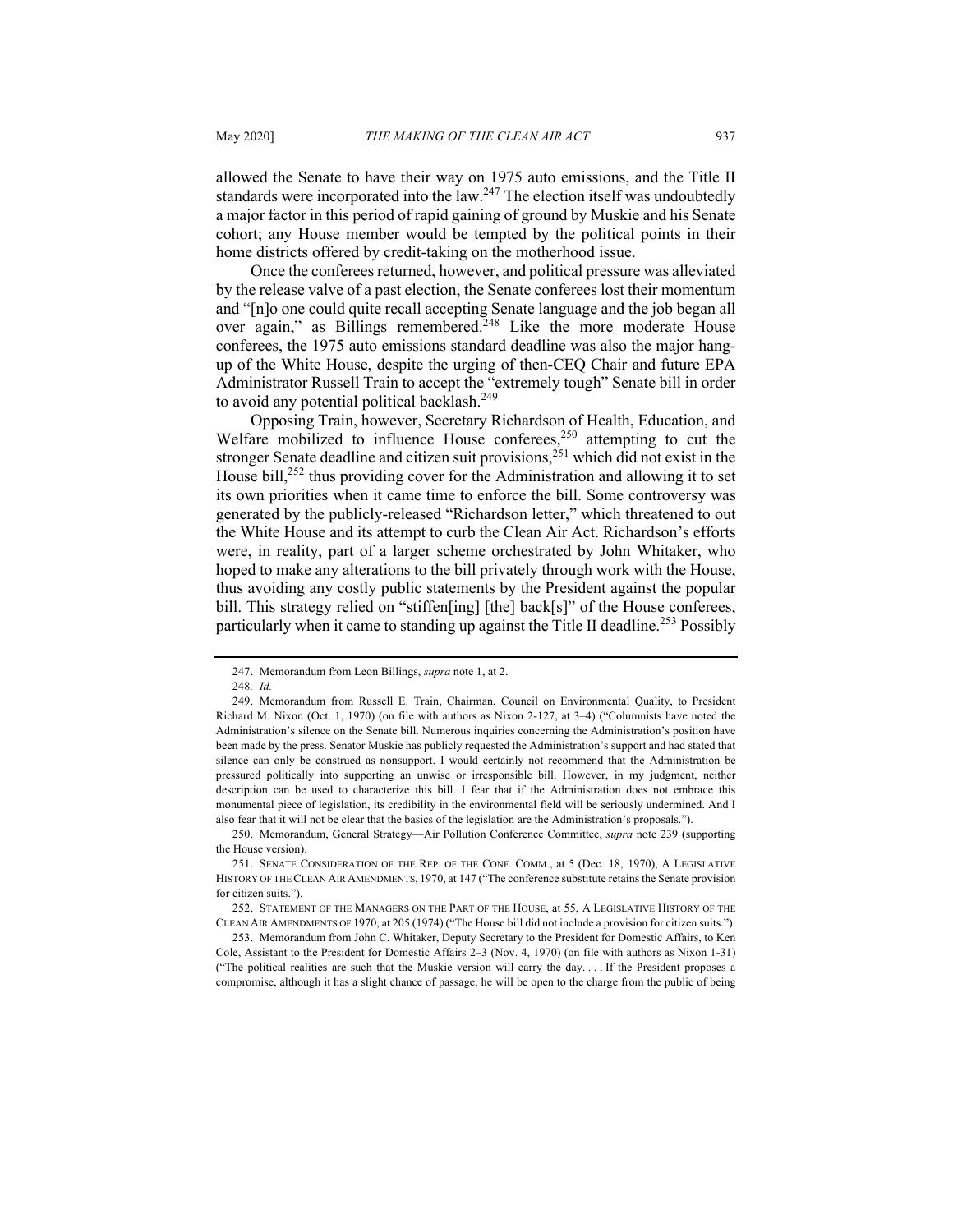allowed the Senate to have their way on 1975 auto emissions, and the Title II standards were incorporated into the law.[247] The election itself was undoubtedly a major factor in this period of rapid gaining of ground by Muskie and his Senate cohort; any House member would be tempted by the political points in their home districts offered by credit-taking on the motherhood issue.

Once the conferees returned, however, and political pressure was alleviated by the release valve of a past election, the Senate conferees lost their momentum and "[n]o one could quite recall accepting Senate language and the job began all over again," as Billings remembered.[248] Like the more moderate House conferees, the 1975 auto emissions standard deadline was also the major hang-up of the White House, despite the urging of then-CEQ Chair and future EPA Administrator Russell Train to accept the "extremely tough" Senate bill in order to avoid any potential political backlash.[249]

Opposing Train, however, Secretary Richardson of Health, Education, and Welfare mobilized to influence House conferees,[250] attempting to cut the stronger Senate deadline and citizen suit provisions,[251] which did not exist in the House bill,[252] thus providing cover for the Administration and allowing it to set its own priorities when it came time to enforce the bill. Some controversy was generated by the publicly-released "Richardson letter," which threatened to out the White House and its attempt to curb the Clean Air Act. Richardson's efforts were, in reality, part of a larger scheme orchestrated by John Whitaker, who hoped to make any alterations to the bill privately through work with the House, thus avoiding any costly public statements by the President against the popular bill. This strategy relied on "stiffen[ing] [the] back[s]" of the House conferees, particularly when it came to standing up against the Title II deadline.[253] Possibly

---

247. Memorandum from Leon Billings, *supra* note 1, at 2.

248. *Id.*

249. Memorandum from Russell E. Train, Chairman, Council on Environmental Quality, to President Richard M. Nixon (Oct. 1, 1970) (on file with authors as Nixon 2-127, at 3–4) ("Columnists have noted the Administration's silence on the Senate bill. Numerous inquiries concerning the Administration's position have been made by the press. Senator Muskie has publicly requested the Administration's support and had stated that silence can only be construed as nonsupport. I would certainly not recommend that the Administration be pressured politically into supporting an unwise or irresponsible bill. However, in my judgment, neither description can be used to characterize this bill. I fear that if the Administration does not embrace this monumental piece of legislation, its credibility in the environmental field will be seriously undermined. And I also fear that it will not be clear that the basics of the legislation are the Administration's proposals.").

250. Memorandum, General Strategy—Air Pollution Conference Committee, *supra* note 239 (supporting the House version).

251. SENATE CONSIDERATION OF THE REP. OF THE CONF. COMM., at 5 (Dec. 18, 1970), A LEGISLATIVE HISTORY OF THE CLEAN AIR AMENDMENTS, 1970, at 147 ("The conference substitute retains the Senate provision for citizen suits.").

252. STATEMENT OF THE MANAGERS ON THE PART OF THE HOUSE, at 55, A LEGISLATIVE HISTORY OF THE CLEAN AIR AMENDMENTS OF 1970, at 205 (1974) ("The House bill did not include a provision for citizen suits.").

253. Memorandum from John C. Whitaker, Deputy Secretary to the President for Domestic Affairs, to Ken Cole, Assistant to the President for Domestic Affairs 2–3 (Nov. 4, 1970) (on file with authors as Nixon 1-31) ("The political realities are such that the Muskie version will carry the day. . . . If the President proposes a compromise, although it has a slight chance of passage, he will be open to the charge from the public of being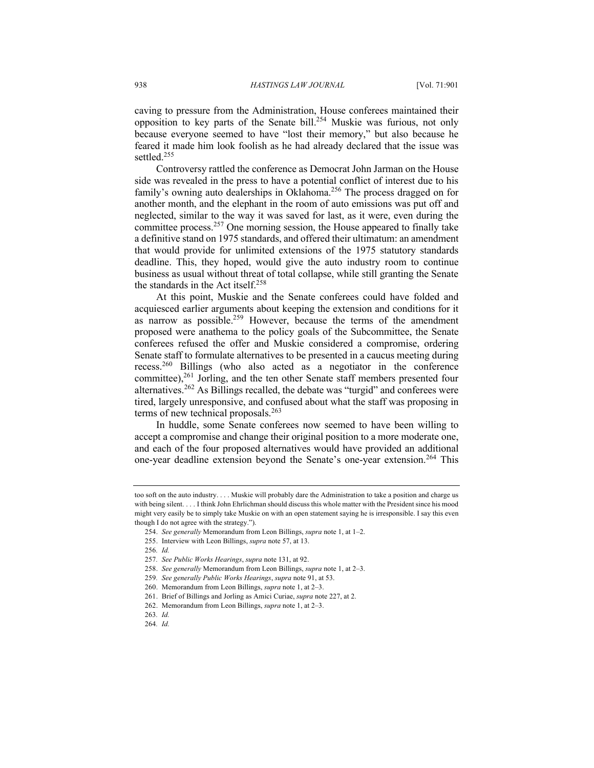caving to pressure from the Administration, House conferees maintained their opposition to key parts of the Senate bill.[254] Muskie was furious, not only because everyone seemed to have "lost their memory," but also because he feared it made him look foolish as he had already declared that the issue was settled.[255]

Controversy rattled the conference as Democrat John Jarman on the House side was revealed in the press to have a potential conflict of interest due to his family's owning auto dealerships in Oklahoma.[256] The process dragged on for another month, and the elephant in the room of auto emissions was put off and neglected, similar to the way it was saved for last, as it were, even during the committee process.[257] One morning session, the House appeared to finally take a definitive stand on 1975 standards, and offered their ultimatum: an amendment that would provide for unlimited extensions of the 1975 statutory standards deadline. This, they hoped, would give the auto industry room to continue business as usual without threat of total collapse, while still granting the Senate the standards in the Act itself.[258]

At this point, Muskie and the Senate conferees could have folded and acquiesced earlier arguments about keeping the extension and conditions for it as narrow as possible.[259] However, because the terms of the amendment proposed were anathema to the policy goals of the Subcommittee, the Senate conferees refused the offer and Muskie considered a compromise, ordering Senate staff to formulate alternatives to be presented in a caucus meeting during recess.[260] Billings (who also acted as a negotiator in the conference committee),[261] Jorling, and the ten other Senate staff members presented four alternatives.[262] As Billings recalled, the debate was "turgid" and conferees were tired, largely unresponsive, and confused about what the staff was proposing in terms of new technical proposals.[263]

In huddle, some Senate conferees now seemed to have been willing to accept a compromise and change their original position to a more moderate one, and each of the four proposed alternatives would have provided an additional one-year deadline extension beyond the Senate's one-year extension.[264] This

---

too soft on the auto industry. . . . Muskie will probably dare the Administration to take a position and charge us with being silent. . . . I think John Ehrlichman should discuss this whole matter with the President since his mood might very easily be to simply take Muskie on with an open statement saying he is irresponsible. I say this even though I do not agree with the strategy.").

254. *See generally* Memorandum from Leon Billings, *supra* note 1, at 1–2.

255. Interview with Leon Billings, *supra* note 57, at 13.

256. *Id.*

257. *See Public Works Hearings*, *supra* note 131, at 92.

258. *See generally* Memorandum from Leon Billings, *supra* note 1, at 2–3.

259. *See generally Public Works Hearings*, *supra* note 91, at 53.

260. Memorandum from Leon Billings, *supra* note 1, at 2–3.

261. Brief of Billings and Jorling as Amici Curiae, *supra* note 227, at 2.

262. Memorandum from Leon Billings, *supra* note 1, at 2–3.

263. *Id.*

264. *Id.*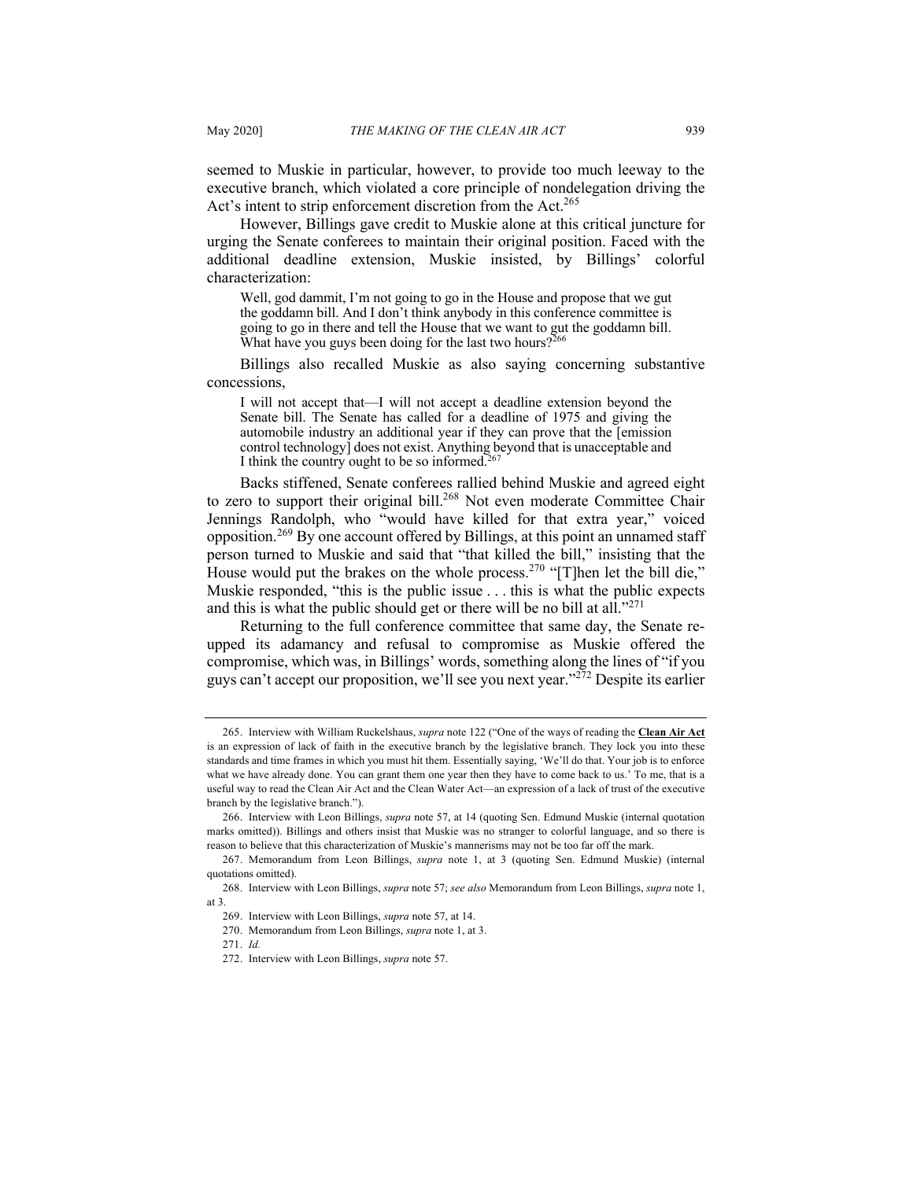seemed to Muskie in particular, however, to provide too much leeway to the executive branch, which violated a core principle of nondelegation driving the Act's intent to strip enforcement discretion from the Act.[265]

However, Billings gave credit to Muskie alone at this critical juncture for urging the Senate conferees to maintain their original position. Faced with the additional deadline extension, Muskie insisted, by Billings' colorful characterization:

> Well, god dammit, I'm not going to go in the House and propose that we gut the goddamn bill. And I don't think anybody in this conference committee is going to go in there and tell the House that we want to gut the goddamn bill. What have you guys been doing for the last two hours?[266]

Billings also recalled Muskie as also saying concerning substantive concessions,

> I will not accept that—I will not accept a deadline extension beyond the Senate bill. The Senate has called for a deadline of 1975 and giving the automobile industry an additional year if they can prove that the [emission control technology] does not exist. Anything beyond that is unacceptable and I think the country ought to be so informed.[267]

Backs stiffened, Senate conferees rallied behind Muskie and agreed eight to zero to support their original bill.[268] Not even moderate Committee Chair Jennings Randolph, who "would have killed for that extra year," voiced opposition.[269] By one account offered by Billings, at this point an unnamed staff person turned to Muskie and said that "that killed the bill," insisting that the House would put the brakes on the whole process.[270] "[T]hen let the bill die," Muskie responded, "this is the public issue . . . this is what the public expects and this is what the public should get or there will be no bill at all."[271]

Returning to the full conference committee that same day, the Senate re-upped its adamancy and refusal to compromise as Muskie offered the compromise, which was, in Billings' words, something along the lines of "if you guys can't accept our proposition, we'll see you next year."[272] Despite its earlier

---

265. Interview with William Ruckelshaus, *supra* note 122 ("One of the ways of reading the **Clean Air Act** is an expression of lack of faith in the executive branch by the legislative branch. They lock you into these standards and time frames in which you must hit them. Essentially saying, 'We'll do that. Your job is to enforce what we have already done. You can grant them one year then they have to come back to us.' To me, that is a useful way to read the Clean Air Act and the Clean Water Act—an expression of a lack of trust of the executive branch by the legislative branch.").

266. Interview with Leon Billings, *supra* note 57, at 14 (quoting Sen. Edmund Muskie (internal quotation marks omitted)). Billings and others insist that Muskie was no stranger to colorful language, and so there is reason to believe that this characterization of Muskie's mannerisms may not be too far off the mark.

267. Memorandum from Leon Billings, *supra* note 1, at 3 (quoting Sen. Edmund Muskie) (internal quotations omitted).

268. Interview with Leon Billings, *supra* note 57; *see also* Memorandum from Leon Billings, *supra* note 1, at 3.

269. Interview with Leon Billings, *supra* note 57, at 14.

270. Memorandum from Leon Billings, *supra* note 1, at 3.

271. *Id.*

272. Interview with Leon Billings, *supra* note 57.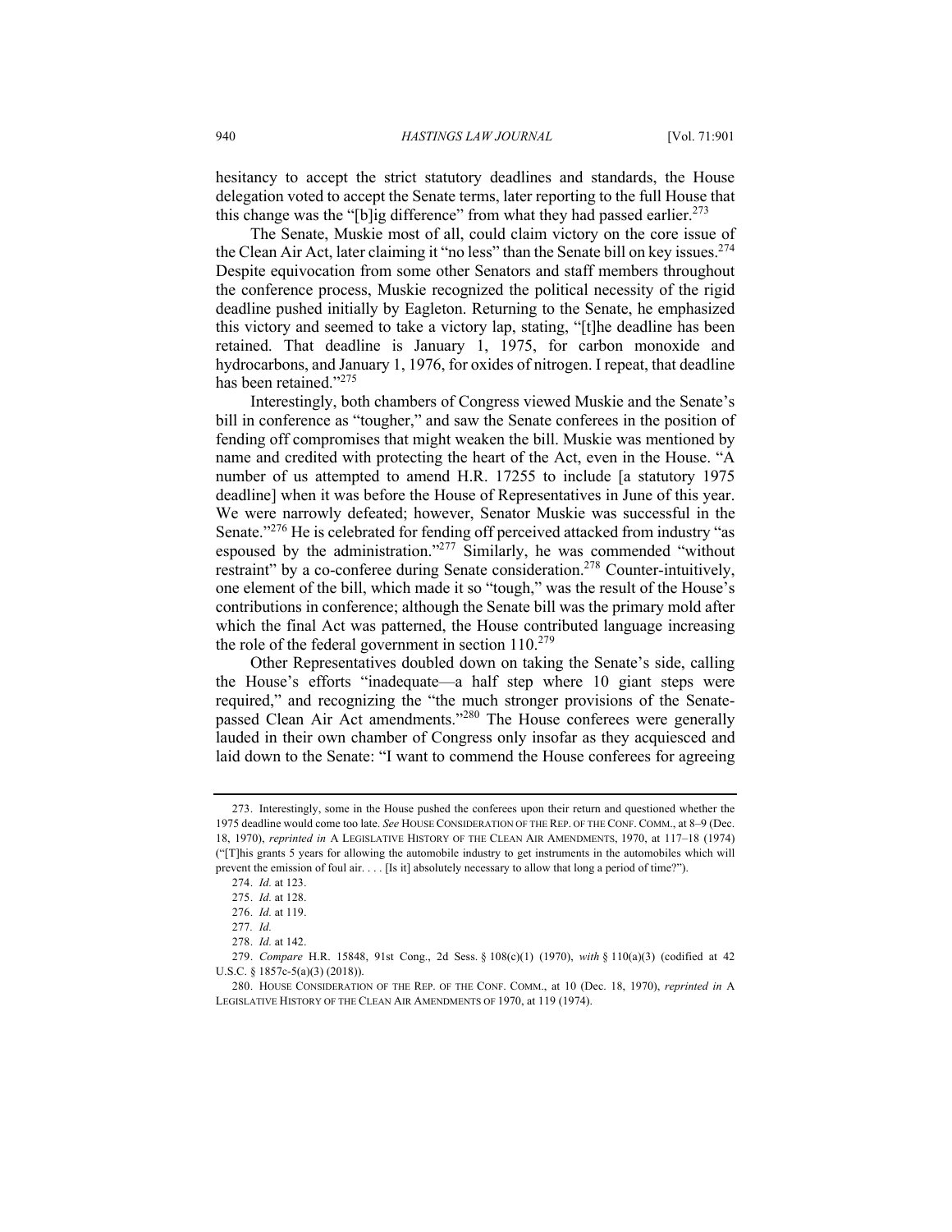hesitancy to accept the strict statutory deadlines and standards, the House delegation voted to accept the Senate terms, later reporting to the full House that this change was the "[b]ig difference" from what they had passed earlier.[273]

The Senate, Muskie most of all, could claim victory on the core issue of the Clean Air Act, later claiming it "no less" than the Senate bill on key issues.[274] Despite equivocation from some other Senators and staff members throughout the conference process, Muskie recognized the political necessity of the rigid deadline pushed initially by Eagleton. Returning to the Senate, he emphasized this victory and seemed to take a victory lap, stating, "[t]he deadline has been retained. That deadline is January 1, 1975, for carbon monoxide and hydrocarbons, and January 1, 1976, for oxides of nitrogen. I repeat, that deadline has been retained."[275]

Interestingly, both chambers of Congress viewed Muskie and the Senate's bill in conference as "tougher," and saw the Senate conferees in the position of fending off compromises that might weaken the bill. Muskie was mentioned by name and credited with protecting the heart of the Act, even in the House. "A number of us attempted to amend H.R. 17255 to include [a statutory 1975 deadline] when it was before the House of Representatives in June of this year. We were narrowly defeated; however, Senator Muskie was successful in the Senate."[276] He is celebrated for fending off perceived attacked from industry "as espoused by the administration."[277] Similarly, he was commended "without restraint" by a co-conferee during Senate consideration.[278] Counter-intuitively, one element of the bill, which made it so "tough," was the result of the House's contributions in conference; although the Senate bill was the primary mold after which the final Act was patterned, the House contributed language increasing the role of the federal government in section 110.[279]

Other Representatives doubled down on taking the Senate's side, calling the House's efforts "inadequate—a half step where 10 giant steps were required," and recognizing the "the much stronger provisions of the Senate-passed Clean Air Act amendments."[280] The House conferees were generally lauded in their own chamber of Congress only insofar as they acquiesced and laid down to the Senate: "I want to commend the House conferees for agreeing

---

273. Interestingly, some in the House pushed the conferees upon their return and questioned whether the 1975 deadline would come too late. *See* HOUSE CONSIDERATION OF THE REP. OF THE CONF. COMM., at 8–9 (Dec. 18, 1970), *reprinted in* A LEGISLATIVE HISTORY OF THE CLEAN AIR AMENDMENTS, 1970, at 117–18 (1974) ("[T]his grants 5 years for allowing the automobile industry to get instruments in the automobiles which will prevent the emission of foul air. . . . [Is it] absolutely necessary to allow that long a period of time?").

274. *Id.* at 123.

275. *Id.* at 128.

276. *Id.* at 119.

277. *Id.*

278. *Id.* at 142.

279. *Compare* H.R. 15848, 91st Cong., 2d Sess. § 108(c)(1) (1970), *with* § 110(a)(3) (codified at 42 U.S.C. § 1857c-5(a)(3) (2018)).

280. HOUSE CONSIDERATION OF THE REP. OF THE CONF. COMM., at 10 (Dec. 18, 1970), *reprinted in* A LEGISLATIVE HISTORY OF THE CLEAN AIR AMENDMENTS OF 1970, at 119 (1974).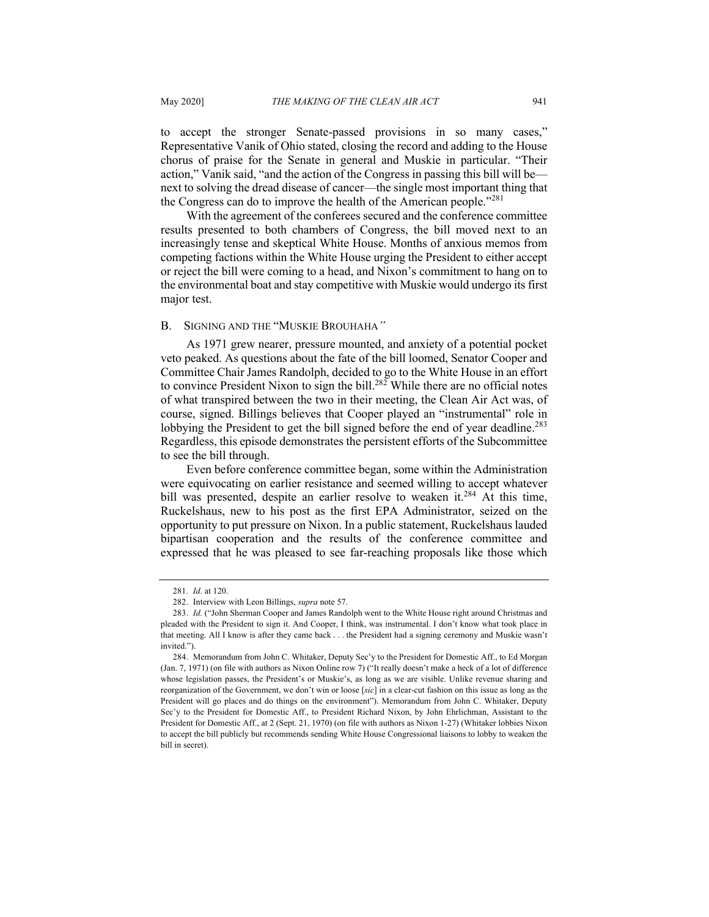to accept the stronger Senate-passed provisions in so many cases," Representative Vanik of Ohio stated, closing the record and adding to the House chorus of praise for the Senate in general and Muskie in particular. "Their action," Vanik said, "and the action of the Congress in passing this bill will be—next to solving the dread disease of cancer—the single most important thing that the Congress can do to improve the health of the American people."[281]

With the agreement of the conferees secured and the conference committee results presented to both chambers of Congress, the bill moved next to an increasingly tense and skeptical White House. Months of anxious memos from competing factions within the White House urging the President to either accept or reject the bill were coming to a head, and Nixon's commitment to hang on to the environmental boat and stay competitive with Muskie would undergo its first major test.

### B. Signing and the "Muskie Brouhaha"

As 1971 grew nearer, pressure mounted, and anxiety of a potential pocket veto peaked. As questions about the fate of the bill loomed, Senator Cooper and Committee Chair James Randolph, decided to go to the White House in an effort to convince President Nixon to sign the bill.[282] While there are no official notes of what transpired between the two in their meeting, the Clean Air Act was, of course, signed. Billings believes that Cooper played an "instrumental" role in lobbying the President to get the bill signed before the end of year deadline.[283] Regardless, this episode demonstrates the persistent efforts of the Subcommittee to see the bill through.

Even before conference committee began, some within the Administration were equivocating on earlier resistance and seemed willing to accept whatever bill was presented, despite an earlier resolve to weaken it.[284] At this time, Ruckelshaus, new to his post as the first EPA Administrator, seized on the opportunity to put pressure on Nixon. In a public statement, Ruckelshaus lauded bipartisan cooperation and the results of the conference committee and expressed that he was pleased to see far-reaching proposals like those which

---

281. *Id.* at 120.

282. Interview with Leon Billings, *supra* note 57.

283. *Id.* ("John Sherman Cooper and James Randolph went to the White House right around Christmas and pleaded with the President to sign it. And Cooper, I think, was instrumental. I don't know what took place in that meeting. All I know is after they came back . . . the President had a signing ceremony and Muskie wasn't invited.").

284. Memorandum from John C. Whitaker, Deputy Sec'y to the President for Domestic Aff., to Ed Morgan (Jan. 7, 1971) (on file with authors as Nixon Online row 7) ("It really doesn't make a heck of a lot of difference whose legislation passes, the President's or Muskie's, as long as we are visible. Unlike revenue sharing and reorganization of the Government, we don't win or loose [*sic*] in a clear-cut fashion on this issue as long as the President will go places and do things on the environment"). Memorandum from John C. Whitaker, Deputy Sec'y to the President for Domestic Aff., to President Richard Nixon, by John Ehrlichman, Assistant to the President for Domestic Aff., at 2 (Sept. 21, 1970) (on file with authors as Nixon 1-27) (Whitaker lobbies Nixon to accept the bill publicly but recommends sending White House Congressional liaisons to lobby to weaken the bill in secret).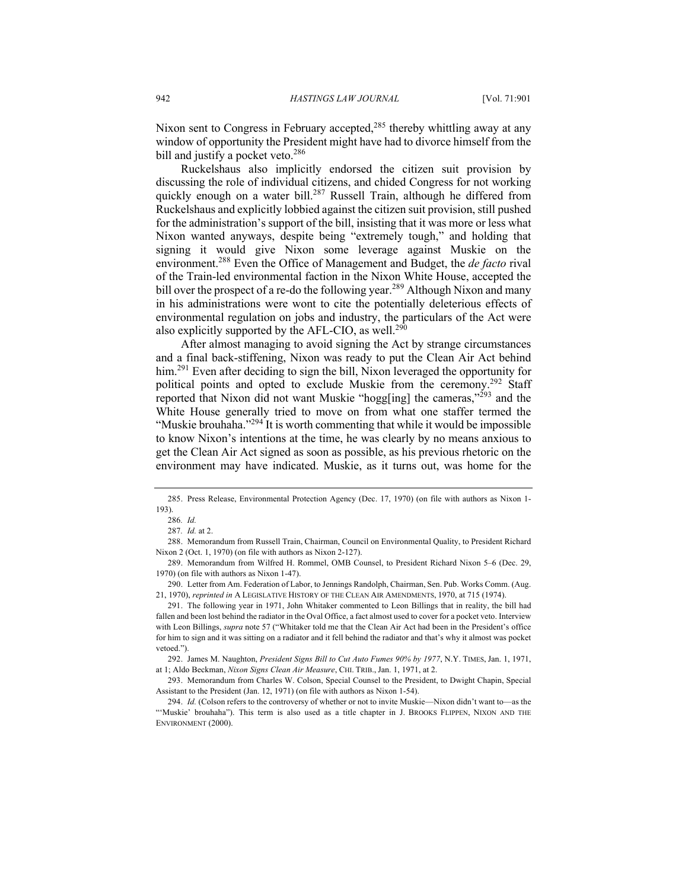Nixon sent to Congress in February accepted,[285] thereby whittling away at any window of opportunity the President might have had to divorce himself from the bill and justify a pocket veto.[286]

Ruckelshaus also implicitly endorsed the citizen suit provision by discussing the role of individual citizens, and chided Congress for not working quickly enough on a water bill.[287] Russell Train, although he differed from Ruckelshaus and explicitly lobbied against the citizen suit provision, still pushed for the administration's support of the bill, insisting that it was more or less what Nixon wanted anyways, despite being "extremely tough," and holding that signing it would give Nixon some leverage against Muskie on the environment.[288] Even the Office of Management and Budget, the *de facto* rival of the Train-led environmental faction in the Nixon White House, accepted the bill over the prospect of a re-do the following year.[289] Although Nixon and many in his administrations were wont to cite the potentially deleterious effects of environmental regulation on jobs and industry, the particulars of the Act were also explicitly supported by the AFL-CIO, as well.[290]

After almost managing to avoid signing the Act by strange circumstances and a final back-stiffening, Nixon was ready to put the Clean Air Act behind him.[291] Even after deciding to sign the bill, Nixon leveraged the opportunity for political points and opted to exclude Muskie from the ceremony.[292] Staff reported that Nixon did not want Muskie "hogg[ing] the cameras,"[293] and the White House generally tried to move on from what one staffer termed the "Muskie brouhaha."[294] It is worth commenting that while it would be impossible to know Nixon's intentions at the time, he was clearly by no means anxious to get the Clean Air Act signed as soon as possible, as his previous rhetoric on the environment may have indicated. Muskie, as it turns out, was home for the

---

285. Press Release, Environmental Protection Agency (Dec. 17, 1970) (on file with authors as Nixon 1-193).

286. *Id.*

287. *Id.* at 2.

288. Memorandum from Russell Train, Chairman, Council on Environmental Quality, to President Richard Nixon 2 (Oct. 1, 1970) (on file with authors as Nixon 2-127).

289. Memorandum from Wilfred H. Rommel, OMB Counsel, to President Richard Nixon 5–6 (Dec. 29, 1970) (on file with authors as Nixon 1-47).

290. Letter from Am. Federation of Labor, to Jennings Randolph, Chairman, Sen. Pub. Works Comm. (Aug. 21, 1970), *reprinted in* A LEGISLATIVE HISTORY OF THE CLEAN AIR AMENDMENTS, 1970, at 715 (1974).

291. The following year in 1971, John Whitaker commented to Leon Billings that in reality, the bill had fallen and been lost behind the radiator in the Oval Office, a fact almost used to cover for a pocket veto. Interview with Leon Billings, *supra* note 57 ("Whitaker told me that the Clean Air Act had been in the President's office for him to sign and it was sitting on a radiator and it fell behind the radiator and that's why it almost was pocket vetoed.").

292. James M. Naughton, *President Signs Bill to Cut Auto Fumes 90% by 1977*, N.Y. TIMES, Jan. 1, 1971, at 1; Aldo Beckman, *Nixon Signs Clean Air Measure*, CHI. TRIB., Jan. 1, 1971, at 2.

293. Memorandum from Charles W. Colson, Special Counsel to the President, to Dwight Chapin, Special Assistant to the President (Jan. 12, 1971) (on file with authors as Nixon 1-54).

294. *Id.* (Colson refers to the controversy of whether or not to invite Muskie—Nixon didn't want to—as the "'Muskie' brouhaha"). This term is also used as a title chapter in J. BROOKS FLIPPEN, NIXON AND THE ENVIRONMENT (2000).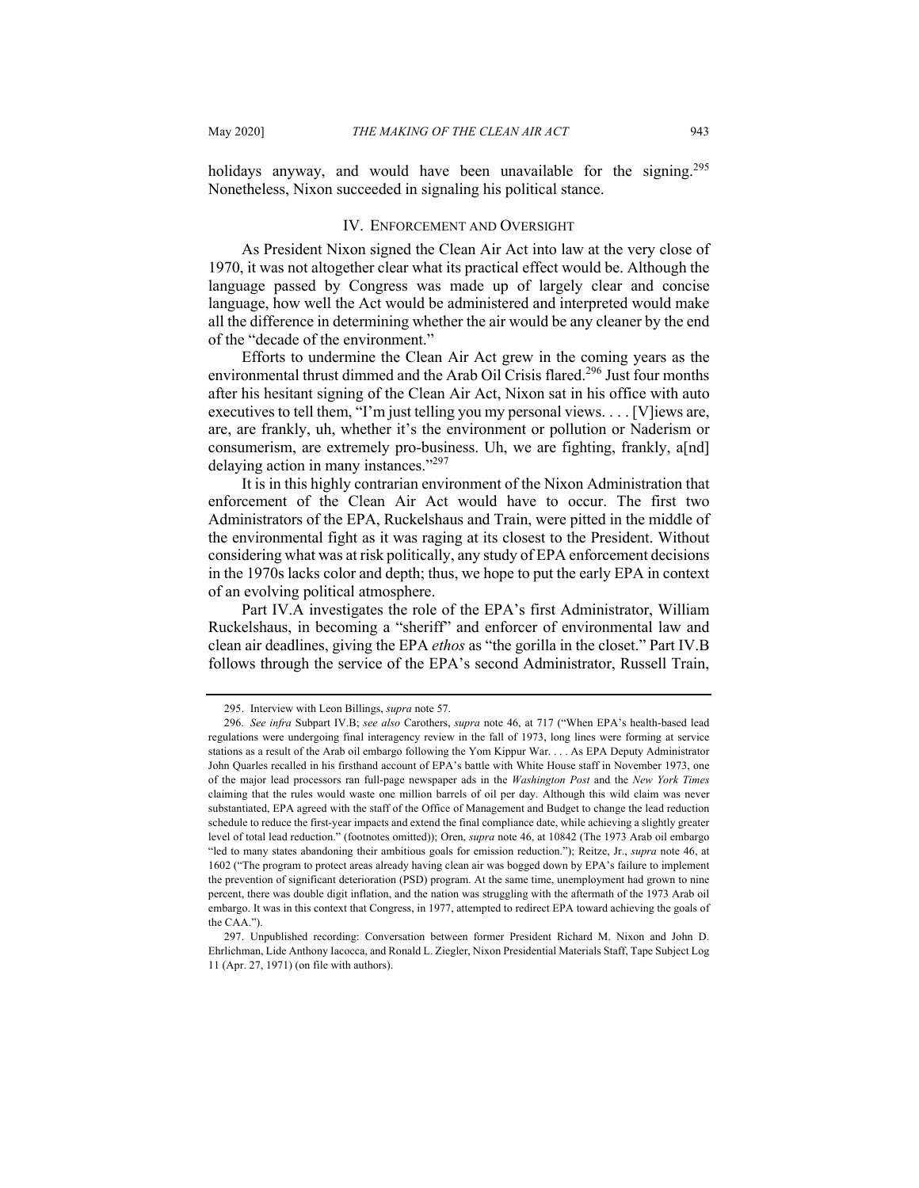holidays anyway, and would have been unavailable for the signing.[295] Nonetheless, Nixon succeeded in signaling his political stance.

## IV. ENFORCEMENT AND OVERSIGHT

As President Nixon signed the Clean Air Act into law at the very close of 1970, it was not altogether clear what its practical effect would be. Although the language passed by Congress was made up of largely clear and concise language, how well the Act would be administered and interpreted would make all the difference in determining whether the air would be any cleaner by the end of the "decade of the environment."

Efforts to undermine the Clean Air Act grew in the coming years as the environmental thrust dimmed and the Arab Oil Crisis flared.[296] Just four months after his hesitant signing of the Clean Air Act, Nixon sat in his office with auto executives to tell them, "I'm just telling you my personal views. . . . [V]iews are, are, are frankly, uh, whether it's the environment or pollution or Naderism or consumerism, are extremely pro-business. Uh, we are fighting, frankly, a[nd] delaying action in many instances."[297]

It is in this highly contrarian environment of the Nixon Administration that enforcement of the Clean Air Act would have to occur. The first two Administrators of the EPA, Ruckelshaus and Train, were pitted in the middle of the environmental fight as it was raging at its closest to the President. Without considering what was at risk politically, any study of EPA enforcement decisions in the 1970s lacks color and depth; thus, we hope to put the early EPA in context of an evolving political atmosphere.

Part IV.A investigates the role of the EPA's first Administrator, William Ruckelshaus, in becoming a "sheriff" and enforcer of environmental law and clean air deadlines, giving the EPA *ethos* as "the gorilla in the closet." Part IV.B follows through the service of the EPA's second Administrator, Russell Train,

---

295. Interview with Leon Billings, *supra* note 57.

296. *See infra* Subpart IV.B; *see also* Carothers, *supra* note 46, at 717 ("When EPA's health-based lead regulations were undergoing final interagency review in the fall of 1973, long lines were forming at service stations as a result of the Arab oil embargo following the Yom Kippur War. . . . As EPA Deputy Administrator John Quarles recalled in his firsthand account of EPA's battle with White House staff in November 1973, one of the major lead processors ran full-page newspaper ads in the *Washington Post* and the *New York Times* claiming that the rules would waste one million barrels of oil per day. Although this wild claim was never substantiated, EPA agreed with the staff of the Office of Management and Budget to change the lead reduction schedule to reduce the first-year impacts and extend the final compliance date, while achieving a slightly greater level of total lead reduction." (footnotes omitted)); Oren, *supra* note 46, at 10842 (The 1973 Arab oil embargo "led to many states abandoning their ambitious goals for emission reduction."); Reitze, Jr., *supra* note 46, at 1602 ("The program to protect areas already having clean air was bogged down by EPA's failure to implement the prevention of significant deterioration (PSD) program. At the same time, unemployment had grown to nine percent, there was double digit inflation, and the nation was struggling with the aftermath of the 1973 Arab oil embargo. It was in this context that Congress, in 1977, attempted to redirect EPA toward achieving the goals of the CAA.").

297. Unpublished recording: Conversation between former President Richard M. Nixon and John D. Ehrlichman, Lide Anthony Iacocca, and Ronald L. Ziegler, Nixon Presidential Materials Staff, Tape Subject Log 11 (Apr. 27, 1971) (on file with authors).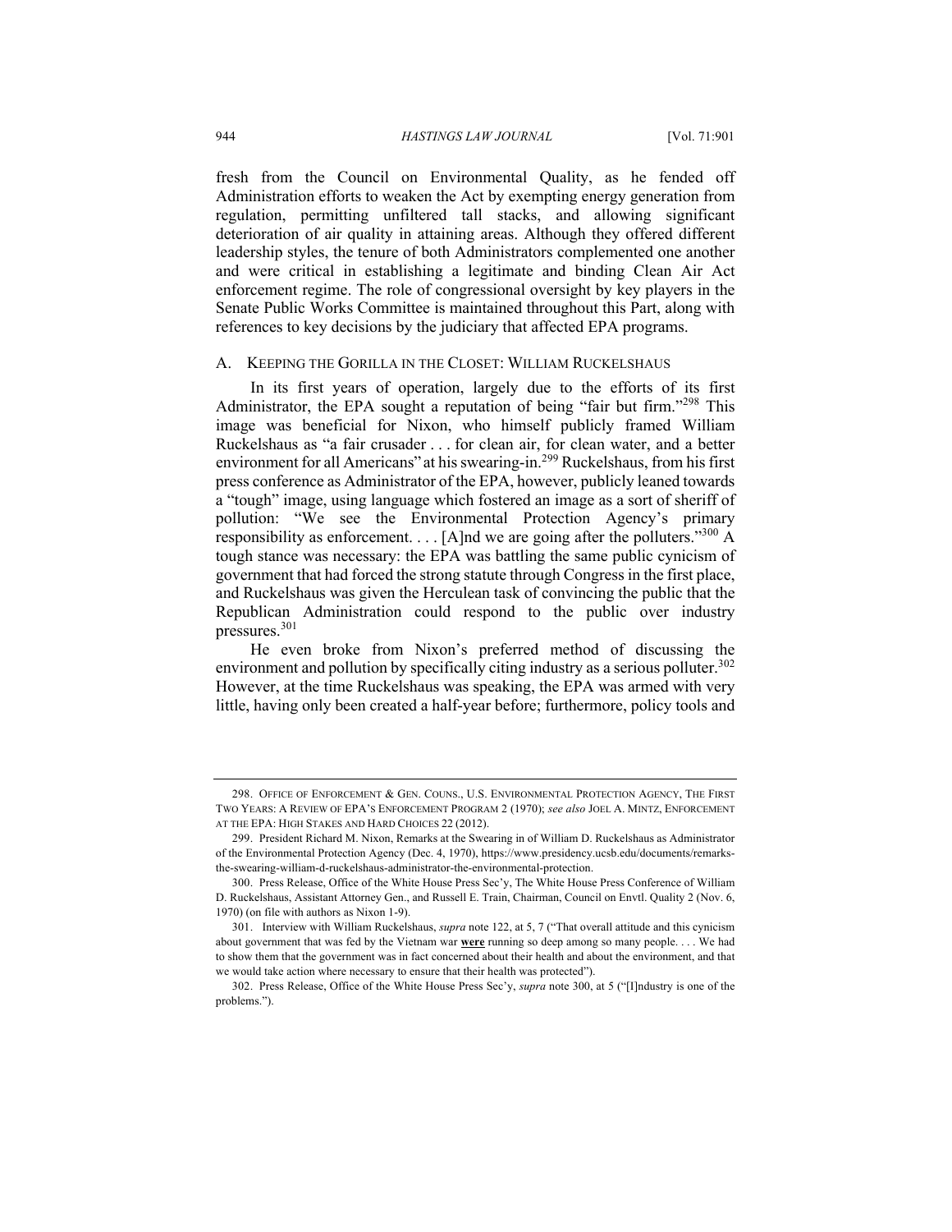fresh from the Council on Environmental Quality, as he fended off Administration efforts to weaken the Act by exempting energy generation from regulation, permitting unfiltered tall stacks, and allowing significant deterioration of air quality in attaining areas. Although they offered different leadership styles, the tenure of both Administrators complemented one another and were critical in establishing a legitimate and binding Clean Air Act enforcement regime. The role of congressional oversight by key players in the Senate Public Works Committee is maintained throughout this Part, along with references to key decisions by the judiciary that affected EPA programs.

## A. Keeping the Gorilla in the Closet: William Ruckelshaus

In its first years of operation, largely due to the efforts of its first Administrator, the EPA sought a reputation of being "fair but firm."[298] This image was beneficial for Nixon, who himself publicly framed William Ruckelshaus as "a fair crusader . . . for clean air, for clean water, and a better environment for all Americans" at his swearing-in.[299] Ruckelshaus, from his first press conference as Administrator of the EPA, however, publicly leaned towards a "tough" image, using language which fostered an image as a sort of sheriff of pollution: "We see the Environmental Protection Agency's primary responsibility as enforcement. . . . [A]nd we are going after the polluters."[300] A tough stance was necessary: the EPA was battling the same public cynicism of government that had forced the strong statute through Congress in the first place, and Ruckelshaus was given the Herculean task of convincing the public that the Republican Administration could respond to the public over industry pressures.[301]

He even broke from Nixon's preferred method of discussing the environment and pollution by specifically citing industry as a serious polluter.[302] However, at the time Ruckelshaus was speaking, the EPA was armed with very little, having only been created a half-year before; furthermore, policy tools and

---

298. Office of Enforcement & Gen. Couns., U.S. Environmental Protection Agency, The First Two Years: A Review of EPA's Enforcement Program 2 (1970); *see also* Joel A. Mintz, Enforcement at the EPA: High Stakes and Hard Choices 22 (2012).

299. President Richard M. Nixon, Remarks at the Swearing in of William D. Ruckelshaus as Administrator of the Environmental Protection Agency (Dec. 4, 1970), https://www.presidency.ucsb.edu/documents/remarks-the-swearing-william-d-ruckelshaus-administrator-the-environmental-protection.

300. Press Release, Office of the White House Press Sec'y, The White House Press Conference of William D. Ruckelshaus, Assistant Attorney Gen., and Russell E. Train, Chairman, Council on Envtl. Quality 2 (Nov. 6, 1970) (on file with authors as Nixon 1-9).

301. Interview with William Ruckelshaus, *supra* note 122, at 5, 7 ("That overall attitude and this cynicism about government that was fed by the Vietnam war **were** running so deep among so many people. . . . We had to show them that the government was in fact concerned about their health and about the environment, and that we would take action where necessary to ensure that their health was protected").

302. Press Release, Office of the White House Press Sec'y, *supra* note 300, at 5 ("[I]ndustry is one of the problems.").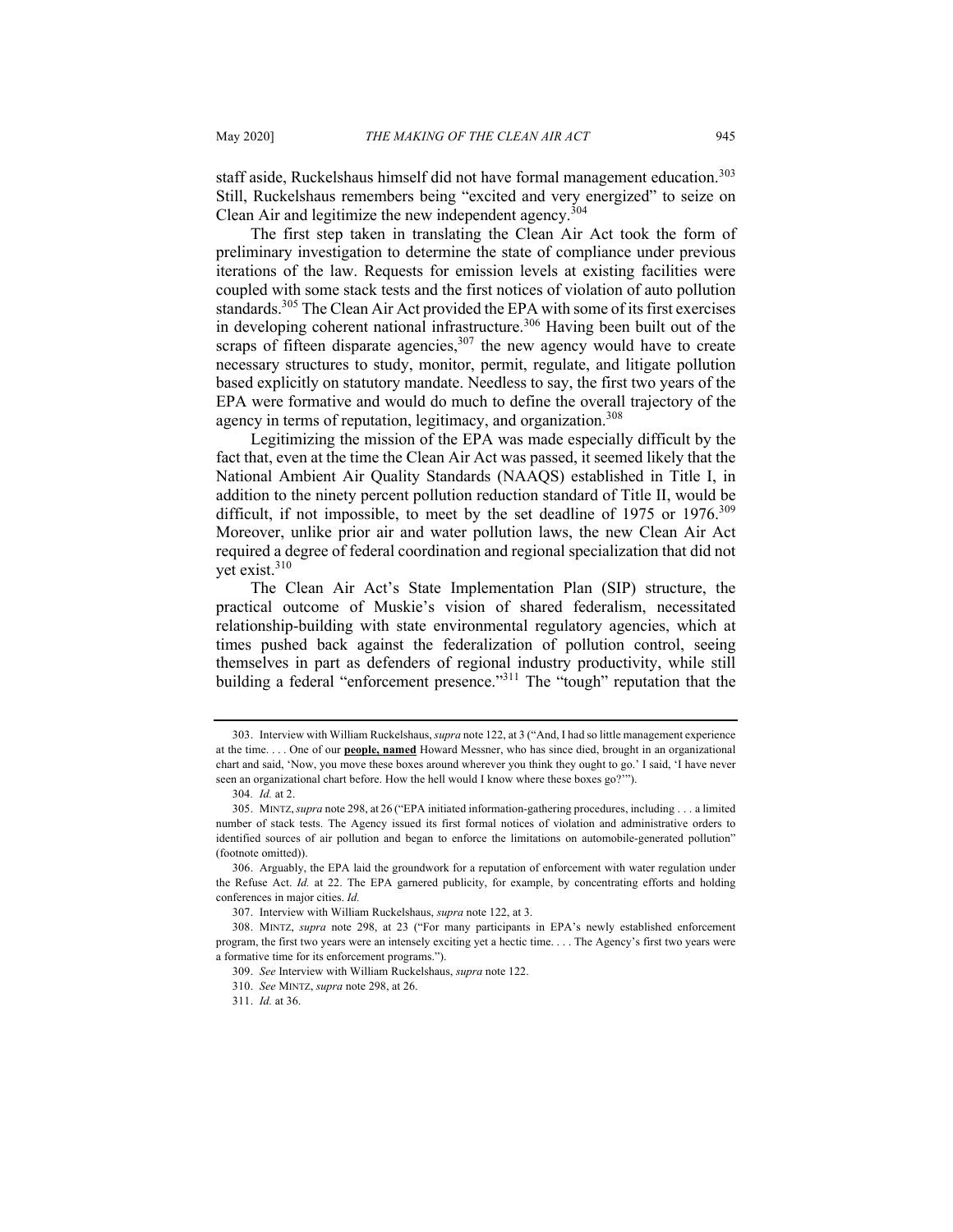staff aside, Ruckelshaus himself did not have formal management education.[303] Still, Ruckelshaus remembers being "excited and very energized" to seize on Clean Air and legitimize the new independent agency.[304]

The first step taken in translating the Clean Air Act took the form of preliminary investigation to determine the state of compliance under previous iterations of the law. Requests for emission levels at existing facilities were coupled with some stack tests and the first notices of violation of auto pollution standards.[305] The Clean Air Act provided the EPA with some of its first exercises in developing coherent national infrastructure.[306] Having been built out of the scraps of fifteen disparate agencies,[307] the new agency would have to create necessary structures to study, monitor, permit, regulate, and litigate pollution based explicitly on statutory mandate. Needless to say, the first two years of the EPA were formative and would do much to define the overall trajectory of the agency in terms of reputation, legitimacy, and organization.[308]

Legitimizing the mission of the EPA was made especially difficult by the fact that, even at the time the Clean Air Act was passed, it seemed likely that the National Ambient Air Quality Standards (NAAQS) established in Title I, in addition to the ninety percent pollution reduction standard of Title II, would be difficult, if not impossible, to meet by the set deadline of 1975 or 1976.[309] Moreover, unlike prior air and water pollution laws, the new Clean Air Act required a degree of federal coordination and regional specialization that did not yet exist.[310]

The Clean Air Act's State Implementation Plan (SIP) structure, the practical outcome of Muskie's vision of shared federalism, necessitated relationship-building with state environmental regulatory agencies, which at times pushed back against the federalization of pollution control, seeing themselves in part as defenders of regional industry productivity, while still building a federal "enforcement presence."[311] The "tough" reputation that the

---

303. Interview with William Ruckelshaus, *supra* note 122, at 3 ("And, I had so little management experience at the time. . . . One of our **people, named** Howard Messner, who has since died, brought in an organizational chart and said, 'Now, you move these boxes around wherever you think they ought to go.' I said, 'I have never seen an organizational chart before. How the hell would I know where these boxes go?'").

304. *Id.* at 2.

305. MINTZ, *supra* note 298, at 26 ("EPA initiated information-gathering procedures, including . . . a limited number of stack tests. The Agency issued its first formal notices of violation and administrative orders to identified sources of air pollution and began to enforce the limitations on automobile-generated pollution" (footnote omitted)).

306. Arguably, the EPA laid the groundwork for a reputation of enforcement with water regulation under the Refuse Act. *Id.* at 22. The EPA garnered publicity, for example, by concentrating efforts and holding conferences in major cities. *Id.*

307. Interview with William Ruckelshaus, *supra* note 122, at 3.

308. MINTZ, *supra* note 298, at 23 ("For many participants in EPA's newly established enforcement program, the first two years were an intensely exciting yet a hectic time. . . . The Agency's first two years were a formative time for its enforcement programs.").

309. *See* Interview with William Ruckelshaus, *supra* note 122.

310. *See* MINTZ, *supra* note 298, at 26.

311. *Id.* at 36.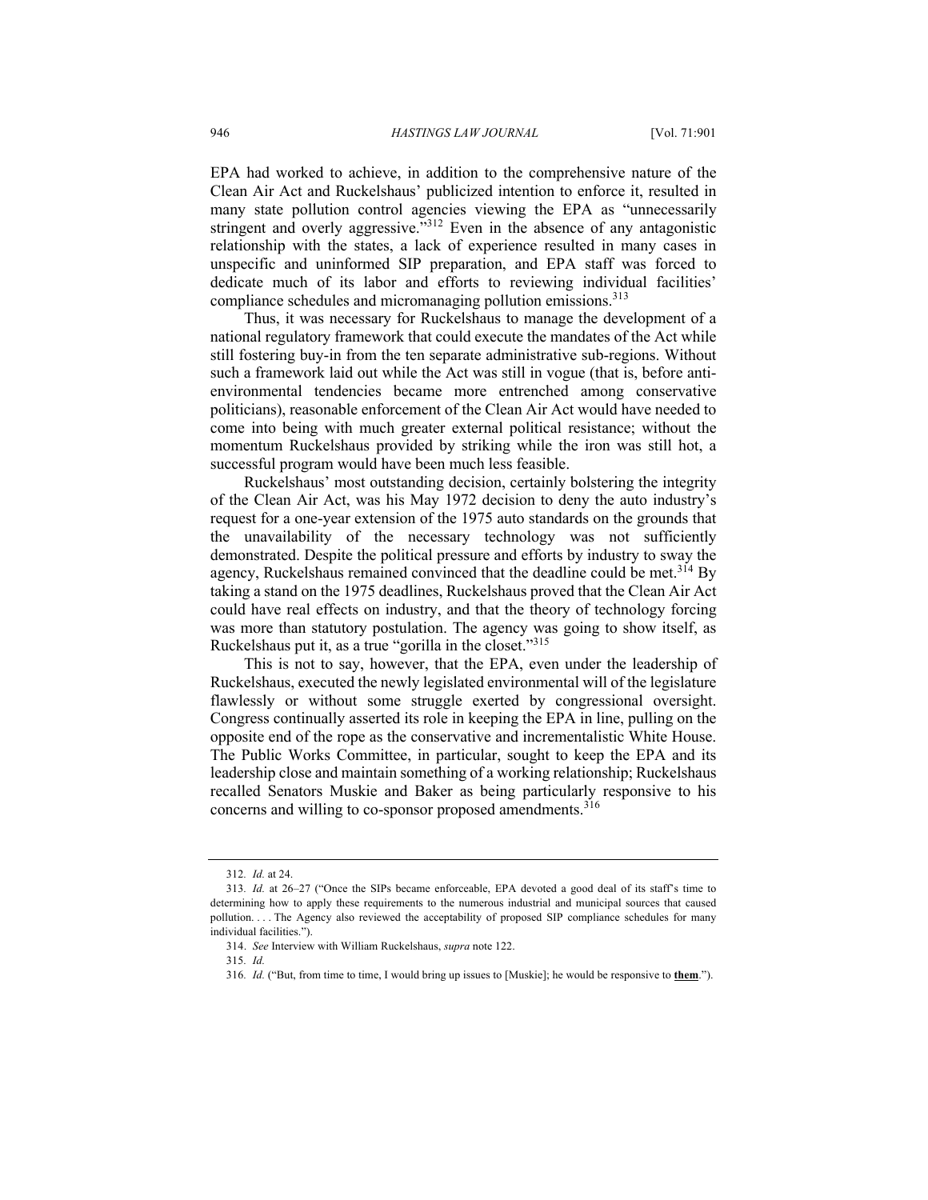EPA had worked to achieve, in addition to the comprehensive nature of the Clean Air Act and Ruckelshaus' publicized intention to enforce it, resulted in many state pollution control agencies viewing the EPA as "unnecessarily stringent and overly aggressive."[312] Even in the absence of any antagonistic relationship with the states, a lack of experience resulted in many cases in unspecific and uninformed SIP preparation, and EPA staff was forced to dedicate much of its labor and efforts to reviewing individual facilities' compliance schedules and micromanaging pollution emissions.[313]

Thus, it was necessary for Ruckelshaus to manage the development of a national regulatory framework that could execute the mandates of the Act while still fostering buy-in from the ten separate administrative sub-regions. Without such a framework laid out while the Act was still in vogue (that is, before anti-environmental tendencies became more entrenched among conservative politicians), reasonable enforcement of the Clean Air Act would have needed to come into being with much greater external political resistance; without the momentum Ruckelshaus provided by striking while the iron was still hot, a successful program would have been much less feasible.

Ruckelshaus' most outstanding decision, certainly bolstering the integrity of the Clean Air Act, was his May 1972 decision to deny the auto industry's request for a one-year extension of the 1975 auto standards on the grounds that the unavailability of the necessary technology was not sufficiently demonstrated. Despite the political pressure and efforts by industry to sway the agency, Ruckelshaus remained convinced that the deadline could be met.[314] By taking a stand on the 1975 deadlines, Ruckelshaus proved that the Clean Air Act could have real effects on industry, and that the theory of technology forcing was more than statutory postulation. The agency was going to show itself, as Ruckelshaus put it, as a true "gorilla in the closet."[315]

This is not to say, however, that the EPA, even under the leadership of Ruckelshaus, executed the newly legislated environmental will of the legislature flawlessly or without some struggle exerted by congressional oversight. Congress continually asserted its role in keeping the EPA in line, pulling on the opposite end of the rope as the conservative and incrementalistic White House. The Public Works Committee, in particular, sought to keep the EPA and its leadership close and maintain something of a working relationship; Ruckelshaus recalled Senators Muskie and Baker as being particularly responsive to his concerns and willing to co-sponsor proposed amendments.[316]

---

312. *Id.* at 24.

313. *Id.* at 26–27 ("Once the SIPs became enforceable, EPA devoted a good deal of its staff's time to determining how to apply these requirements to the numerous industrial and municipal sources that caused pollution. . . . The Agency also reviewed the acceptability of proposed SIP compliance schedules for many individual facilities.").

314. *See* Interview with William Ruckelshaus, *supra* note 122.

315. *Id.*

316. *Id.* ("But, from time to time, I would bring up issues to [Muskie]; he would be responsive to **them**.").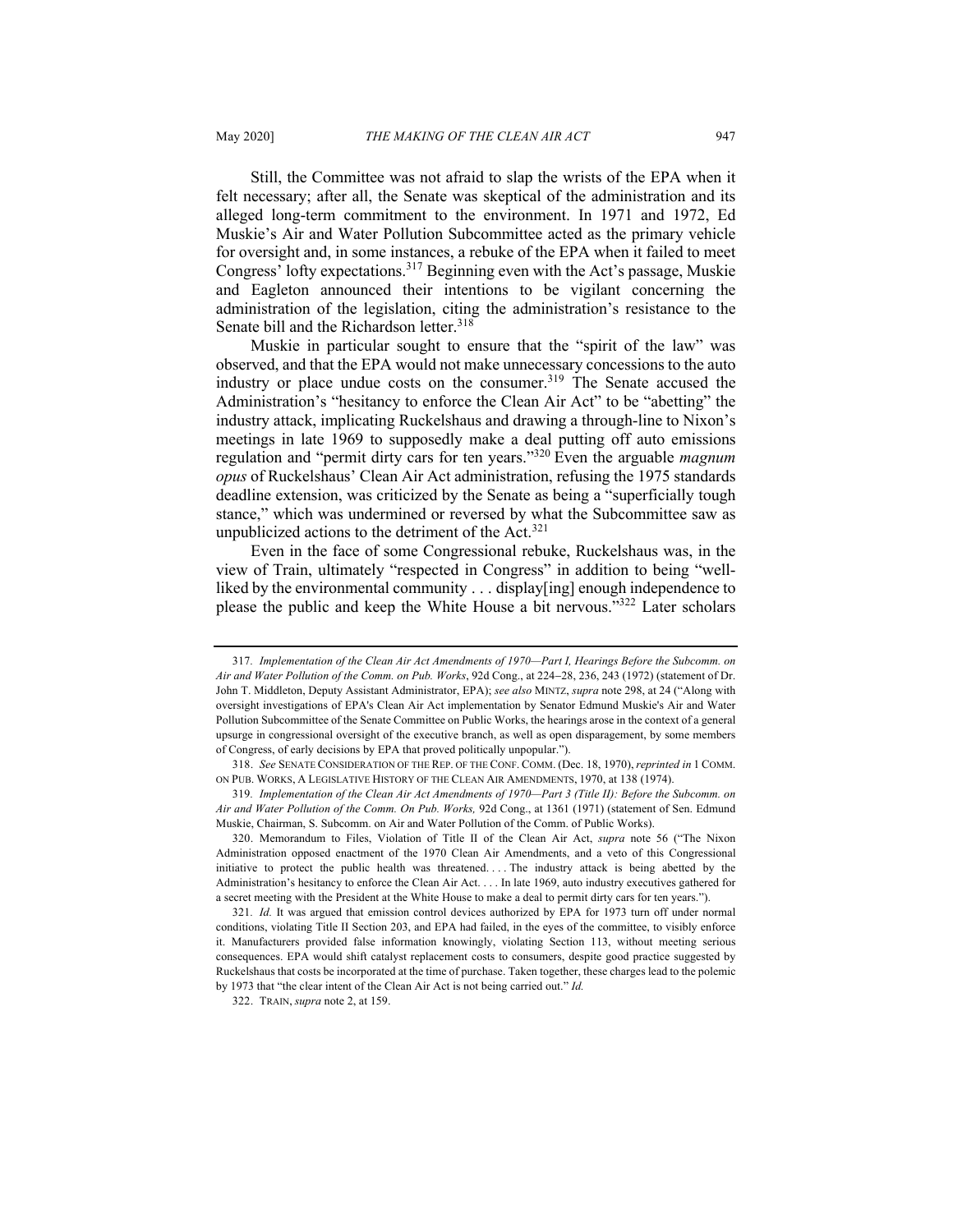Still, the Committee was not afraid to slap the wrists of the EPA when it felt necessary; after all, the Senate was skeptical of the administration and its alleged long-term commitment to the environment. In 1971 and 1972, Ed Muskie's Air and Water Pollution Subcommittee acted as the primary vehicle for oversight and, in some instances, a rebuke of the EPA when it failed to meet Congress' lofty expectations.[317] Beginning even with the Act's passage, Muskie and Eagleton announced their intentions to be vigilant concerning the administration of the legislation, citing the administration's resistance to the Senate bill and the Richardson letter.[318]

Muskie in particular sought to ensure that the "spirit of the law" was observed, and that the EPA would not make unnecessary concessions to the auto industry or place undue costs on the consumer.[319] The Senate accused the Administration's "hesitancy to enforce the Clean Air Act" to be "abetting" the industry attack, implicating Ruckelshaus and drawing a through-line to Nixon's meetings in late 1969 to supposedly make a deal putting off auto emissions regulation and "permit dirty cars for ten years."[320] Even the arguable *magnum opus* of Ruckelshaus' Clean Air Act administration, refusing the 1975 standards deadline extension, was criticized by the Senate as being a "superficially tough stance," which was undermined or reversed by what the Subcommittee saw as unpublicized actions to the detriment of the Act.[321]

Even in the face of some Congressional rebuke, Ruckelshaus was, in the view of Train, ultimately "respected in Congress" in addition to being "well-liked by the environmental community . . . display[ing] enough independence to please the public and keep the White House a bit nervous."[322] Later scholars

---

317. *Implementation of the Clean Air Act Amendments of 1970—Part I, Hearings Before the Subcomm. on Air and Water Pollution of the Comm. on Pub. Works*, 92d Cong., at 224–28, 236, 243 (1972) (statement of Dr. John T. Middleton, Deputy Assistant Administrator, EPA); *see also* MINTZ, *supra* note 298, at 24 ("Along with oversight investigations of EPA's Clean Air Act implementation by Senator Edmund Muskie's Air and Water Pollution Subcommittee of the Senate Committee on Public Works, the hearings arose in the context of a general upsurge in congressional oversight of the executive branch, as well as open disparagement, by some members of Congress, of early decisions by EPA that proved politically unpopular.").

318. *See* SENATE CONSIDERATION OF THE REP. OF THE CONF. COMM. (Dec. 18, 1970), *reprinted in* 1 COMM. ON PUB. WORKS, A LEGISLATIVE HISTORY OF THE CLEAN AIR AMENDMENTS, 1970, at 138 (1974).

319. *Implementation of the Clean Air Act Amendments of 1970—Part 3 (Title II): Before the Subcomm. on Air and Water Pollution of the Comm. On Pub. Works,* 92d Cong., at 1361 (1971) (statement of Sen. Edmund Muskie, Chairman, S. Subcomm. on Air and Water Pollution of the Comm. of Public Works).

320. Memorandum to Files, Violation of Title II of the Clean Air Act, *supra* note 56 ("The Nixon Administration opposed enactment of the 1970 Clean Air Amendments, and a veto of this Congressional initiative to protect the public health was threatened. . . . The industry attack is being abetted by the Administration's hesitancy to enforce the Clean Air Act. . . . In late 1969, auto industry executives gathered for a secret meeting with the President at the White House to make a deal to permit dirty cars for ten years.").

321. *Id.* It was argued that emission control devices authorized by EPA for 1973 turn off under normal conditions, violating Title II Section 203, and EPA had failed, in the eyes of the committee, to visibly enforce it. Manufacturers provided false information knowingly, violating Section 113, without meeting serious consequences. EPA would shift catalyst replacement costs to consumers, despite good practice suggested by Ruckelshaus that costs be incorporated at the time of purchase. Taken together, these charges lead to the polemic by 1973 that "the clear intent of the Clean Air Act is not being carried out." *Id.*

322. TRAIN, *supra* note 2, at 159.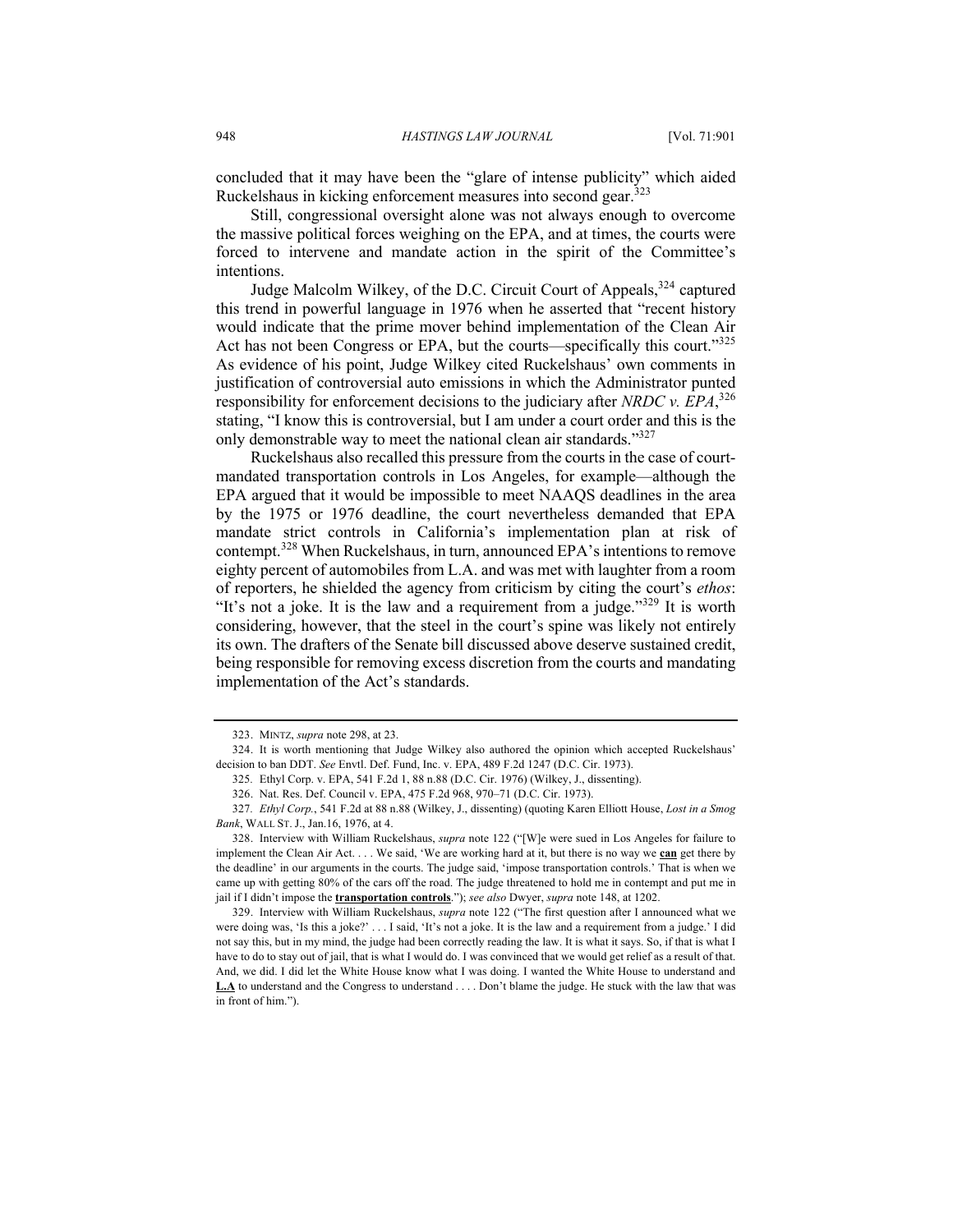concluded that it may have been the "glare of intense publicity" which aided Ruckelshaus in kicking enforcement measures into second gear.[323]

Still, congressional oversight alone was not always enough to overcome the massive political forces weighing on the EPA, and at times, the courts were forced to intervene and mandate action in the spirit of the Committee's intentions.

Judge Malcolm Wilkey, of the D.C. Circuit Court of Appeals,[324] captured this trend in powerful language in 1976 when he asserted that "recent history would indicate that the prime mover behind implementation of the Clean Air Act has not been Congress or EPA, but the courts—specifically this court."[325] As evidence of his point, Judge Wilkey cited Ruckelshaus' own comments in justification of controversial auto emissions in which the Administrator punted responsibility for enforcement decisions to the judiciary after *NRDC v. EPA*,[326] stating, "I know this is controversial, but I am under a court order and this is the only demonstrable way to meet the national clean air standards."[327]

Ruckelshaus also recalled this pressure from the courts in the case of court-mandated transportation controls in Los Angeles, for example—although the EPA argued that it would be impossible to meet NAAQS deadlines in the area by the 1975 or 1976 deadline, the court nevertheless demanded that EPA mandate strict controls in California's implementation plan at risk of contempt.[328] When Ruckelshaus, in turn, announced EPA's intentions to remove eighty percent of automobiles from L.A. and was met with laughter from a room of reporters, he shielded the agency from criticism by citing the court's *ethos*: "It's not a joke. It is the law and a requirement from a judge."[329] It is worth considering, however, that the steel in the court's spine was likely not entirely its own. The drafters of the Senate bill discussed above deserve sustained credit, being responsible for removing excess discretion from the courts and mandating implementation of the Act's standards.

---

323. MINTZ, *supra* note 298, at 23.

324. It is worth mentioning that Judge Wilkey also authored the opinion which accepted Ruckelshaus' decision to ban DDT. *See* Envtl. Def. Fund, Inc. v. EPA, 489 F.2d 1247 (D.C. Cir. 1973).

325. Ethyl Corp. v. EPA, 541 F.2d 1, 88 n.88 (D.C. Cir. 1976) (Wilkey, J., dissenting).

326. Nat. Res. Def. Council v. EPA, 475 F.2d 968, 970–71 (D.C. Cir. 1973).

327. *Ethyl Corp.*, 541 F.2d at 88 n.88 (Wilkey, J., dissenting) (quoting Karen Elliott House, *Lost in a Smog Bank*, WALL ST. J., Jan.16, 1976, at 4.

328. Interview with William Ruckelshaus, *supra* note 122 ("[W]e were sued in Los Angeles for failure to implement the Clean Air Act. . . . We said, 'We are working hard at it, but there is no way we **can** get there by the deadline' in our arguments in the courts. The judge said, 'impose transportation controls.' That is when we came up with getting 80% of the cars off the road. The judge threatened to hold me in contempt and put me in jail if I didn't impose the **transportation controls**."); *see also* Dwyer, *supra* note 148, at 1202.

329. Interview with William Ruckelshaus, *supra* note 122 ("The first question after I announced what we were doing was, 'Is this a joke?' . . . I said, 'It's not a joke. It is the law and a requirement from a judge.' I did not say this, but in my mind, the judge had been correctly reading the law. It is what it says. So, if that is what I have to do to stay out of jail, that is what I would do. I was convinced that we would get relief as a result of that. And, we did. I did let the White House know what I was doing. I wanted the White House to understand and **L.A** to understand and the Congress to understand . . . . Don't blame the judge. He stuck with the law that was in front of him.").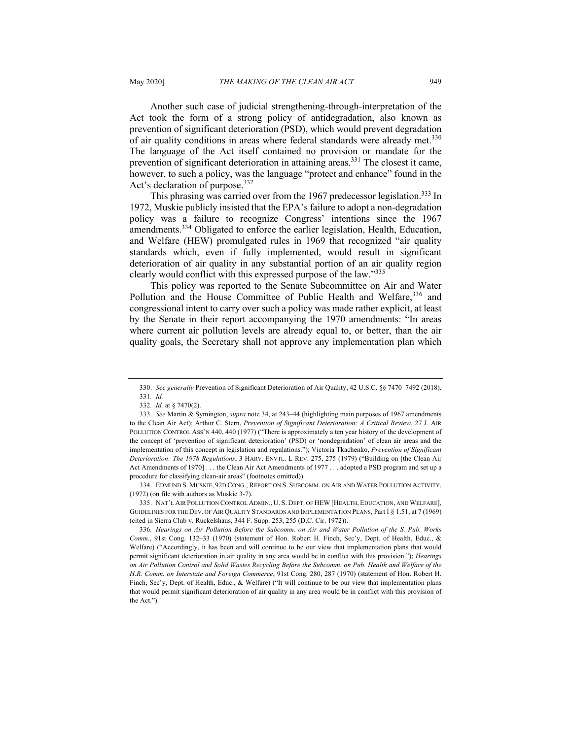Another such case of judicial strengthening-through-interpretation of the Act took the form of a strong policy of antidegradation, also known as prevention of significant deterioration (PSD), which would prevent degradation of air quality conditions in areas where federal standards were already met.[330] The language of the Act itself contained no provision or mandate for the prevention of significant deterioration in attaining areas.[331] The closest it came, however, to such a policy, was the language "protect and enhance" found in the Act's declaration of purpose.[332]

This phrasing was carried over from the 1967 predecessor legislation.[333] In 1972, Muskie publicly insisted that the EPA's failure to adopt a non-degradation policy was a failure to recognize Congress' intentions since the 1967 amendments.[334] Obligated to enforce the earlier legislation, Health, Education, and Welfare (HEW) promulgated rules in 1969 that recognized "air quality standards which, even if fully implemented, would result in significant deterioration of air quality in any substantial portion of an air quality region clearly would conflict with this expressed purpose of the law."[335]

This policy was reported to the Senate Subcommittee on Air and Water Pollution and the House Committee of Public Health and Welfare,[336] and congressional intent to carry over such a policy was made rather explicit, at least by the Senate in their report accompanying the 1970 amendments: "In areas where current air pollution levels are already equal to, or better, than the air quality goals, the Secretary shall not approve any implementation plan which

---

330. *See generally* Prevention of Significant Deterioration of Air Quality, 42 U.S.C. §§ 7470–7492 (2018).

331. *Id.*

332. *Id.* at § 7470(2).

333. *See* Martin & Symington, *supra* note 34, at 243–44 (highlighting main purposes of 1967 amendments to the Clean Air Act); Arthur C. Stern, *Prevention of Significant Deterioration: A Critical Review*, 27 J. AIR POLLUTION CONTROL ASS'N 440, 440 (1977) ("There is approximately a ten year history of the development of the concept of 'prevention of significant deterioration' (PSD) or 'nondegradation' of clean air areas and the implementation of this concept in legislation and regulations."); Victoria Tkachenko, *Prevention of Significant Deterioration: The 1978 Regulations*, 3 HARV. ENVTL. L REV. 275, 275 (1979) ("Building on [the Clean Air Act Amendments of 1970] . . . the Clean Air Act Amendments of 1977 . . . adopted a PSD program and set up a procedure for classifying clean-air areas" (footnotes omitted)).

334. EDMUND S. MUSKIE, 92D CONG., REPORT ON S. SUBCOMM. ON AIR AND WATER POLLUTION ACTIVITY, (1972) (on file with authors as Muskie 3-7).

335. NAT'L AIR POLLUTION CONTROL ADMIN., U. S. DEPT. OF HEW [HEALTH, EDUCATION, AND WELFARE], GUIDELINES FOR THE DEV. OF AIR QUALITY STANDARDS AND IMPLEMENTATION PLANS, Part I § 1.51, at 7 (1969) (cited in Sierra Club v. Ruckelshaus, 344 F. Supp. 253, 255 (D.C. Cir. 1972)).

336. *Hearings on Air Pollution Before the Subcomm. on Air and Water Pollution of the S. Pub. Works Comm.*, 91st Cong. 132–33 (1970) (statement of Hon. Robert H. Finch, Sec'y, Dept. of Health, Educ., & Welfare) ("Accordingly, it has been and will continue to be our view that implementation plans that would permit significant deterioration in air quality in any area would be in conflict with this provision."); *Hearings on Air Pollution Control and Solid Wastes Recycling Before the Subcomm. on Pub. Health and Welfare of the H.R. Comm. on Interstate and Foreign Commerce*, 91st Cong. 280, 287 (1970) (statement of Hon. Robert H. Finch, Sec'y, Dept. of Health, Educ., & Welfare) ("It will continue to be our view that implementation plans that would permit significant deterioration of air quality in any area would be in conflict with this provision of the Act.").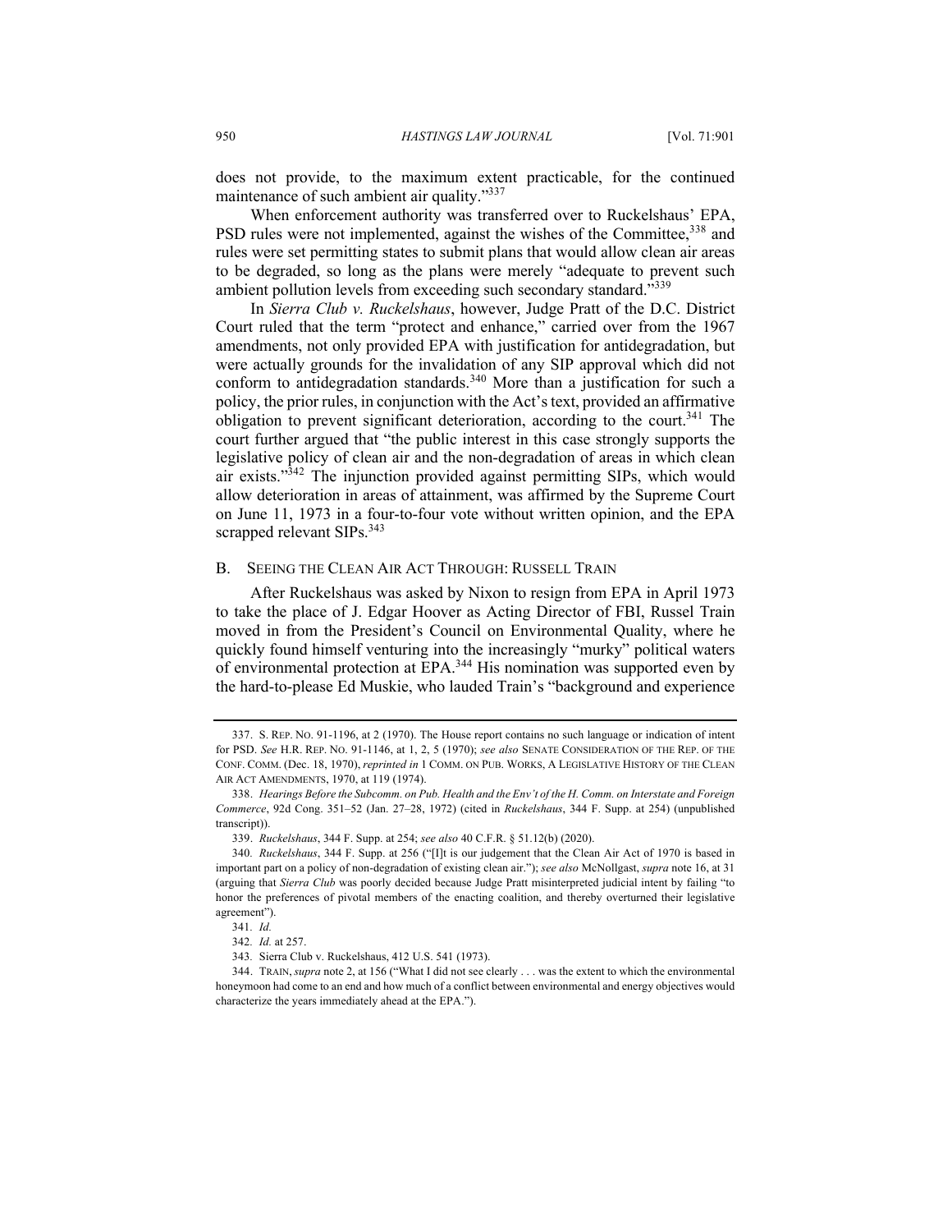does not provide, to the maximum extent practicable, for the continued maintenance of such ambient air quality."[337]

When enforcement authority was transferred over to Ruckelshaus' EPA, PSD rules were not implemented, against the wishes of the Committee,[338] and rules were set permitting states to submit plans that would allow clean air areas to be degraded, so long as the plans were merely "adequate to prevent such ambient pollution levels from exceeding such secondary standard."[339]

In *Sierra Club v. Ruckelshaus*, however, Judge Pratt of the D.C. District Court ruled that the term "protect and enhance," carried over from the 1967 amendments, not only provided EPA with justification for antidegradation, but were actually grounds for the invalidation of any SIP approval which did not conform to antidegradation standards.[340] More than a justification for such a policy, the prior rules, in conjunction with the Act's text, provided an affirmative obligation to prevent significant deterioration, according to the court.[341] The court further argued that "the public interest in this case strongly supports the legislative policy of clean air and the non-degradation of areas in which clean air exists."[342] The injunction provided against permitting SIPs, which would allow deterioration in areas of attainment, was affirmed by the Supreme Court on June 11, 1973 in a four-to-four vote without written opinion, and the EPA scrapped relevant SIPs.[343]

## B. Seeing the Clean Air Act Through: Russell Train

After Ruckelshaus was asked by Nixon to resign from EPA in April 1973 to take the place of J. Edgar Hoover as Acting Director of FBI, Russel Train moved in from the President's Council on Environmental Quality, where he quickly found himself venturing into the increasingly "murky" political waters of environmental protection at EPA.[344] His nomination was supported even by the hard-to-please Ed Muskie, who lauded Train's "background and experience

---

337. S. Rep. No. 91-1196, at 2 (1970). The House report contains no such language or indication of intent for PSD. *See* H.R. Rep. No. 91-1146, at 1, 2, 5 (1970); *see also* Senate Consideration of the Rep. of the Conf. Comm. (Dec. 18, 1970), *reprinted in* 1 Comm. on Pub. Works, A Legislative History of the Clean Air Act Amendments, 1970, at 119 (1974).

338. *Hearings Before the Subcomm. on Pub. Health and the Env't of the H. Comm. on Interstate and Foreign Commerce*, 92d Cong. 351–52 (Jan. 27–28, 1972) (cited in *Ruckelshaus*, 344 F. Supp. at 254) (unpublished transcript)).

339. *Ruckelshaus*, 344 F. Supp. at 254; *see also* 40 C.F.R. § 51.12(b) (2020).

340. *Ruckelshaus*, 344 F. Supp. at 256 ("[I]t is our judgement that the Clean Air Act of 1970 is based in important part on a policy of non-degradation of existing clean air."); *see also* McNollgast, *supra* note 16, at 31 (arguing that *Sierra Club* was poorly decided because Judge Pratt misinterpreted judicial intent by failing "to honor the preferences of pivotal members of the enacting coalition, and thereby overturned their legislative agreement").

341. *Id.*

342. *Id.* at 257.

343. Sierra Club v. Ruckelshaus, 412 U.S. 541 (1973).

344. Train, *supra* note 2, at 156 ("What I did not see clearly . . . was the extent to which the environmental honeymoon had come to an end and how much of a conflict between environmental and energy objectives would characterize the years immediately ahead at the EPA.").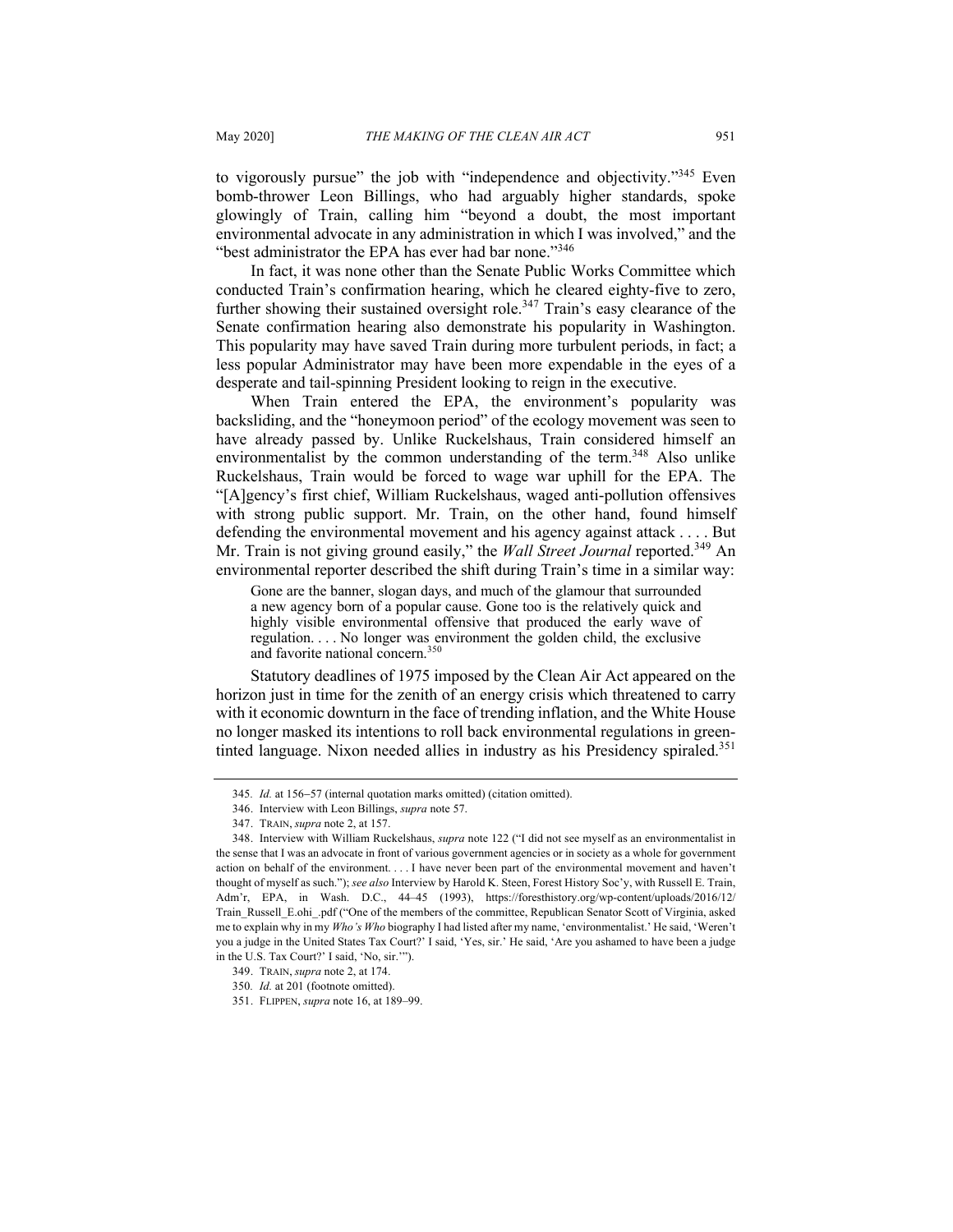to vigorously pursue" the job with "independence and objectivity."[345] Even bomb-thrower Leon Billings, who had arguably higher standards, spoke glowingly of Train, calling him "beyond a doubt, the most important environmental advocate in any administration in which I was involved," and the "best administrator the EPA has ever had bar none."[346]

In fact, it was none other than the Senate Public Works Committee which conducted Train's confirmation hearing, which he cleared eighty-five to zero, further showing their sustained oversight role.[347] Train's easy clearance of the Senate confirmation hearing also demonstrate his popularity in Washington. This popularity may have saved Train during more turbulent periods, in fact; a less popular Administrator may have been more expendable in the eyes of a desperate and tail-spinning President looking to reign in the executive.

When Train entered the EPA, the environment's popularity was backsliding, and the "honeymoon period" of the ecology movement was seen to have already passed by. Unlike Ruckelshaus, Train considered himself an environmentalist by the common understanding of the term.[348] Also unlike Ruckelshaus, Train would be forced to wage war uphill for the EPA. The "[A]gency's first chief, William Ruckelshaus, waged anti-pollution offensives with strong public support. Mr. Train, on the other hand, found himself defending the environmental movement and his agency against attack . . . . But Mr. Train is not giving ground easily," the *Wall Street Journal* reported.[349] An environmental reporter described the shift during Train's time in a similar way:

> Gone are the banner, slogan days, and much of the glamour that surrounded a new agency born of a popular cause. Gone too is the relatively quick and highly visible environmental offensive that produced the early wave of regulation. . . . No longer was environment the golden child, the exclusive and favorite national concern.[350]

Statutory deadlines of 1975 imposed by the Clean Air Act appeared on the horizon just in time for the zenith of an energy crisis which threatened to carry with it economic downturn in the face of trending inflation, and the White House no longer masked its intentions to roll back environmental regulations in green-tinted language. Nixon needed allies in industry as his Presidency spiraled.[351]

---

345. *Id.* at 156–57 (internal quotation marks omitted) (citation omitted).

346. Interview with Leon Billings, *supra* note 57.

347. TRAIN, *supra* note 2, at 157.

348. Interview with William Ruckelshaus, *supra* note 122 ("I did not see myself as an environmentalist in the sense that I was an advocate in front of various government agencies or in society as a whole for government action on behalf of the environment. . . . I have never been part of the environmental movement and haven't thought of myself as such."); *see also* Interview by Harold K. Steen, Forest History Soc'y, with Russell E. Train, Adm'r, EPA, in Wash. D.C., 44–45 (1993), https://foresthistory.org/wp-content/uploads/2016/12/Train_Russell_E.ohi_.pdf ("One of the members of the committee, Republican Senator Scott of Virginia, asked me to explain why in my *Who's Who* biography I had listed after my name, 'environmentalist.' He said, 'Weren't you a judge in the United States Tax Court?' I said, 'Yes, sir.' He said, 'Are you ashamed to have been a judge in the U.S. Tax Court?' I said, 'No, sir.'").

349. TRAIN, *supra* note 2, at 174.

350. *Id.* at 201 (footnote omitted).

351. FLIPPEN, *supra* note 16, at 189–99.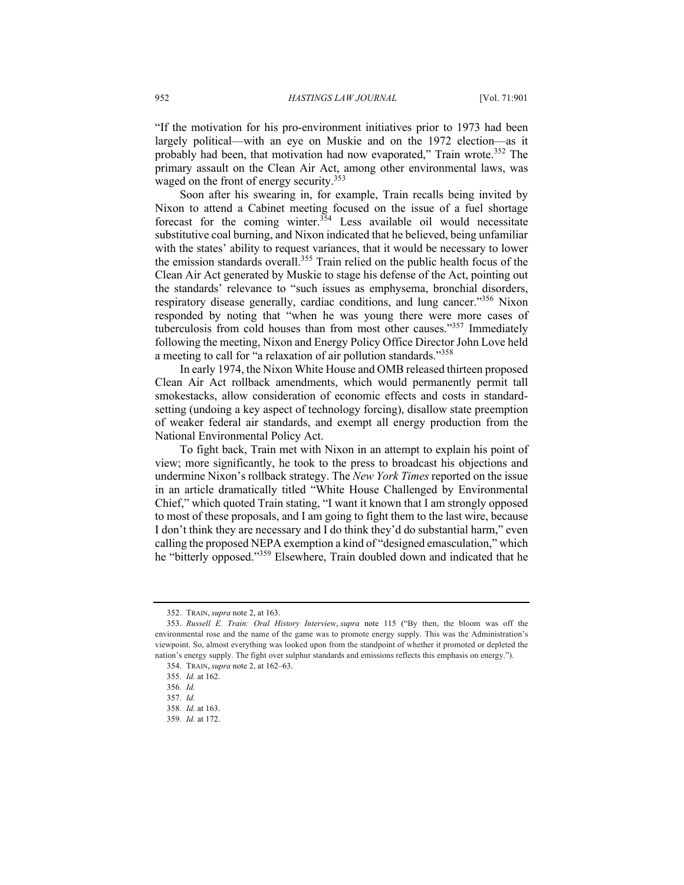"If the motivation for his pro-environment initiatives prior to 1973 had been largely political—with an eye on Muskie and on the 1972 election—as it probably had been, that motivation had now evaporated," Train wrote.[352] The primary assault on the Clean Air Act, among other environmental laws, was waged on the front of energy security.[353]

Soon after his swearing in, for example, Train recalls being invited by Nixon to attend a Cabinet meeting focused on the issue of a fuel shortage forecast for the coming winter.[354] Less available oil would necessitate substitutive coal burning, and Nixon indicated that he believed, being unfamiliar with the states' ability to request variances, that it would be necessary to lower the emission standards overall.[355] Train relied on the public health focus of the Clean Air Act generated by Muskie to stage his defense of the Act, pointing out the standards' relevance to "such issues as emphysema, bronchial disorders, respiratory disease generally, cardiac conditions, and lung cancer."[356] Nixon responded by noting that "when he was young there were more cases of tuberculosis from cold houses than from most other causes."[357] Immediately following the meeting, Nixon and Energy Policy Office Director John Love held a meeting to call for "a relaxation of air pollution standards."[358]

In early 1974, the Nixon White House and OMB released thirteen proposed Clean Air Act rollback amendments, which would permanently permit tall smokestacks, allow consideration of economic effects and costs in standard-setting (undoing a key aspect of technology forcing), disallow state preemption of weaker federal air standards, and exempt all energy production from the National Environmental Policy Act.

To fight back, Train met with Nixon in an attempt to explain his point of view; more significantly, he took to the press to broadcast his objections and undermine Nixon's rollback strategy. The *New York Times* reported on the issue in an article dramatically titled "White House Challenged by Environmental Chief," which quoted Train stating, "I want it known that I am strongly opposed to most of these proposals, and I am going to fight them to the last wire, because I don't think they are necessary and I do think they'd do substantial harm," even calling the proposed NEPA exemption a kind of "designed emasculation," which he "bitterly opposed."[359] Elsewhere, Train doubled down and indicated that he

---

352. TRAIN, *supra* note 2, at 163.

353. *Russell E. Train: Oral History Interview*, *supra* note 115 ("By then, the bloom was off the environmental rose and the name of the game was to promote energy supply. This was the Administration's viewpoint. So, almost everything was looked upon from the standpoint of whether it promoted or depleted the nation's energy supply. The fight over sulphur standards and emissions reflects this emphasis on energy.").

354. TRAIN, *supra* note 2, at 162–63.

355. *Id.* at 162.

356. *Id.*

357. *Id.*

358. *Id.* at 163.

359. *Id.* at 172.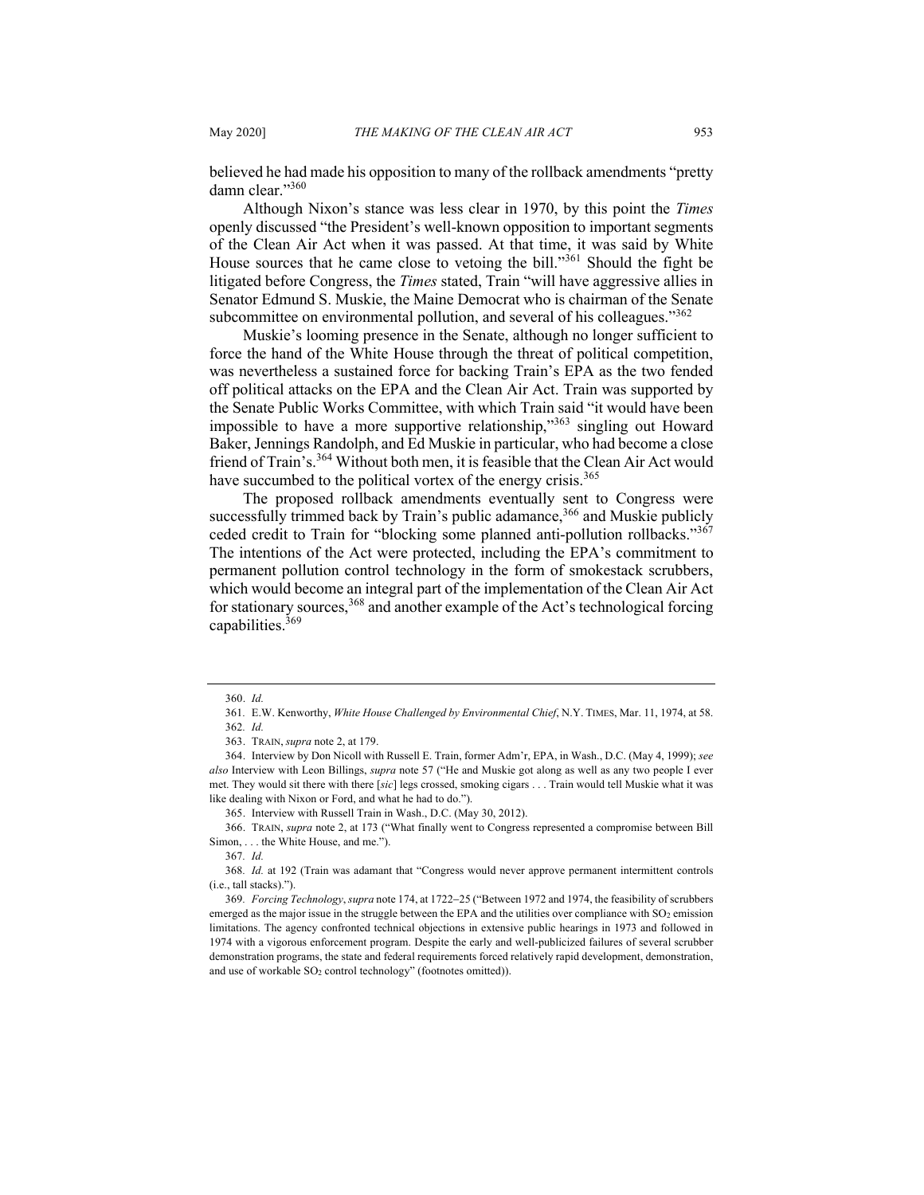believed he had made his opposition to many of the rollback amendments "pretty damn clear."[360]

Although Nixon's stance was less clear in 1970, by this point the *Times* openly discussed "the President's well-known opposition to important segments of the Clean Air Act when it was passed. At that time, it was said by White House sources that he came close to vetoing the bill."[361] Should the fight be litigated before Congress, the *Times* stated, Train "will have aggressive allies in Senator Edmund S. Muskie, the Maine Democrat who is chairman of the Senate subcommittee on environmental pollution, and several of his colleagues."[362]

Muskie's looming presence in the Senate, although no longer sufficient to force the hand of the White House through the threat of political competition, was nevertheless a sustained force for backing Train's EPA as the two fended off political attacks on the EPA and the Clean Air Act. Train was supported by the Senate Public Works Committee, with which Train said "it would have been impossible to have a more supportive relationship,"[363] singling out Howard Baker, Jennings Randolph, and Ed Muskie in particular, who had become a close friend of Train's.[364] Without both men, it is feasible that the Clean Air Act would have succumbed to the political vortex of the energy crisis.[365]

The proposed rollback amendments eventually sent to Congress were successfully trimmed back by Train's public adamance,[366] and Muskie publicly ceded credit to Train for "blocking some planned anti-pollution rollbacks."[367] The intentions of the Act were protected, including the EPA's commitment to permanent pollution control technology in the form of smokestack scrubbers, which would become an integral part of the implementation of the Clean Air Act for stationary sources,[368] and another example of the Act's technological forcing capabilities.[369]

---

360. *Id.*

361. E.W. Kenworthy, *White House Challenged by Environmental Chief*, N.Y. TIMES, Mar. 11, 1974, at 58.

362. *Id.*

363. TRAIN, *supra* note 2, at 179.

364. Interview by Don Nicoll with Russell E. Train, former Adm'r, EPA, in Wash., D.C. (May 4, 1999); *see also* Interview with Leon Billings, *supra* note 57 ("He and Muskie got along as well as any two people I ever met. They would sit there with there [*sic*] legs crossed, smoking cigars . . . Train would tell Muskie what it was like dealing with Nixon or Ford, and what he had to do.").

365. Interview with Russell Train in Wash., D.C. (May 30, 2012).

366. TRAIN, *supra* note 2, at 173 ("What finally went to Congress represented a compromise between Bill Simon, . . . the White House, and me.").

367. *Id.*

368. *Id.* at 192 (Train was adamant that "Congress would never approve permanent intermittent controls (i.e., tall stacks).").

369. *Forcing Technology*, *supra* note 174, at 1722–25 ("Between 1972 and 1974, the feasibility of scrubbers emerged as the major issue in the struggle between the EPA and the utilities over compliance with $SO_2$ emission limitations. The agency confronted technical objections in extensive public hearings in 1973 and followed in 1974 with a vigorous enforcement program. Despite the early and well-publicized failures of several scrubber demonstration programs, the state and federal requirements forced relatively rapid development, demonstration, and use of workable $SO_2$ control technology" (footnotes omitted)).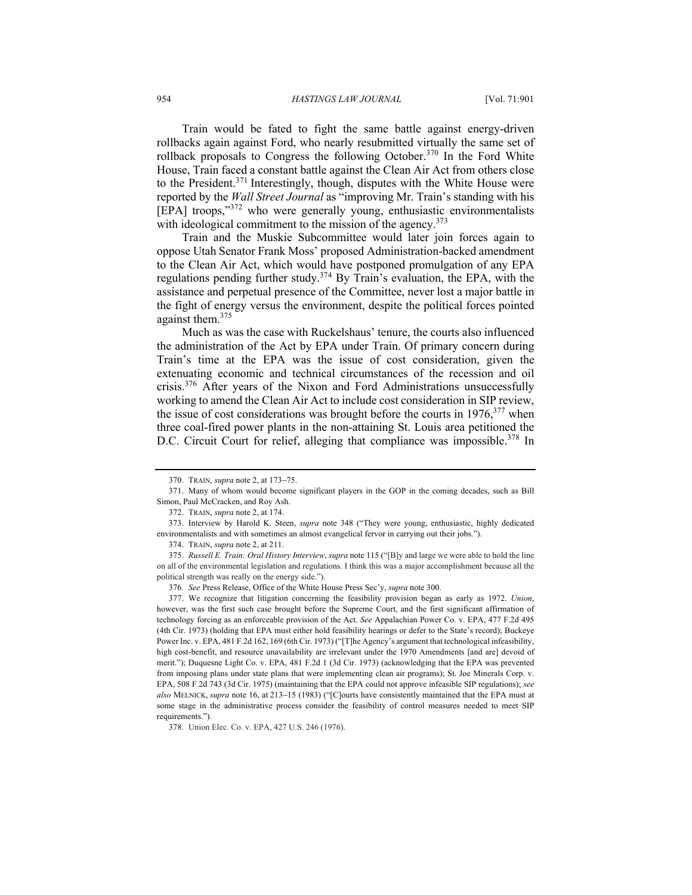Train would be fated to fight the same battle against energy-driven rollbacks again against Ford, who nearly resubmitted virtually the same set of rollback proposals to Congress the following October.[370] In the Ford White House, Train faced a constant battle against the Clean Air Act from others close to the President.[371] Interestingly, though, disputes with the White House were reported by the *Wall Street Journal* as "improving Mr. Train's standing with his [EPA] troops,"[372] who were generally young, enthusiastic environmentalists with ideological commitment to the mission of the agency.[373]

Train and the Muskie Subcommittee would later join forces again to oppose Utah Senator Frank Moss' proposed Administration-backed amendment to the Clean Air Act, which would have postponed promulgation of any EPA regulations pending further study.[374] By Train's evaluation, the EPA, with the assistance and perpetual presence of the Committee, never lost a major battle in the fight of energy versus the environment, despite the political forces pointed against them.[375]

Much as was the case with Ruckelshaus' tenure, the courts also influenced the administration of the Act by EPA under Train. Of primary concern during Train's time at the EPA was the issue of cost consideration, given the extenuating economic and technical circumstances of the recession and oil crisis.[376] After years of the Nixon and Ford Administrations unsuccessfully working to amend the Clean Air Act to include cost consideration in SIP review, the issue of cost considerations was brought before the courts in 1976,[377] when three coal-fired power plants in the non-attaining St. Louis area petitioned the D.C. Circuit Court for relief, alleging that compliance was impossible.[378] In

---

370. TRAIN, *supra* note 2, at 173–75.

371. Many of whom would become significant players in the GOP in the coming decades, such as Bill Simon, Paul McCracken, and Roy Ash.

372. TRAIN, *supra* note 2, at 174.

373. Interview by Harold K. Steen, *supra* note 348 ("They were young, enthusiastic, highly dedicated environmentalists and with sometimes an almost evangelical fervor in carrying out their jobs.").

374. TRAIN, *supra* note 2, at 211.

375. *Russell E. Train: Oral History Interview*, *supra* note 115 ("[B]y and large we were able to hold the line on all of the environmental legislation and regulations. I think this was a major accomplishment because all the political strength was really on the energy side.").

376. *See* Press Release, Office of the White House Press Sec'y, *supra* note 300.

377. We recognize that litigation concerning the feasibility provision began as early as 1972. *Union*, however, was the first such case brought before the Supreme Court, and the first significant affirmation of technology forcing as an enforceable provision of the Act. *See* Appalachian Power Co. v. EPA, 477 F.2d 495 (4th Cir. 1973) (holding that EPA must either hold feasibility hearings or defer to the State's record); Buckeye Power Inc. v. EPA, 481 F.2d 162, 169 (6th Cir. 1973) ("[T]he Agency's argument that technological infeasibility, high cost-benefit, and resource unavailability are irrelevant under the 1970 Amendments [and are] devoid of merit."); Duquesne Light Co. v. EPA, 481 F.2d 1 (3d Cir. 1973) (acknowledging that the EPA was prevented from imposing plans under state plans that were implementing clean air programs); St. Joe Minerals Corp. v. EPA, 508 F.2d 743 (3d Cir. 1975) (maintaining that the EPA could not approve infeasible SIP regulations); *see also* MELNICK, *supra* note 16, at 213–15 (1983) ("[C]ourts have consistently maintained that the EPA must at some stage in the administrative process consider the feasibility of control measures needed to meet SIP requirements.").

378. Union Elec. Co. v. EPA, 427 U.S. 246 (1976).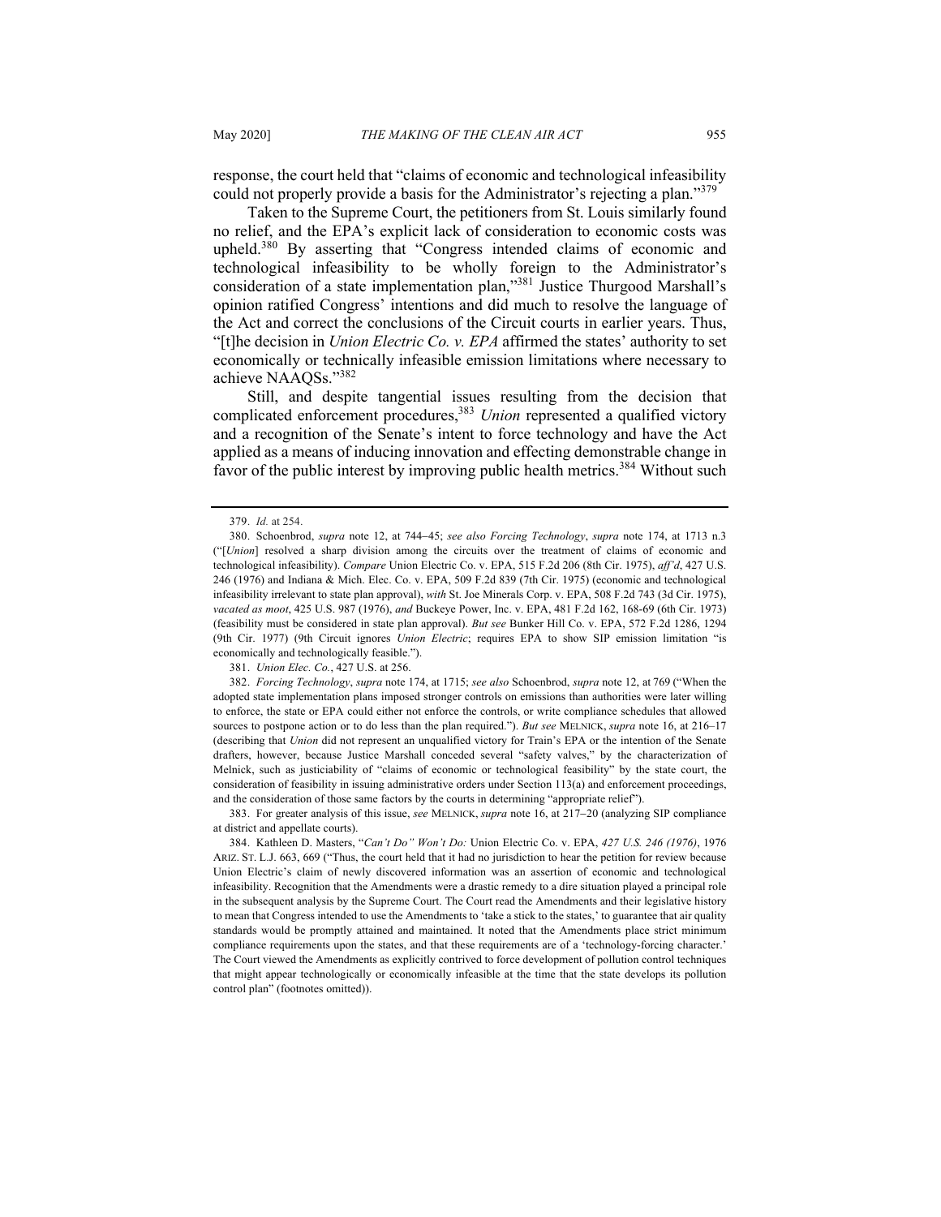response, the court held that "claims of economic and technological infeasibility could not properly provide a basis for the Administrator's rejecting a plan."[379]

Taken to the Supreme Court, the petitioners from St. Louis similarly found no relief, and the EPA's explicit lack of consideration to economic costs was upheld.[380] By asserting that "Congress intended claims of economic and technological infeasibility to be wholly foreign to the Administrator's consideration of a state implementation plan,"[381] Justice Thurgood Marshall's opinion ratified Congress' intentions and did much to resolve the language of the Act and correct the conclusions of the Circuit courts in earlier years. Thus, "[t]he decision in *Union Electric Co. v. EPA* affirmed the states' authority to set economically or technically infeasible emission limitations where necessary to achieve NAAQSs."[382]

Still, and despite tangential issues resulting from the decision that complicated enforcement procedures,[383] *Union* represented a qualified victory and a recognition of the Senate's intent to force technology and have the Act applied as a means of inducing innovation and effecting demonstrable change in favor of the public interest by improving public health metrics.[384] Without such

---

379. *Id.* at 254.

380. Schoenbrod, *supra* note 12, at 744–45; *see also Forcing Technology*, *supra* note 174, at 1713 n.3 ("[*Union*] resolved a sharp division among the circuits over the treatment of claims of economic and technological infeasibility). *Compare* Union Electric Co. v. EPA, 515 F.2d 206 (8th Cir. 1975), *aff'd*, 427 U.S. 246 (1976) and Indiana & Mich. Elec. Co. v. EPA, 509 F.2d 839 (7th Cir. 1975) (economic and technological infeasibility irrelevant to state plan approval), *with* St. Joe Minerals Corp. v. EPA, 508 F.2d 743 (3d Cir. 1975), *vacated as moot*, 425 U.S. 987 (1976), *and* Buckeye Power, Inc. v. EPA, 481 F.2d 162, 168-69 (6th Cir. 1973) (feasibility must be considered in state plan approval). *But see* Bunker Hill Co. v. EPA, 572 F.2d 1286, 1294 (9th Cir. 1977) (9th Circuit ignores *Union Electric*; requires EPA to show SIP emission limitation "is economically and technologically feasible.").

381. *Union Elec. Co.*, 427 U.S. at 256.

382. *Forcing Technology*, *supra* note 174, at 1715; *see also* Schoenbrod, *supra* note 12, at 769 ("When the adopted state implementation plans imposed stronger controls on emissions than authorities were later willing to enforce, the state or EPA could either not enforce the controls, or write compliance schedules that allowed sources to postpone action or to do less than the plan required."). *But see* MELNICK, *supra* note 16, at 216–17 (describing that *Union* did not represent an unqualified victory for Train's EPA or the intention of the Senate drafters, however, because Justice Marshall conceded several "safety valves," by the characterization of Melnick, such as justiciability of "claims of economic or technological feasibility" by the state court, the consideration of feasibility in issuing administrative orders under Section 113(a) and enforcement proceedings, and the consideration of those same factors by the courts in determining "appropriate relief").

383. For greater analysis of this issue, *see* MELNICK, *supra* note 16, at 217–20 (analyzing SIP compliance at district and appellate courts).

384. Kathleen D. Masters, "*Can't Do" Won't Do:* Union Electric Co. v. EPA, *427 U.S. 246 (1976)*, 1976 ARIZ. ST. L.J. 663, 669 ("Thus, the court held that it had no jurisdiction to hear the petition for review because Union Electric's claim of newly discovered information was an assertion of economic and technological infeasibility. Recognition that the Amendments were a drastic remedy to a dire situation played a principal role in the subsequent analysis by the Supreme Court. The Court read the Amendments and their legislative history to mean that Congress intended to use the Amendments to 'take a stick to the states,' to guarantee that air quality standards would be promptly attained and maintained. It noted that the Amendments place strict minimum compliance requirements upon the states, and that these requirements are of a 'technology-forcing character.' The Court viewed the Amendments as explicitly contrived to force development of pollution control techniques that might appear technologically or economically infeasible at the time that the state develops its pollution control plan" (footnotes omitted)).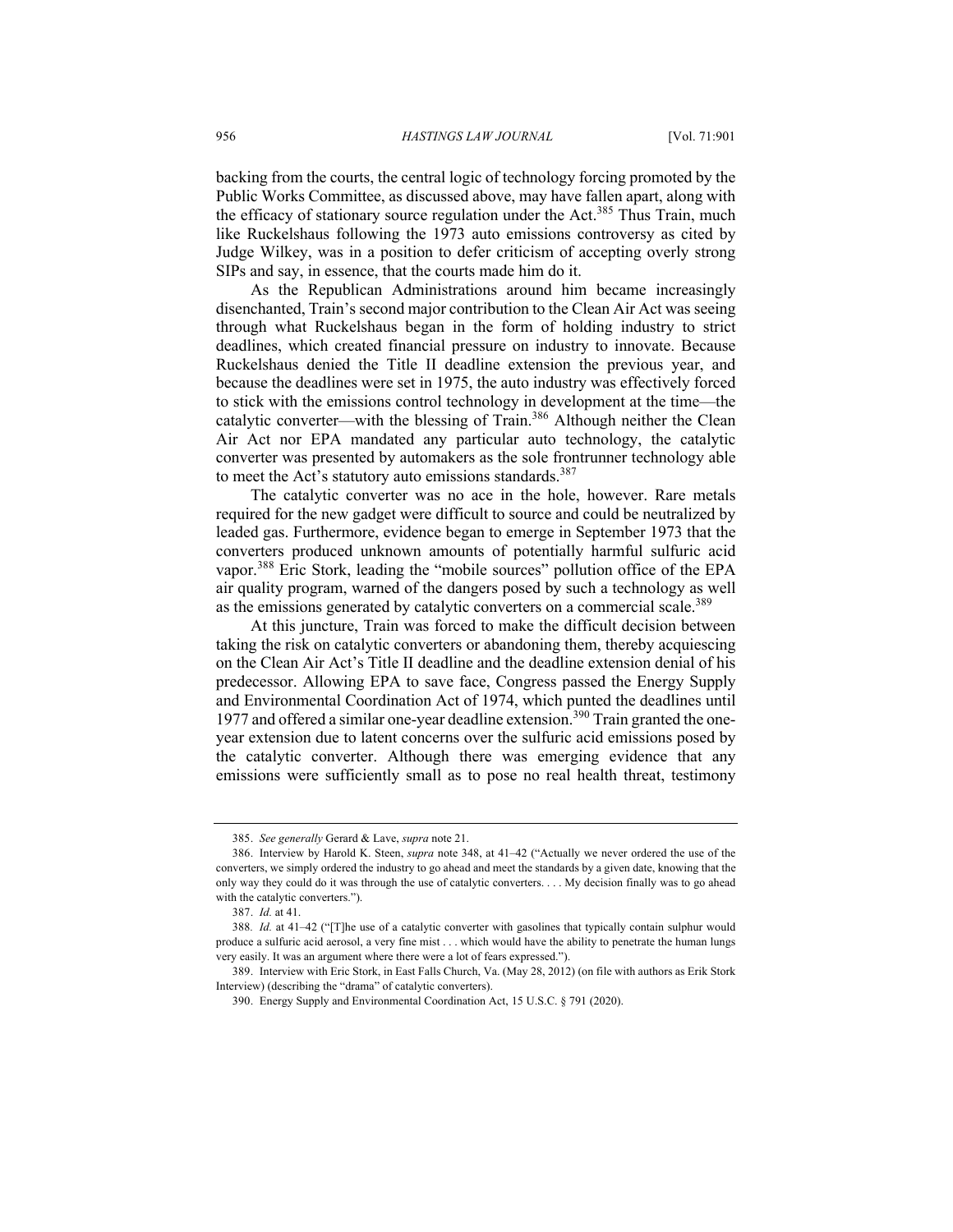backing from the courts, the central logic of technology forcing promoted by the Public Works Committee, as discussed above, may have fallen apart, along with the efficacy of stationary source regulation under the Act.[385] Thus Train, much like Ruckelshaus following the 1973 auto emissions controversy as cited by Judge Wilkey, was in a position to defer criticism of accepting overly strong SIPs and say, in essence, that the courts made him do it.

As the Republican Administrations around him became increasingly disenchanted, Train's second major contribution to the Clean Air Act was seeing through what Ruckelshaus began in the form of holding industry to strict deadlines, which created financial pressure on industry to innovate. Because Ruckelshaus denied the Title II deadline extension the previous year, and because the deadlines were set in 1975, the auto industry was effectively forced to stick with the emissions control technology in development at the time—the catalytic converter—with the blessing of Train.[386] Although neither the Clean Air Act nor EPA mandated any particular auto technology, the catalytic converter was presented by automakers as the sole frontrunner technology able to meet the Act's statutory auto emissions standards.[387]

The catalytic converter was no ace in the hole, however. Rare metals required for the new gadget were difficult to source and could be neutralized by leaded gas. Furthermore, evidence began to emerge in September 1973 that the converters produced unknown amounts of potentially harmful sulfuric acid vapor.[388] Eric Stork, leading the "mobile sources" pollution office of the EPA air quality program, warned of the dangers posed by such a technology as well as the emissions generated by catalytic converters on a commercial scale.[389]

At this juncture, Train was forced to make the difficult decision between taking the risk on catalytic converters or abandoning them, thereby acquiescing on the Clean Air Act's Title II deadline and the deadline extension denial of his predecessor. Allowing EPA to save face, Congress passed the Energy Supply and Environmental Coordination Act of 1974, which punted the deadlines until 1977 and offered a similar one-year deadline extension.[390] Train granted the one-year extension due to latent concerns over the sulfuric acid emissions posed by the catalytic converter. Although there was emerging evidence that any emissions were sufficiently small as to pose no real health threat, testimony

---

385. *See generally* Gerard & Lave, *supra* note 21.

386. Interview by Harold K. Steen, *supra* note 348, at 41–42 ("Actually we never ordered the use of the converters, we simply ordered the industry to go ahead and meet the standards by a given date, knowing that the only way they could do it was through the use of catalytic converters. . . . My decision finally was to go ahead with the catalytic converters.").

387. *Id.* at 41.

388. *Id.* at 41–42 ("[T]he use of a catalytic converter with gasolines that typically contain sulphur would produce a sulfuric acid aerosol, a very fine mist . . . which would have the ability to penetrate the human lungs very easily. It was an argument where there were a lot of fears expressed.").

389. Interview with Eric Stork, in East Falls Church, Va. (May 28, 2012) (on file with authors as Erik Stork Interview) (describing the "drama" of catalytic converters).

390. Energy Supply and Environmental Coordination Act, 15 U.S.C. § 791 (2020).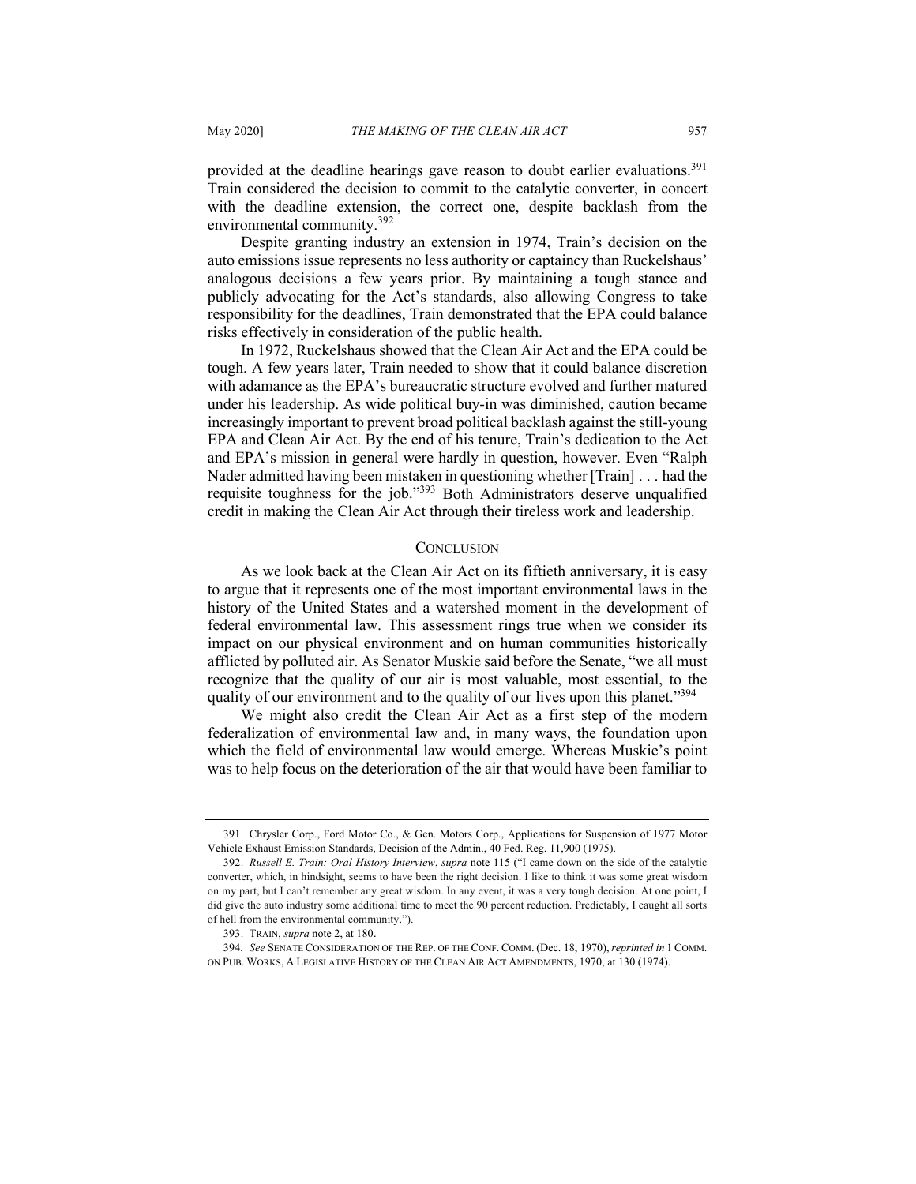provided at the deadline hearings gave reason to doubt earlier evaluations.[391] Train considered the decision to commit to the catalytic converter, in concert with the deadline extension, the correct one, despite backlash from the environmental community.[392]

Despite granting industry an extension in 1974, Train's decision on the auto emissions issue represents no less authority or captaincy than Ruckelshaus' analogous decisions a few years prior. By maintaining a tough stance and publicly advocating for the Act's standards, also allowing Congress to take responsibility for the deadlines, Train demonstrated that the EPA could balance risks effectively in consideration of the public health.

In 1972, Ruckelshaus showed that the Clean Air Act and the EPA could be tough. A few years later, Train needed to show that it could balance discretion with adamance as the EPA's bureaucratic structure evolved and further matured under his leadership. As wide political buy-in was diminished, caution became increasingly important to prevent broad political backlash against the still-young EPA and Clean Air Act. By the end of his tenure, Train's dedication to the Act and EPA's mission in general were hardly in question, however. Even "Ralph Nader admitted having been mistaken in questioning whether [Train] . . . had the requisite toughness for the job."[393] Both Administrators deserve unqualified credit in making the Clean Air Act through their tireless work and leadership.

## CONCLUSION

As we look back at the Clean Air Act on its fiftieth anniversary, it is easy to argue that it represents one of the most important environmental laws in the history of the United States and a watershed moment in the development of federal environmental law. This assessment rings true when we consider its impact on our physical environment and on human communities historically afflicted by polluted air. As Senator Muskie said before the Senate, "we all must recognize that the quality of our air is most valuable, most essential, to the quality of our environment and to the quality of our lives upon this planet."[394]

We might also credit the Clean Air Act as a first step of the modern federalization of environmental law and, in many ways, the foundation upon which the field of environmental law would emerge. Whereas Muskie's point was to help focus on the deterioration of the air that would have been familiar to

---

391. Chrysler Corp., Ford Motor Co., & Gen. Motors Corp., Applications for Suspension of 1977 Motor Vehicle Exhaust Emission Standards, Decision of the Admin., 40 Fed. Reg. 11,900 (1975).

392. *Russell E. Train: Oral History Interview*, *supra* note 115 ("I came down on the side of the catalytic converter, which, in hindsight, seems to have been the right decision. I like to think it was some great wisdom on my part, but I can't remember any great wisdom. In any event, it was a very tough decision. At one point, I did give the auto industry some additional time to meet the 90 percent reduction. Predictably, I caught all sorts of hell from the environmental community.").

393. TRAIN, *supra* note 2, at 180.

394. *See* SENATE CONSIDERATION OF THE REP. OF THE CONF. COMM. (Dec. 18, 1970), *reprinted in* 1 COMM. ON PUB. WORKS, A LEGISLATIVE HISTORY OF THE CLEAN AIR ACT AMENDMENTS, 1970, at 130 (1974).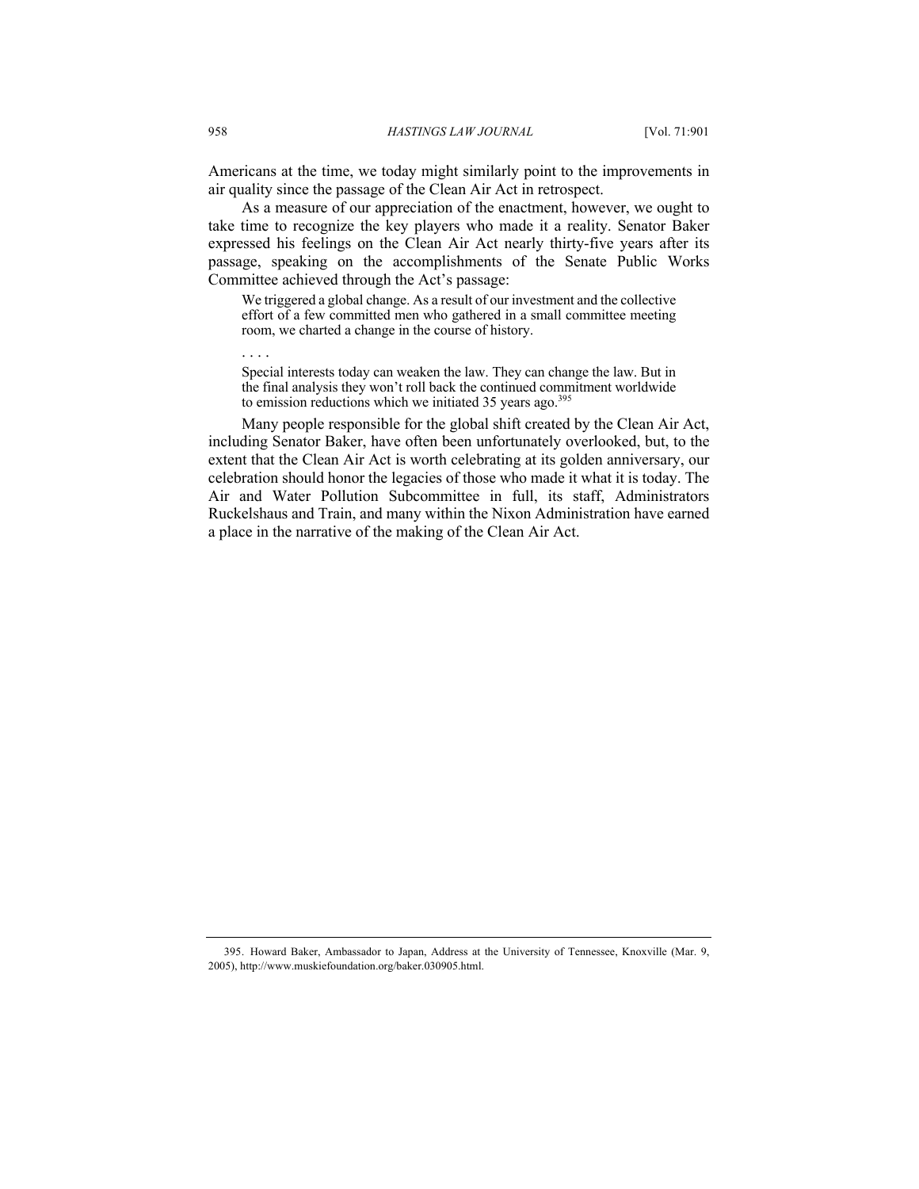Americans at the time, we today might similarly point to the improvements in air quality since the passage of the Clean Air Act in retrospect.

As a measure of our appreciation of the enactment, however, we ought to take time to recognize the key players who made it a reality. Senator Baker expressed his feelings on the Clean Air Act nearly thirty-five years after its passage, speaking on the accomplishments of the Senate Public Works Committee achieved through the Act's passage:

> We triggered a global change. As a result of our investment and the collective effort of a few committed men who gathered in a small committee meeting room, we charted a change in the course of history.
>
> . . . .
>
> Special interests today can weaken the law. They can change the law. But in the final analysis they won't roll back the continued commitment worldwide to emission reductions which we initiated 35 years ago.[395]

Many people responsible for the global shift created by the Clean Air Act, including Senator Baker, have often been unfortunately overlooked, but, to the extent that the Clean Air Act is worth celebrating at its golden anniversary, our celebration should honor the legacies of those who made it what it is today. The Air and Water Pollution Subcommittee in full, its staff, Administrators Ruckelshaus and Train, and many within the Nixon Administration have earned a place in the narrative of the making of the Clean Air Act.

---

395. Howard Baker, Ambassador to Japan, Address at the University of Tennessee, Knoxville (Mar. 9, 2005), http://www.muskiefoundation.org/baker.030905.html.